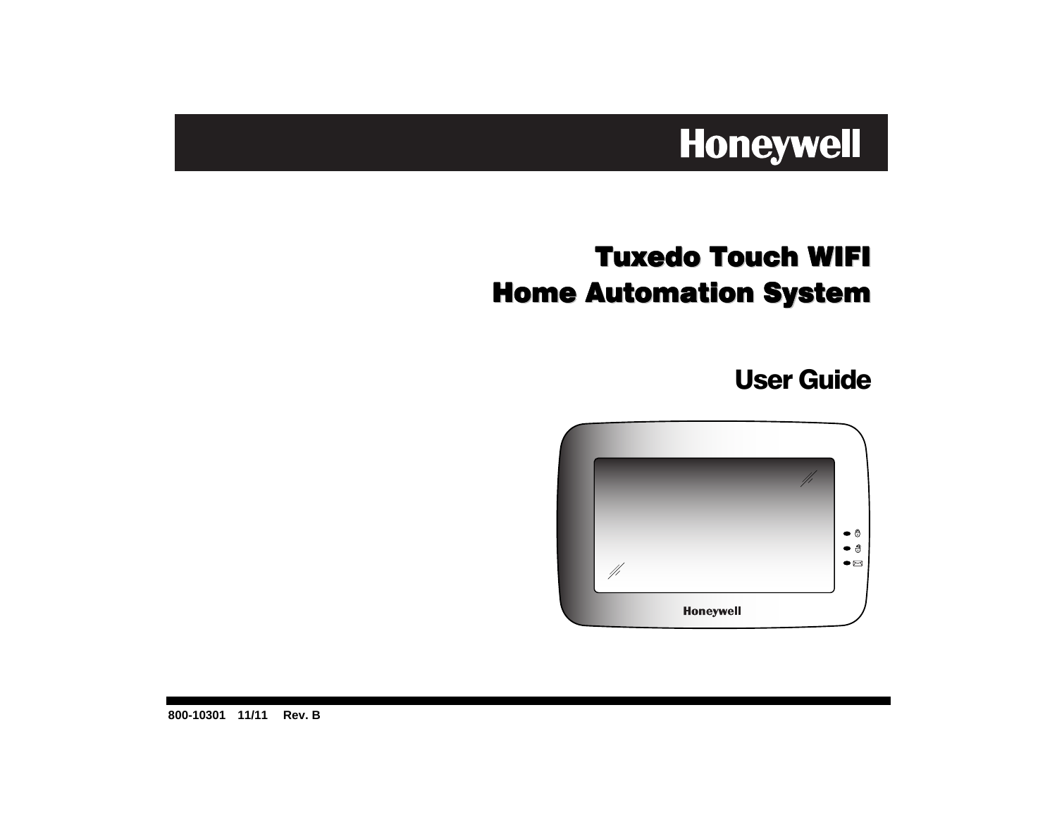Honeywell

# Tuxedo Touch WIFI Home Automation System

## User Guide

800-10301 11/11 Rev. B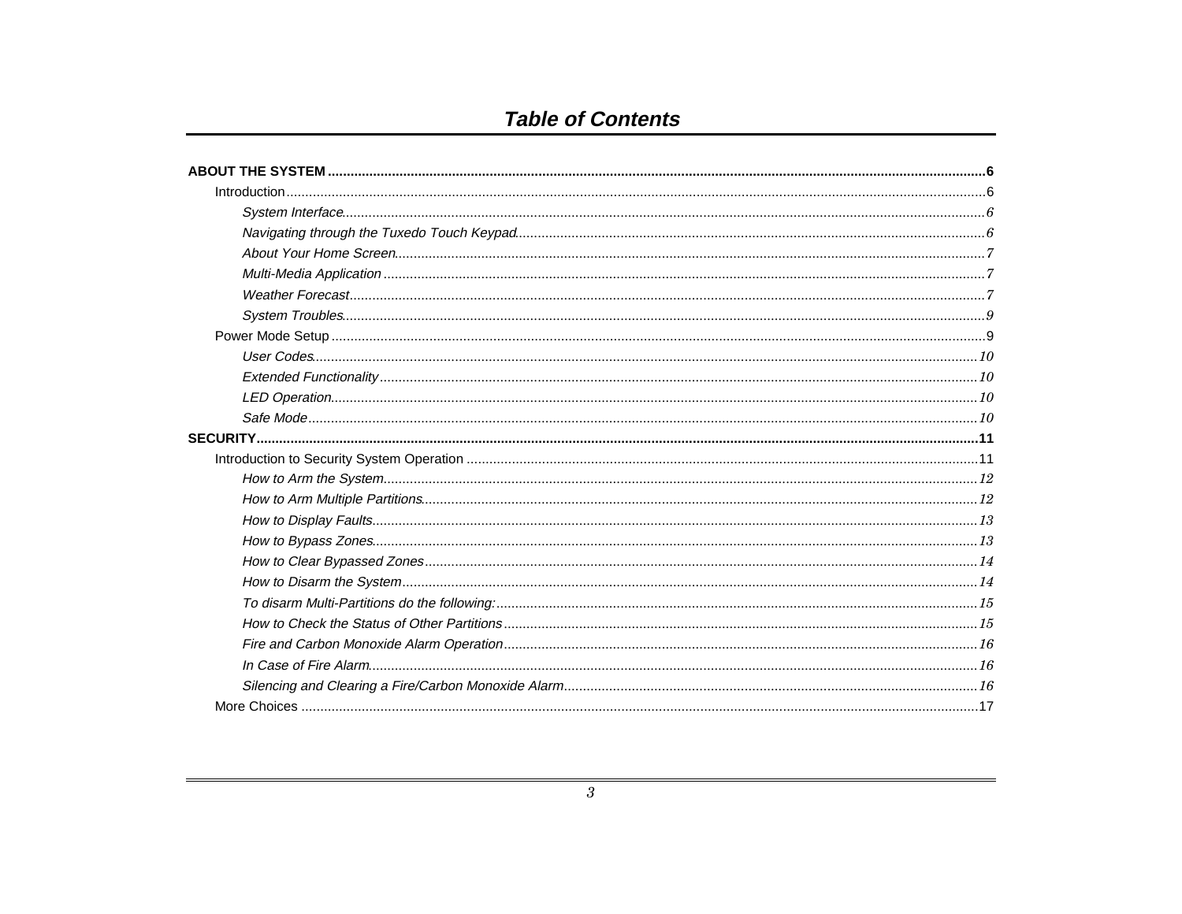# *Table of Contents*

**ABOUT THE SYSTEM ......................................................................................................................................................6**

Introduction ......................................................................................................................................................6

*System Interface*......................................................................................................................................................6

*Navigating through the Tuxedo Touch Keypad*......................................................................................................6

*About Your Home Screen*......................................................................................................................................7

*Multi-Media Application* ......................................................................................................................................7

*Weather Forecast*......................................................................................................................................................7

*System Troubles*......................................................................................................................................................9

Power Mode Setup ......................................................................................................................................................9

*User Codes*......................................................................................................................................................10

*Extended Functionality*......................................................................................................................................10

*LED Operation*......................................................................................................................................................10

*Safe Mode*......................................................................................................................................................10

**SECURITY......................................................................................................................................................11**

Introduction to Security System Operation ......................................................................................................11

*How to Arm the System*......................................................................................................................................12

*How to Arm Multiple Partitions*......................................................................................................................12

*How to Display Faults*......................................................................................................................................13

*How to Bypass Zones*......................................................................................................................................13

*How to Clear Bypassed Zones*......................................................................................................................14

*How to Disarm the System*......................................................................................................................................14

*To disarm Multi-Partitions do the following:*......................................................................................................15

*How to Check the Status of Other Partitions*......................................................................................................15

*Fire and Carbon Monoxide Alarm Operation*......................................................................................................16

*In Case of Fire Alarm*......................................................................................................................................16

*Silencing and Clearing a Fire/Carbon Monoxide Alarm*......................................................................................16

More Choices ......................................................................................................................................................17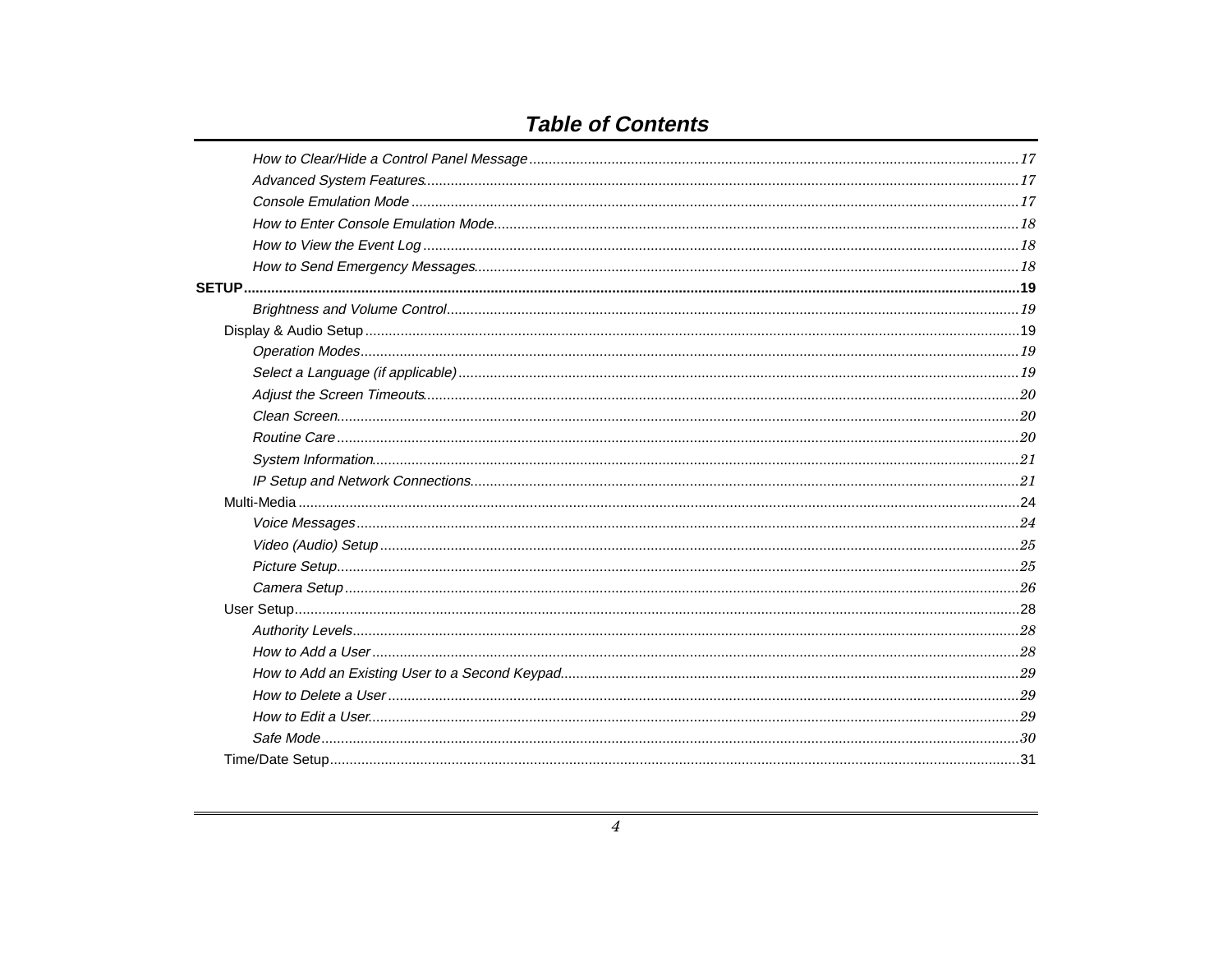# Table of Contents

*How to Clear/Hide a Control Panel Message* ........ *17*
*Advanced System Features* ........ *17*
*Console Emulation Mode* ........ *17*
*How to Enter Console Emulation Mode* ........ *18*
*How to View the Event Log* ........ *18*
*How to Send Emergency Messages* ........ *18*

**SETUP** ........ **19**

*Brightness and Volume Control* ........ *19*

Display & Audio Setup ........ 19

*Operation Modes* ........ *19*
*Select a Language (if applicable)* ........ *19*
*Adjust the Screen Timeouts* ........ *20*
*Clean Screen* ........ *20*
*Routine Care* ........ *20*
*System Information* ........ *21*
*IP Setup and Network Connections* ........ *21*

Multi-Media ........ 24

*Voice Messages* ........ *24*
*Video (Audio) Setup* ........ *25*
*Picture Setup* ........ *25*
*Camera Setup* ........ *26*

User Setup ........ 28

*Authority Levels* ........ *28*
*How to Add a User* ........ *28*
*How to Add an Existing User to a Second Keypad* ........ *29*
*How to Delete a User* ........ *29*
*How to Edit a User* ........ *29*
*Safe Mode* ........ *30*

Time/Date Setup ........ 31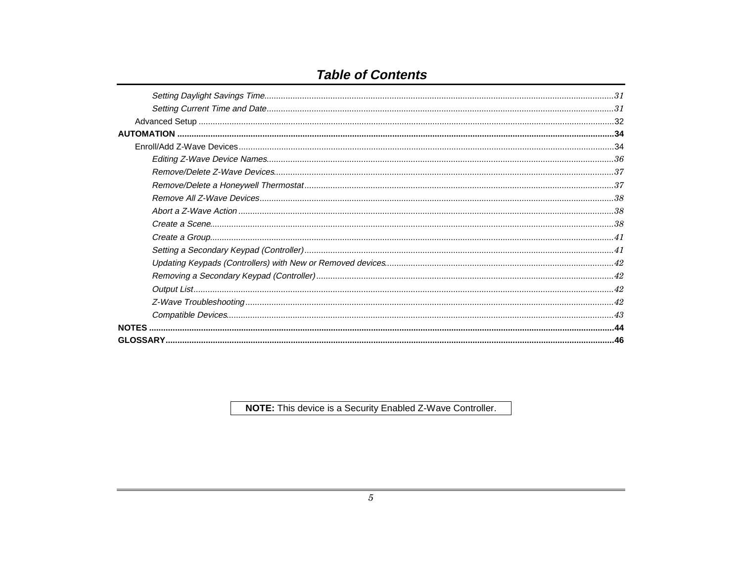## Table of Contents

- *Setting Daylight Savings Time* ............ *31*
- *Setting Current Time and Date* ............ *31*
- Advanced Setup ............ 32

**AUTOMATION ............ 34**

- Enroll/Add Z-Wave Devices ............ 34
  - *Editing Z-Wave Device Names* ............ *36*
  - *Remove/Delete Z-Wave Devices* ............ *37*
  - *Remove/Delete a Honeywell Thermostat* ............ *37*
  - *Remove All Z-Wave Devices* ............ *38*
  - *Abort a Z-Wave Action* ............ *38*
  - *Create a Scene* ............ *38*
  - *Create a Group* ............ *41*
  - *Setting a Secondary Keypad (Controller)* ............ *41*
  - *Updating Keypads (Controllers) with New or Removed devices* ............ *42*
  - *Removing a Secondary Keypad (Controller)* ............ *42*
  - *Output List* ............ *42*
  - *Z-Wave Troubleshooting* ............ *42*
  - *Compatible Devices* ............ *43*

**NOTES ............ 44**

**GLOSSARY ............ 46**

**NOTE:** This device is a Security Enabled Z-Wave Controller.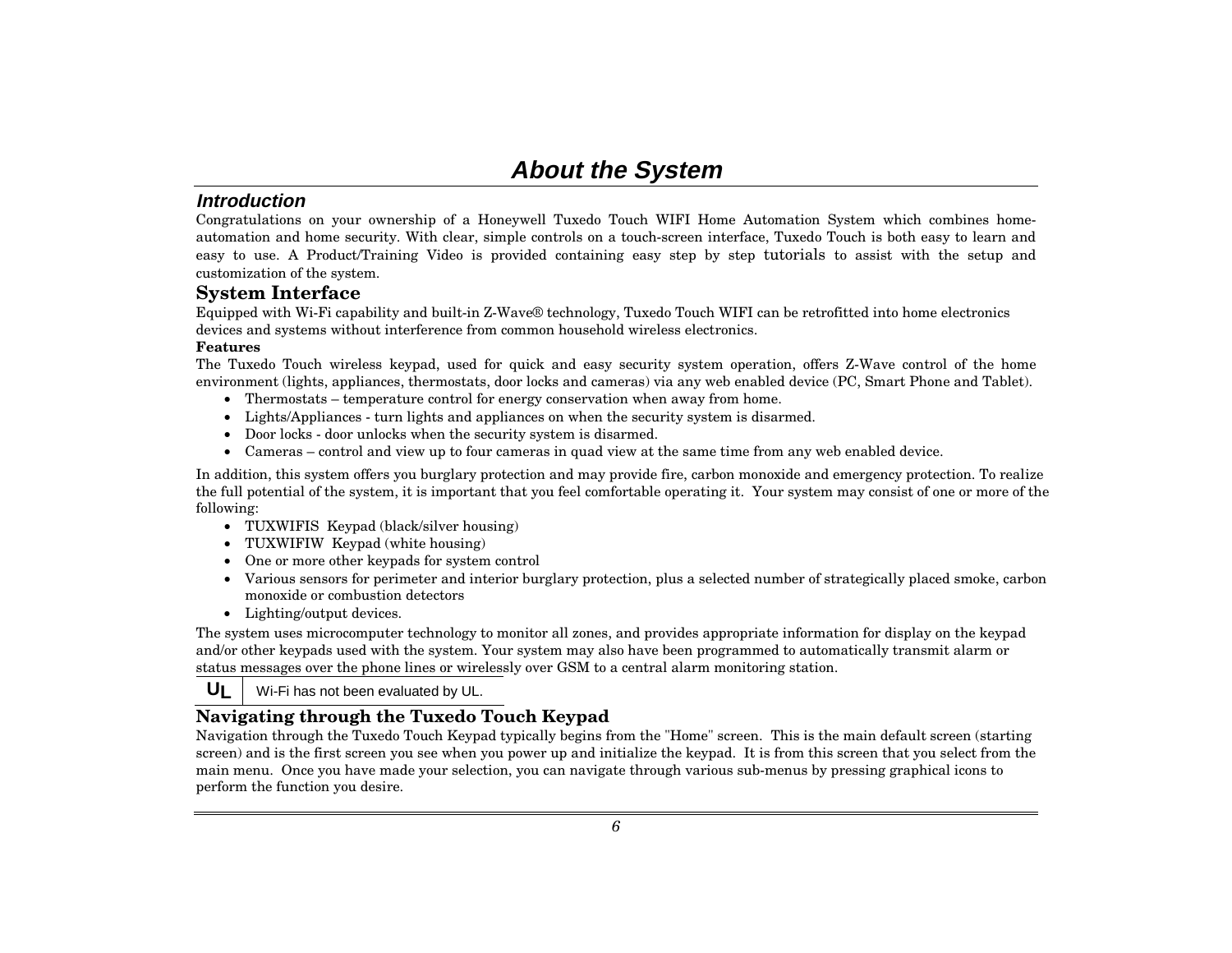# About the System

## *Introduction*

Congratulations on your ownership of a Honeywell Tuxedo Touch WIFI Home Automation System which combines home-automation and home security. With clear, simple controls on a touch-screen interface, Tuxedo Touch is both easy to learn and easy to use. A Product/Training Video is provided containing easy step by step tutorials to assist with the setup and customization of the system.

## System Interface

Equipped with Wi-Fi capability and built-in Z-Wave® technology, Tuxedo Touch WIFI can be retrofitted into home electronics devices and systems without interference from common household wireless electronics.

**Features**

The Tuxedo Touch wireless keypad, used for quick and easy security system operation, offers Z-Wave control of the home environment (lights, appliances, thermostats, door locks and cameras) via any web enabled device (PC, Smart Phone and Tablet).

- Thermostats – temperature control for energy conservation when away from home.
- Lights/Appliances - turn lights and appliances on when the security system is disarmed.
- Door locks - door unlocks when the security system is disarmed.
- Cameras – control and view up to four cameras in quad view at the same time from any web enabled device.

In addition, this system offers you burglary protection and may provide fire, carbon monoxide and emergency protection. To realize the full potential of the system, it is important that you feel comfortable operating it. Your system may consist of one or more of the following:

- TUXWIFIS Keypad (black/silver housing)
- TUXWIFIW Keypad (white housing)
- One or more other keypads for system control
- Various sensors for perimeter and interior burglary protection, plus a selected number of strategically placed smoke, carbon monoxide or combustion detectors
- Lighting/output devices.

The system uses microcomputer technology to monitor all zones, and provides appropriate information for display on the keypad and/or other keypads used with the system. Your system may also have been programmed to automatically transmit alarm or status messages over the phone lines or wirelessly over GSM to a central alarm monitoring station.

| UL | Wi-Fi has not been evaluated by UL. |
|---|---|

## Navigating through the Tuxedo Touch Keypad

Navigation through the Tuxedo Touch Keypad typically begins from the "Home" screen. This is the main default screen (starting screen) and is the first screen you see when you power up and initialize the keypad. It is from this screen that you select from the main menu. Once you have made your selection, you can navigate through various sub-menus by pressing graphical icons to perform the function you desire.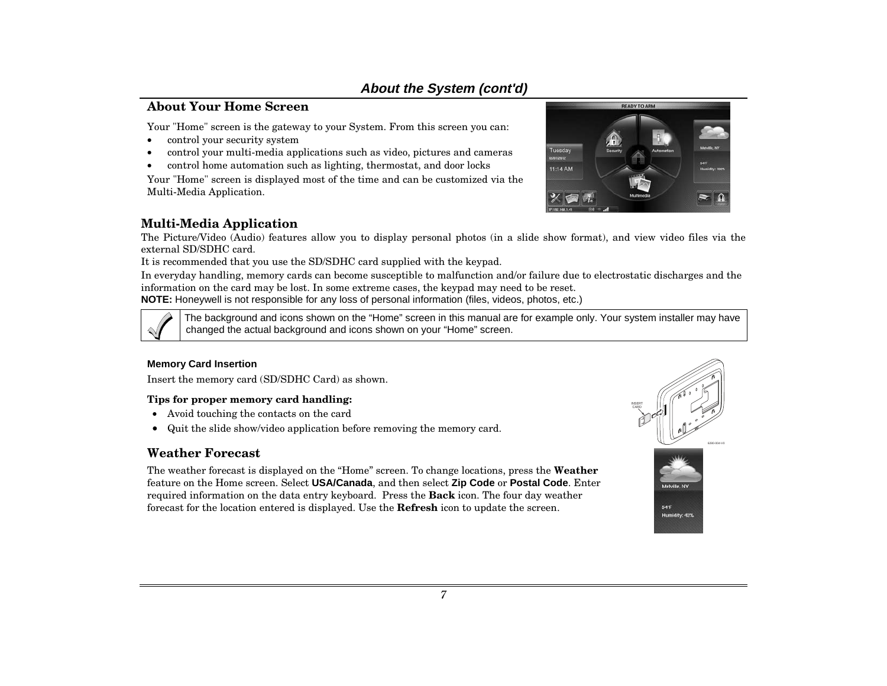## About the System (cont'd)

### About Your Home Screen

Your "Home" screen is the gateway to your System. From this screen you can:

- control your security system
- control your multi-media applications such as video, pictures and cameras
- control home automation such as lighting, thermostat, and door locks

Your "Home" screen is displayed most of the time and can be customized via the Multi-Media Application.

### Multi-Media Application

The Picture/Video (Audio) features allow you to display personal photos (in a slide show format), and view video files via the external SD/SDHC card.

It is recommended that you use the SD/SDHC card supplied with the keypad.

In everyday handling, memory cards can become susceptible to malfunction and/or failure due to electrostatic discharges and the information on the card may be lost. In some extreme cases, the keypad may need to be reset.

**NOTE:** Honeywell is not responsible for any loss of personal information (files, videos, photos, etc.)

| | |
|---|---|
| ✓ | The background and icons shown on the "Home" screen in this manual are for example only. Your system installer may have changed the actual background and icons shown on your "Home" screen. |

#### Memory Card Insertion

Insert the memory card (SD/SDHC Card) as shown.

**Tips for proper memory card handling:**

- Avoid touching the contacts on the card
- Quit the slide show/video application before removing the memory card.

### Weather Forecast

The weather forecast is displayed on the "Home" screen. To change locations, press the **Weather** feature on the Home screen. Select **USA/Canada**, and then select **Zip Code** or **Postal Code**. Enter required information on the data entry keyboard. Press the **Back** icon. The four day weather forecast for the location entered is displayed. Use the **Refresh** icon to update the screen.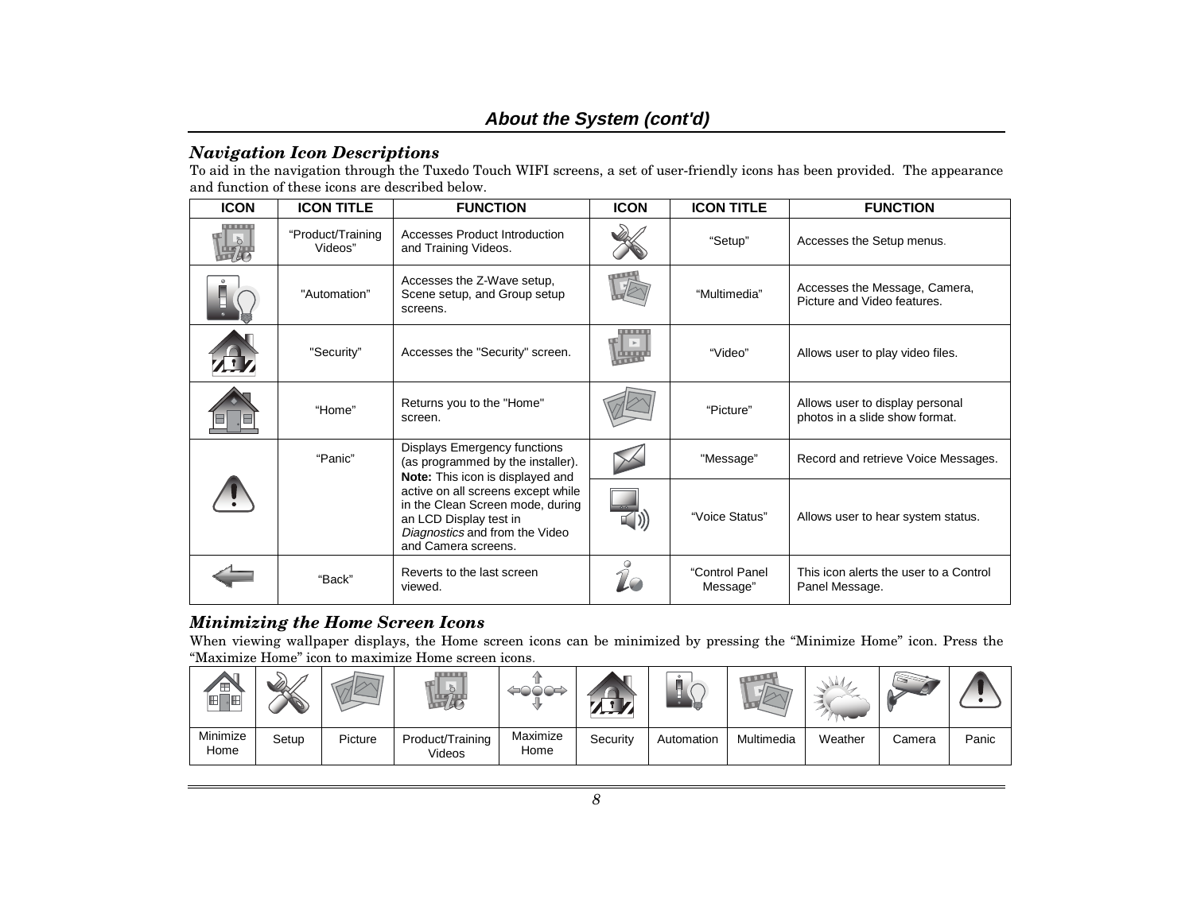## About the System (cont'd)

### *Navigation Icon Descriptions*

To aid in the navigation through the Tuxedo Touch WIFI screens, a set of user-friendly icons has been provided. The appearance and function of these icons are described below.

| ICON | ICON TITLE | FUNCTION | ICON | ICON TITLE | FUNCTION |
|---|---|---|---|---|---|
| | "Product/Training Videos" | Accesses Product Introduction and Training Videos. | | "Setup" | Accesses the Setup menus. |
| | "Automation" | Accesses the Z-Wave setup, Scene setup, and Group setup screens. | | "Multimedia" | Accesses the Message, Camera, Picture and Video features. |
| | "Security" | Accesses the "Security" screen. | | "Video" | Allows user to play video files. |
| | "Home" | Returns you to the "Home" screen. | | "Picture" | Allows user to display personal photos in a slide show format. |
| | "Panic" | Displays Emergency functions (as programmed by the installer). **Note:** This icon is displayed and active on all screens except while in the Clean Screen mode, during an LCD Display test in *Diagnostics* and from the Video and Camera screens. | | "Message" | Record and retrieve Voice Messages. |
| | | | | "Voice Status" | Allows user to hear system status. |
| | "Back" | Reverts to the last screen viewed. | | "Control Panel Message" | This icon alerts the user to a Control Panel Message. |

### *Minimizing the Home Screen Icons*

When viewing wallpaper displays, the Home screen icons can be minimized by pressing the "Minimize Home" icon. Press the "Maximize Home" icon to maximize Home screen icons.

| | | | | | | | | | | |
|---|---|---|---|---|---|---|---|---|---|---|
| Minimize Home | Setup | Picture | Product/Training Videos | Maximize Home | Security | Automation | Multimedia | Weather | Camera | Panic |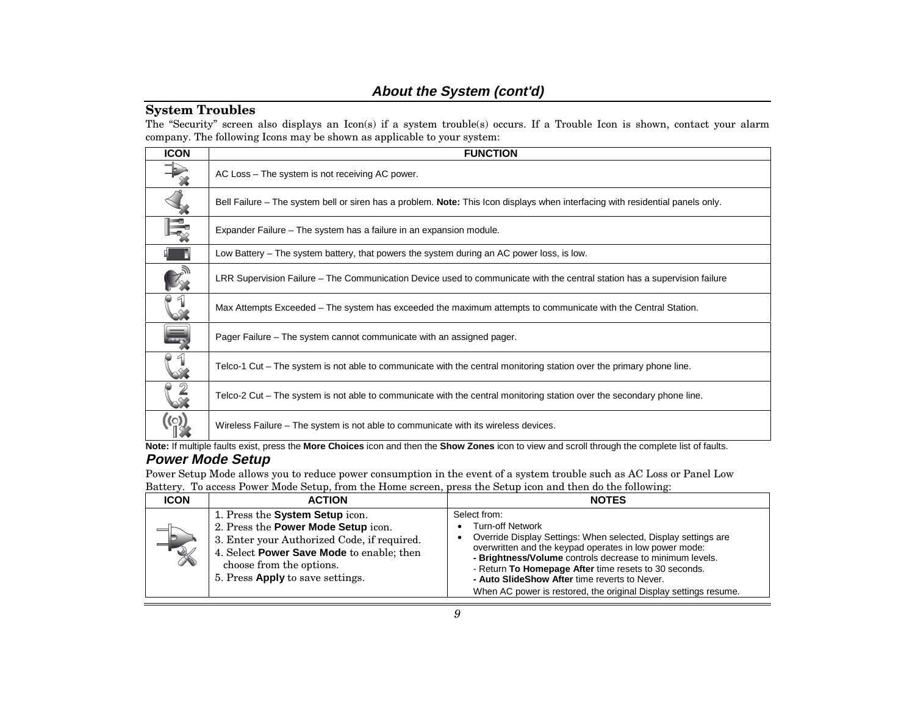## About the System (cont'd)

### System Troubles

The "Security" screen also displays an Icon(s) if a system trouble(s) occurs. If a Trouble Icon is shown, contact your alarm company. The following Icons may be shown as applicable to your system:

| ICON | FUNCTION |
|---|---|
| | AC Loss – The system is not receiving AC power. |
| | Bell Failure – The system bell or siren has a problem. **Note:** This Icon displays when interfacing with residential panels only. |
| | Expander Failure – The system has a failure in an expansion module. |
| | Low Battery – The system battery, that powers the system during an AC power loss, is low. |
| | LRR Supervision Failure – The Communication Device used to communicate with the central station has a supervision failure |
| | Max Attempts Exceeded – The system has exceeded the maximum attempts to communicate with the Central Station. |
| | Pager Failure – The system cannot communicate with an assigned pager. |
| | Telco-1 Cut – The system is not able to communicate with the central monitoring station over the primary phone line. |
| | Telco-2 Cut – The system is not able to communicate with the central monitoring station over the secondary phone line. |
| | Wireless Failure – The system is not able to communicate with its wireless devices. |

**Note:** If multiple faults exist, press the **More Choices** icon and then the **Show Zones** icon to view and scroll through the complete list of faults.

### *Power Mode Setup*

Power Setup Mode allows you to reduce power consumption in the event of a system trouble such as AC Loss or Panel Low Battery. To access Power Mode Setup, from the Home screen, press the Setup icon and then do the following:

| ICON | ACTION | NOTES |
|---|---|---|
| | 1. Press the **System Setup** icon.<br>2. Press the **Power Mode Setup** icon.<br>3. Enter your Authorized Code, if required.<br>4. Select **Power Save Mode** to enable; then choose from the options.<br>5. Press **Apply** to save settings. | Select from:<br>• Turn-off Network<br>• Override Display Settings: When selected, Display settings are overwritten and the keypad operates in low power mode:<br>**- Brightness/Volume** controls decrease to minimum levels.<br>- Return **To Homepage After** time resets to 30 seconds.<br>**- Auto SlideShow After** time reverts to Never.<br>When AC power is restored, the original Display settings resume. |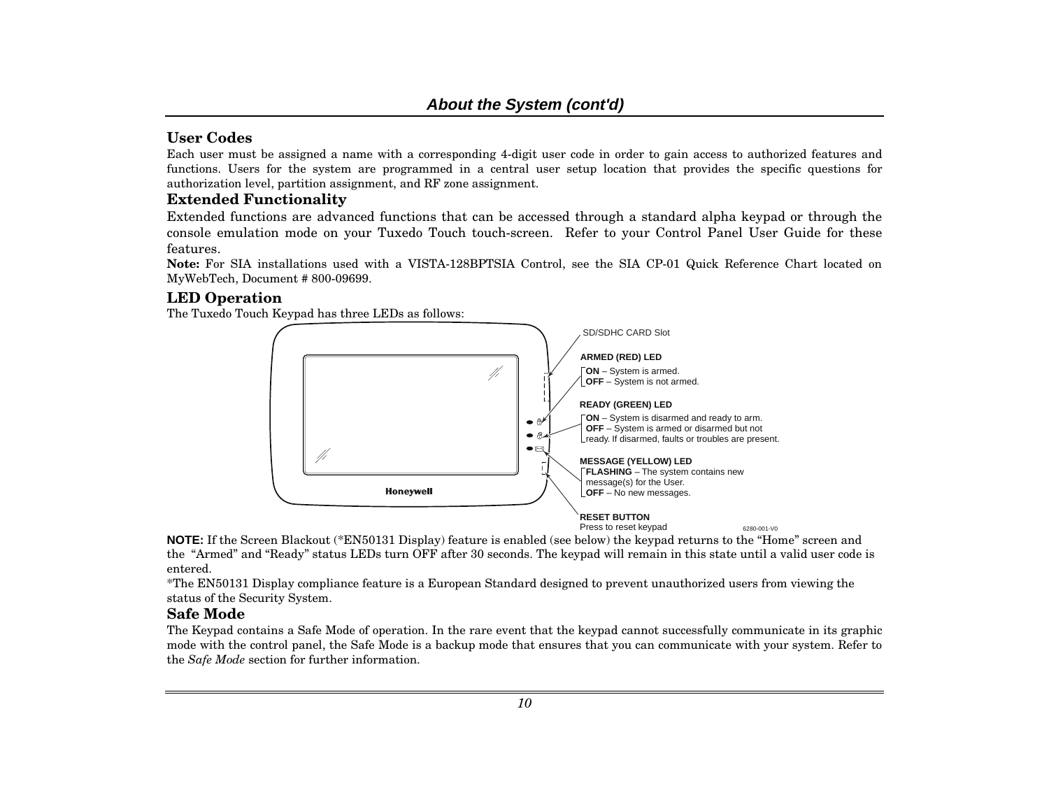## About the System (cont'd)

### User Codes

Each user must be assigned a name with a corresponding 4-digit user code in order to gain access to authorized features and functions. Users for the system are programmed in a central user setup location that provides the specific questions for authorization level, partition assignment, and RF zone assignment.

### Extended Functionality

Extended functions are advanced functions that can be accessed through a standard alpha keypad or through the console emulation mode on your Tuxedo Touch touch-screen. Refer to your Control Panel User Guide for these features.

**Note:** For SIA installations used with a VISTA-128BPTSIA Control, see the SIA CP-01 Quick Reference Chart located on MyWebTech, Document # 800-09699.

### LED Operation

The Tuxedo Touch Keypad has three LEDs as follows:

SD/SDHC CARD Slot

**ARMED (RED) LED**
- **ON** – System is armed.
- **OFF** – System is not armed.

**READY (GREEN) LED**
- **ON** – System is disarmed and ready to arm.
- **OFF** – System is armed or disarmed but not ready. If disarmed, faults or troubles are present.

**MESSAGE (YELLOW) LED**
- **FLASHING** – The system contains new message(s) for the User.
- **OFF** – No new messages.

**RESET BUTTON**
Press to reset keypad

6280-001-V0

**NOTE:** If the Screen Blackout (*EN50131 Display) feature is enabled (see below) the keypad returns to the "Home" screen and the "Armed" and "Ready" status LEDs turn OFF after 30 seconds. The keypad will remain in this state until a valid user code is entered.

*The EN50131 Display compliance feature is a European Standard designed to prevent unauthorized users from viewing the status of the Security System.

### Safe Mode

The Keypad contains a Safe Mode of operation. In the rare event that the keypad cannot successfully communicate in its graphic mode with the control panel, the Safe Mode is a backup mode that ensures that you can communicate with your system. Refer to the *Safe Mode* section for further information.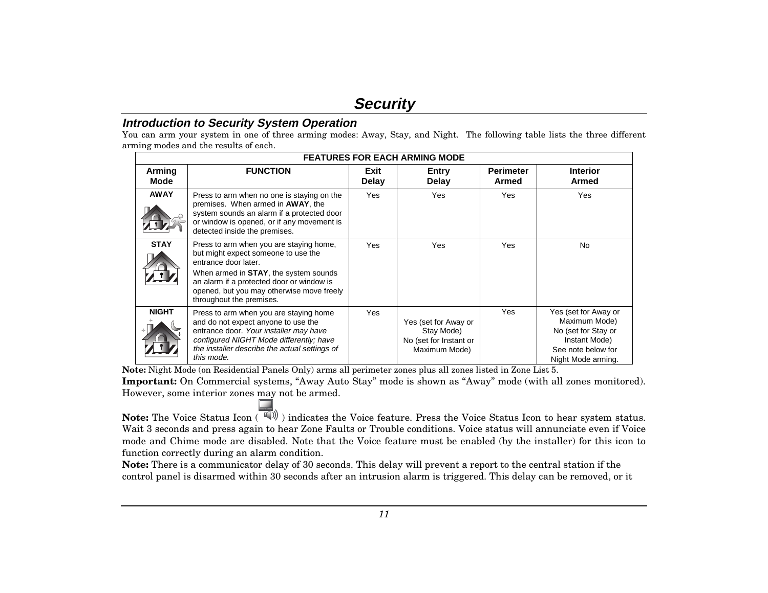# Security

## Introduction to Security System Operation

You can arm your system in one of three arming modes: Away, Stay, and Night. The following table lists the three different arming modes and the results of each.

| FEATURES FOR EACH ARMING MODE | | | | | |
|---|---|---|---|---|---|
| **Arming Mode** | **FUNCTION** | **Exit Delay** | **Entry Delay** | **Perimeter Armed** | **Interior Armed** |
| **AWAY** | Press to arm when no one is staying on the premises. When armed in **AWAY**, the system sounds an alarm if a protected door or window is opened, or if any movement is detected inside the premises. | Yes | Yes | Yes | Yes |
| **STAY** | Press to arm when you are staying home, but might expect someone to use the entrance door later. When armed in **STAY**, the system sounds an alarm if a protected door or window is opened, but you may otherwise move freely throughout the premises. | Yes | Yes | Yes | No |
| **NIGHT** | Press to arm when you are staying home and do not expect anyone to use the entrance door. *Your installer may have configured NIGHT Mode differently; have the installer describe the actual settings of this mode.* | Yes | Yes (set for Away or Stay Mode) No (set for Instant or Maximum Mode) | Yes | Yes (set for Away or Maximum Mode) No (set for Stay or Instant Mode) See note below for Night Mode arming. |

**Note:** Night Mode (on Residential Panels Only) arms all perimeter zones plus all zones listed in Zone List 5.

**Important:** On Commercial systems, "Away Auto Stay" mode is shown as "Away" mode (with all zones monitored). However, some interior zones may not be armed.

**Note:** The Voice Status Icon ( ) indicates the Voice feature. Press the Voice Status Icon to hear system status. Wait 3 seconds and press again to hear Zone Faults or Trouble conditions. Voice status will annunciate even if Voice mode and Chime mode are disabled. Note that the Voice feature must be enabled (by the installer) for this icon to function correctly during an alarm condition.

**Note:** There is a communicator delay of 30 seconds. This delay will prevent a report to the central station if the control panel is disarmed within 30 seconds after an intrusion alarm is triggered. This delay can be removed, or it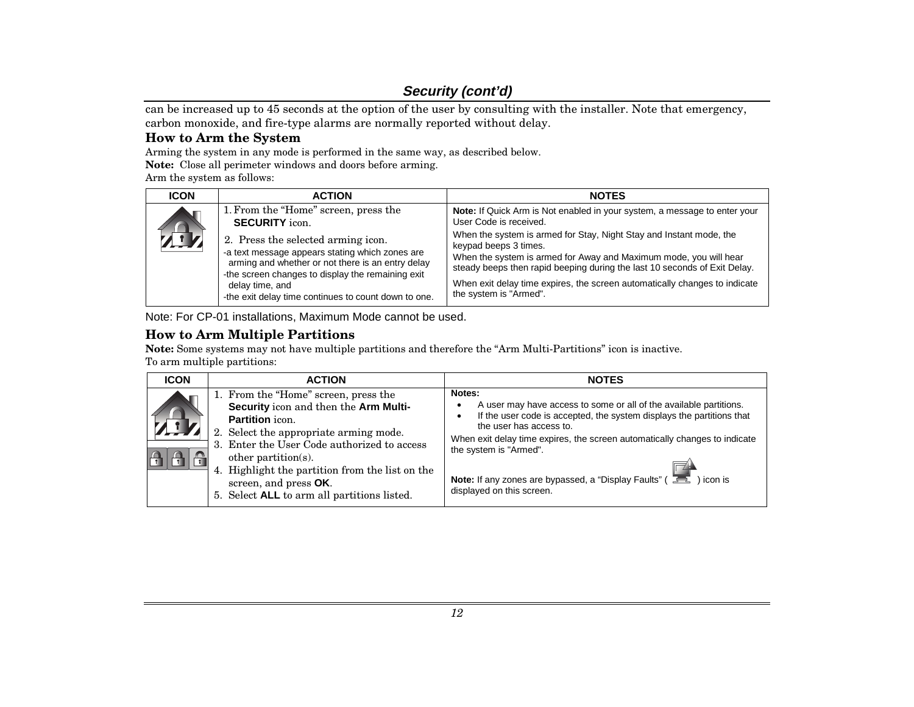## Security (cont'd)

can be increased up to 45 seconds at the option of the user by consulting with the installer. Note that emergency, carbon monoxide, and fire-type alarms are normally reported without delay.

### How to Arm the System

Arming the system in any mode is performed in the same way, as described below.

**Note:** Close all perimeter windows and doors before arming.

Arm the system as follows:

| ICON | ACTION | NOTES |
|---|---|---|
| | 1. From the "Home" screen, press the **SECURITY** icon.<br>2. Press the selected arming icon.<br>-a text message appears stating which zones are arming and whether or not there is an entry delay<br>-the screen changes to display the remaining exit delay time, and<br>-the exit delay time continues to count down to one. | **Note:** If Quick Arm is Not enabled in your system, a message to enter your User Code is received.<br>When the system is armed for Stay, Night Stay and Instant mode, the keypad beeps 3 times.<br>When the system is armed for Away and Maximum mode, you will hear steady beeps then rapid beeping during the last 10 seconds of Exit Delay.<br>When exit delay time expires, the screen automatically changes to indicate the system is "Armed". |

Note: For CP-01 installations, Maximum Mode cannot be used.

### How to Arm Multiple Partitions

**Note:** Some systems may not have multiple partitions and therefore the "Arm Multi-Partitions" icon is inactive.

To arm multiple partitions:

| ICON | ACTION | NOTES |
|---|---|---|
| | 1. From the "Home" screen, press the **Security** icon and then the **Arm Multi-Partition** icon.<br>2. Select the appropriate arming mode.<br>3. Enter the User Code authorized to access other partition(s).<br>4. Highlight the partition from the list on the screen, and press **OK**.<br>5. Select **ALL** to arm all partitions listed. | **Notes:**<br>• A user may have access to some or all of the available partitions.<br>• If the user code is accepted, the system displays the partitions that the user has access to.<br>When exit delay time expires, the screen automatically changes to indicate the system is "Armed".<br>**Note:** If any zones are bypassed, a "Display Faults" ( ) icon is displayed on this screen. |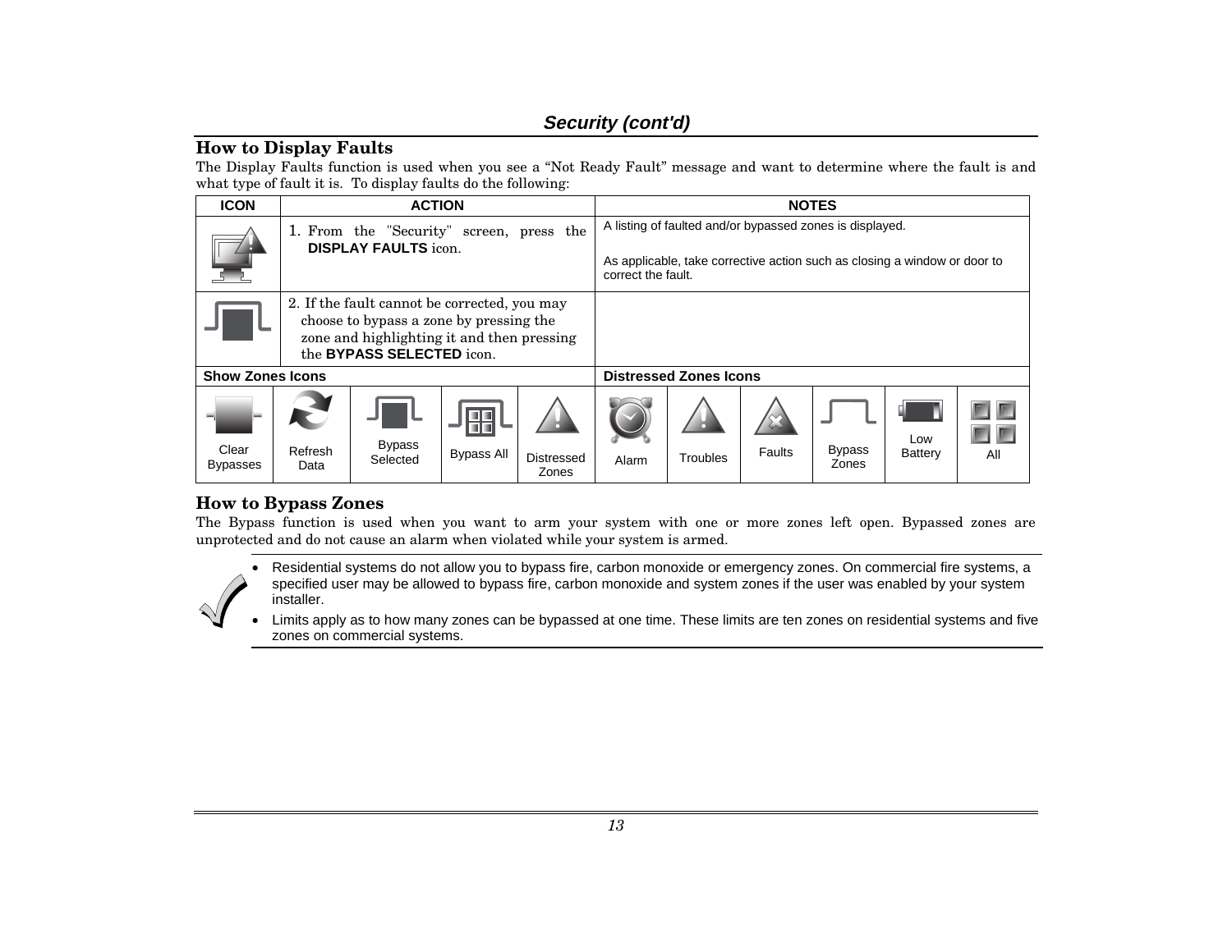## Security (cont'd)

### How to Display Faults

The Display Faults function is used when you see a "Not Ready Fault" message and want to determine where the fault is and what type of fault it is. To display faults do the following:

| ICON | ACTION | NOTES |
|---|---|---|
| | 1. From the "Security" screen, press the **DISPLAY FAULTS** icon. | A listing of faulted and/or bypassed zones is displayed.<br><br>As applicable, take corrective action such as closing a window or door to correct the fault. |
| | 2. If the fault cannot be corrected, you may choose to bypass a zone by pressing the zone and highlighting it and then pressing the **BYPASS SELECTED** icon. | |

| Show Zones Icons | | | | | Distressed Zones Icons | | | | | |
|---|---|---|---|---|---|---|---|---|---|---|
| Clear Bypasses | Refresh Data | Bypass Selected | Bypass All | Distressed Zones | Alarm | Troubles | Faults | Bypass Zones | Low Battery | All |

### How to Bypass Zones

The Bypass function is used when you want to arm your system with one or more zones left open. Bypassed zones are unprotected and do not cause an alarm when violated while your system is armed.

- Residential systems do not allow you to bypass fire, carbon monoxide or emergency zones. On commercial fire systems, a specified user may be allowed to bypass fire, carbon monoxide and system zones if the user was enabled by your system installer.
- Limits apply as to how many zones can be bypassed at one time. These limits are ten zones on residential systems and five zones on commercial systems.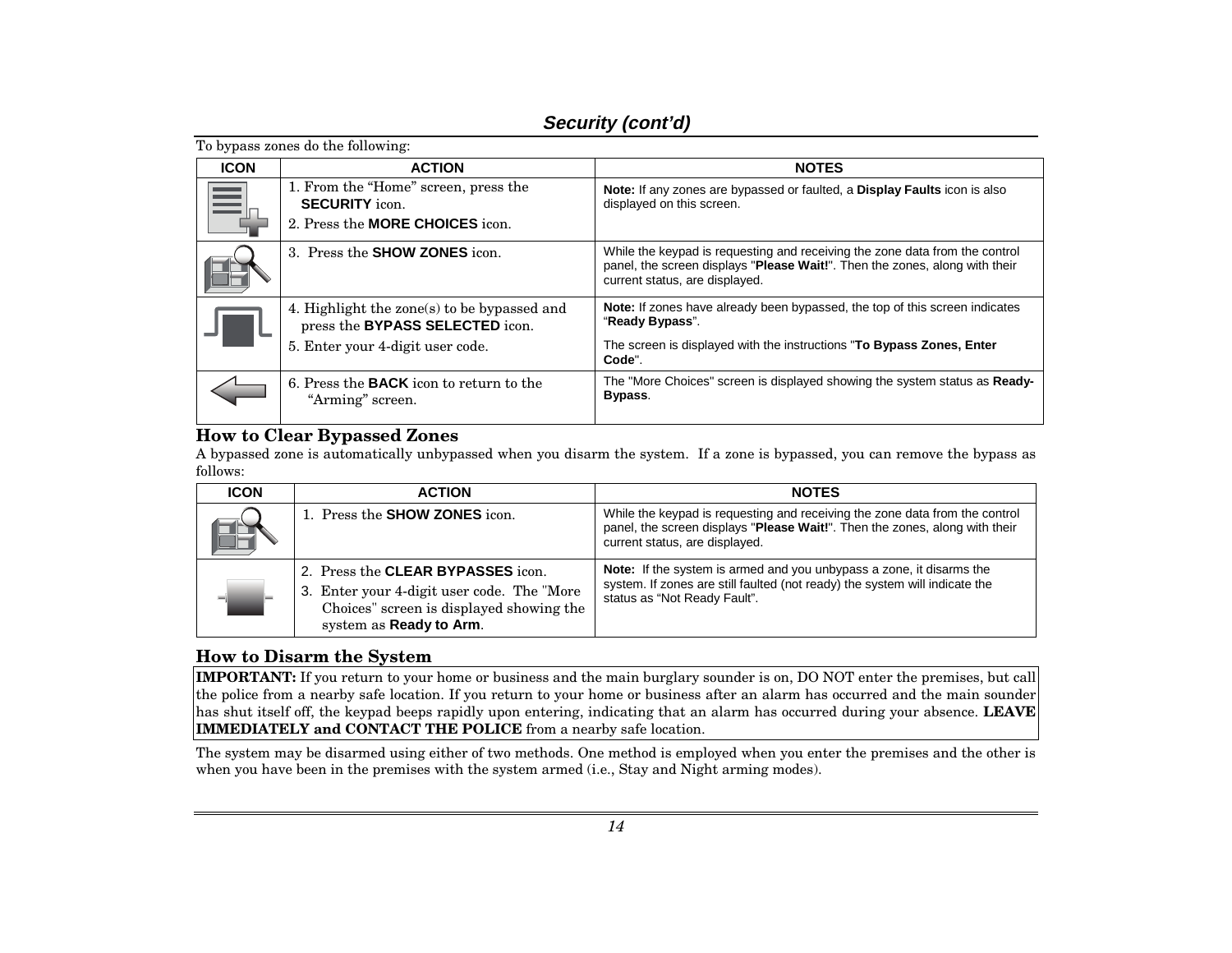## Security (cont'd)

To bypass zones do the following:

| ICON | ACTION | NOTES |
|---|---|---|
| | 1. From the "Home" screen, press the **SECURITY** icon.<br>2. Press the **MORE CHOICES** icon. | **Note:** If any zones are bypassed or faulted, a **Display Faults** icon is also displayed on this screen. |
| | 3. Press the **SHOW ZONES** icon. | While the keypad is requesting and receiving the zone data from the control panel, the screen displays "**Please Wait!**". Then the zones, along with their current status, are displayed. |
| | 4. Highlight the zone(s) to be bypassed and press the **BYPASS SELECTED** icon.<br>5. Enter your 4-digit user code. | **Note:** If zones have already been bypassed, the top of this screen indicates "**Ready Bypass**".<br>The screen is displayed with the instructions "**To Bypass Zones, Enter Code**". |
| | 6. Press the **BACK** icon to return to the "Arming" screen. | The "More Choices" screen is displayed showing the system status as **Ready-Bypass**. |

### How to Clear Bypassed Zones

A bypassed zone is automatically unbypassed when you disarm the system. If a zone is bypassed, you can remove the bypass as follows:

| ICON | ACTION | NOTES |
|---|---|---|
| | 1. Press the **SHOW ZONES** icon. | While the keypad is requesting and receiving the zone data from the control panel, the screen displays "**Please Wait!**". Then the zones, along with their current status, are displayed. |
| | 2. Press the **CLEAR BYPASSES** icon.<br>3. Enter your 4-digit user code. The "More Choices" screen is displayed showing the system as **Ready to Arm**. | **Note:** If the system is armed and you unbypass a zone, it disarms the system. If zones are still faulted (not ready) the system will indicate the status as "Not Ready Fault". |

### How to Disarm the System

**IMPORTANT:** If you return to your home or business and the main burglary sounder is on, DO NOT enter the premises, but call the police from a nearby safe location. If you return to your home or business after an alarm has occurred and the main sounder has shut itself off, the keypad beeps rapidly upon entering, indicating that an alarm has occurred during your absence. **LEAVE IMMEDIATELY and CONTACT THE POLICE** from a nearby safe location.

The system may be disarmed using either of two methods. One method is employed when you enter the premises and the other is when you have been in the premises with the system armed (i.e., Stay and Night arming modes).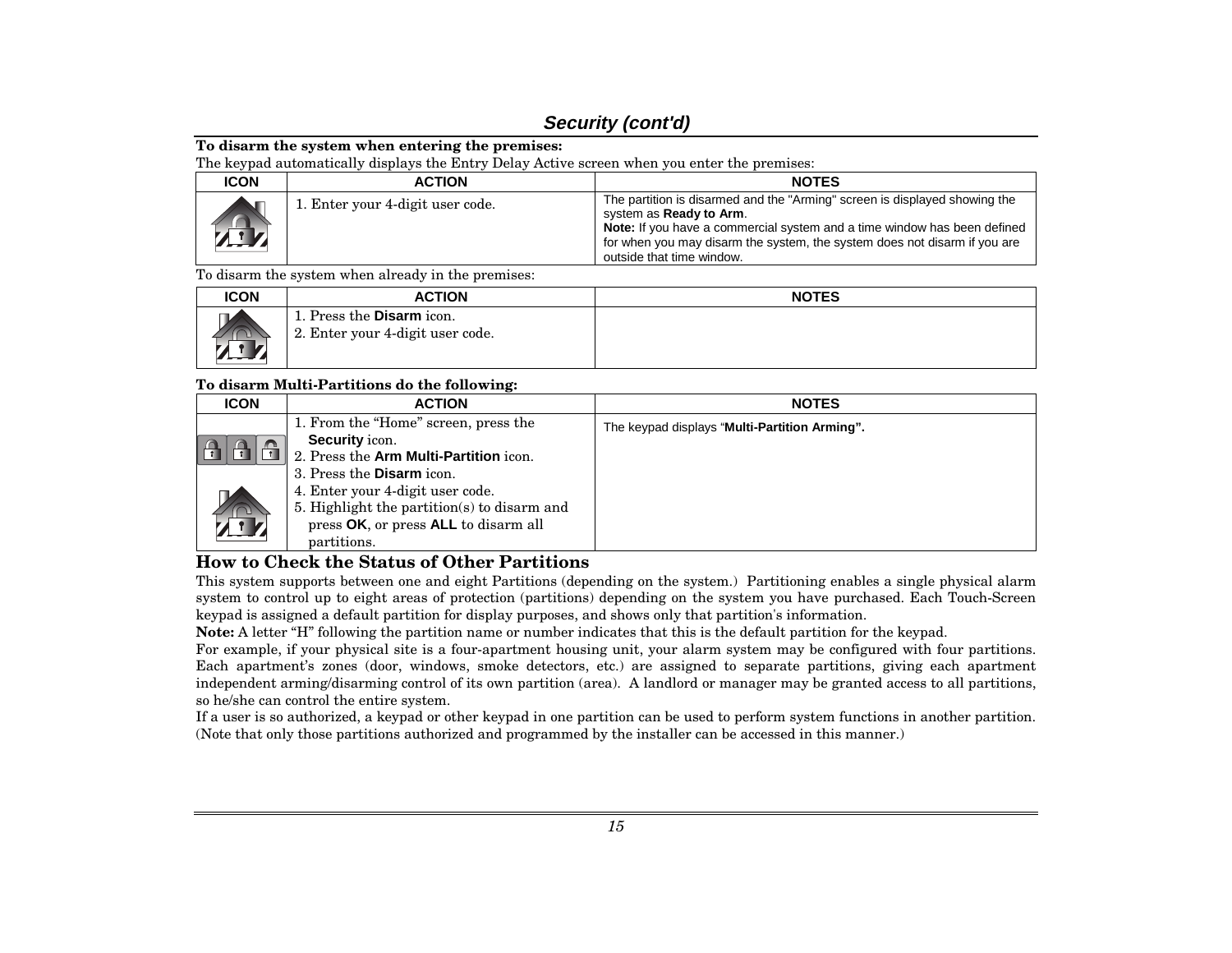## *Security (cont'd)*

**To disarm the system when entering the premises:**

The keypad automatically displays the Entry Delay Active screen when you enter the premises:

| ICON | ACTION | NOTES |
|---|---|---|
| | 1. Enter your 4-digit user code. | The partition is disarmed and the "Arming" screen is displayed showing the system as **Ready to Arm**.<br>**Note:** If you have a commercial system and a time window has been defined for when you may disarm the system, the system does not disarm if you are outside that time window. |

To disarm the system when already in the premises:

| ICON | ACTION | NOTES |
|---|---|---|
| | 1. Press the **Disarm** icon.<br>2. Enter your 4-digit user code. | |

**To disarm Multi-Partitions do the following:**

| ICON | ACTION | NOTES |
|---|---|---|
| | 1. From the "Home" screen, press the **Security** icon.<br>2. Press the **Arm Multi-Partition** icon.<br>3. Press the **Disarm** icon.<br>4. Enter your 4-digit user code.<br>5. Highlight the partition(s) to disarm and press **OK**, or press **ALL** to disarm all partitions. | The keypad displays "**Multi-Partition Arming".** |

## How to Check the Status of Other Partitions

This system supports between one and eight Partitions (depending on the system.) Partitioning enables a single physical alarm system to control up to eight areas of protection (partitions) depending on the system you have purchased. Each Touch-Screen keypad is assigned a default partition for display purposes, and shows only that partition's information.

**Note:** A letter "H" following the partition name or number indicates that this is the default partition for the keypad.

For example, if your physical site is a four-apartment housing unit, your alarm system may be configured with four partitions. Each apartment's zones (door, windows, smoke detectors, etc.) are assigned to separate partitions, giving each apartment independent arming/disarming control of its own partition (area). A landlord or manager may be granted access to all partitions, so he/she can control the entire system.

If a user is so authorized, a keypad or other keypad in one partition can be used to perform system functions in another partition. (Note that only those partitions authorized and programmed by the installer can be accessed in this manner.)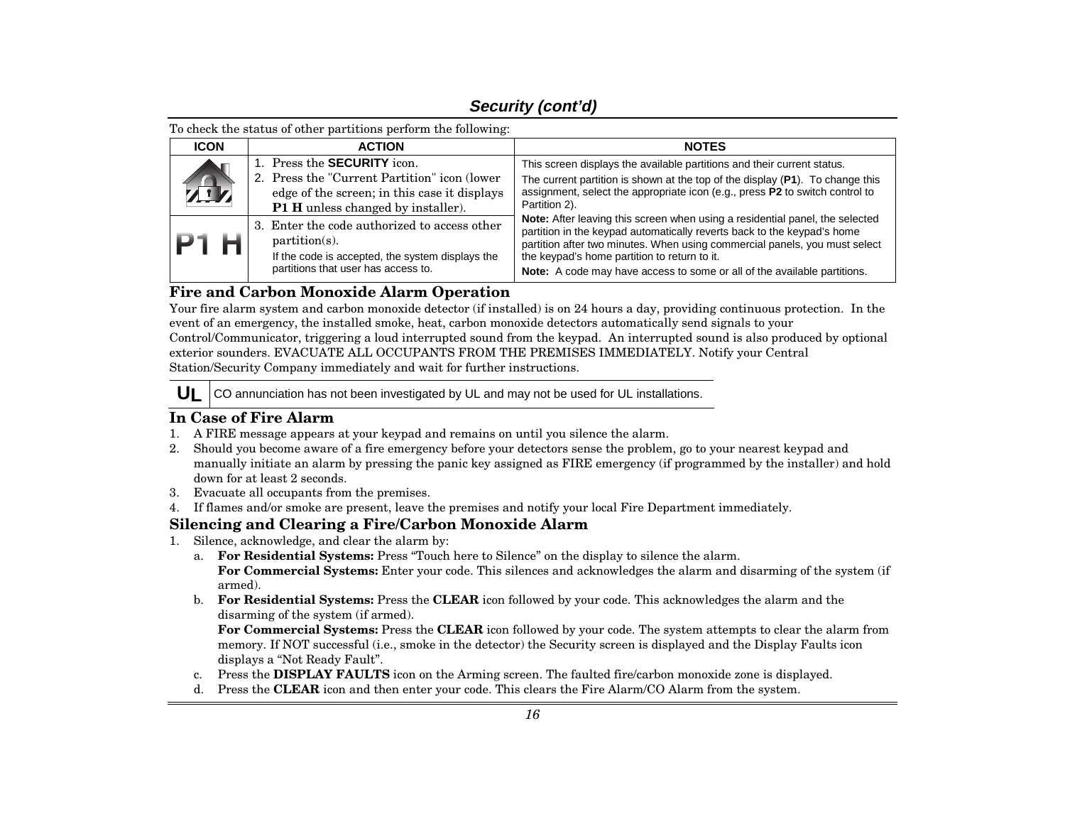## Security (cont'd)

To check the status of other partitions perform the following:

| ICON | ACTION | NOTES |
|---|---|---|
| | 1. Press the **SECURITY** icon.<br>2. Press the "Current Partition" icon (lower edge of the screen; in this case it displays **P1 H** unless changed by installer). | This screen displays the available partitions and their current status.<br>The current partition is shown at the top of the display (**P1**). To change this assignment, select the appropriate icon (e.g., press **P2** to switch control to Partition 2).<br>**Note:** After leaving this screen when using a residential panel, the selected partition in the keypad automatically reverts back to the keypad's home partition after two minutes. When using commercial panels, you must select the keypad's home partition to return to it.<br>**Note:** A code may have access to some or all of the available partitions. |
| P1 H | 3. Enter the code authorized to access other partition(s).<br>If the code is accepted, the system displays the partitions that user has access to. | |

### Fire and Carbon Monoxide Alarm Operation

Your fire alarm system and carbon monoxide detector (if installed) is on 24 hours a day, providing continuous protection. In the event of an emergency, the installed smoke, heat, carbon monoxide detectors automatically send signals to your Control/Communicator, triggering a loud interrupted sound from the keypad. An interrupted sound is also produced by optional exterior sounders. EVACUATE ALL OCCUPANTS FROM THE PREMISES IMMEDIATELY. Notify your Central Station/Security Company immediately and wait for further instructions.

| UL | CO annunciation has not been investigated by UL and may not be used for UL installations. |
|---|---|

### In Case of Fire Alarm

1. A FIRE message appears at your keypad and remains on until you silence the alarm.
2. Should you become aware of a fire emergency before your detectors sense the problem, go to your nearest keypad and manually initiate an alarm by pressing the panic key assigned as FIRE emergency (if programmed by the installer) and hold down for at least 2 seconds.
3. Evacuate all occupants from the premises.
4. If flames and/or smoke are present, leave the premises and notify your local Fire Department immediately.

### Silencing and Clearing a Fire/Carbon Monoxide Alarm

1. Silence, acknowledge, and clear the alarm by:
   a. **For Residential Systems:** Press "Touch here to Silence" on the display to silence the alarm.
      **For Commercial Systems:** Enter your code. This silences and acknowledges the alarm and disarming of the system (if armed).
   b. **For Residential Systems:** Press the **CLEAR** icon followed by your code. This acknowledges the alarm and the disarming of the system (if armed).
      **For Commercial Systems:** Press the **CLEAR** icon followed by your code. The system attempts to clear the alarm from memory. If NOT successful (i.e., smoke in the detector) the Security screen is displayed and the Display Faults icon displays a "Not Ready Fault".
   c. Press the **DISPLAY FAULTS** icon on the Arming screen. The faulted fire/carbon monoxide zone is displayed.
   d. Press the **CLEAR** icon and then enter your code. This clears the Fire Alarm/CO Alarm from the system.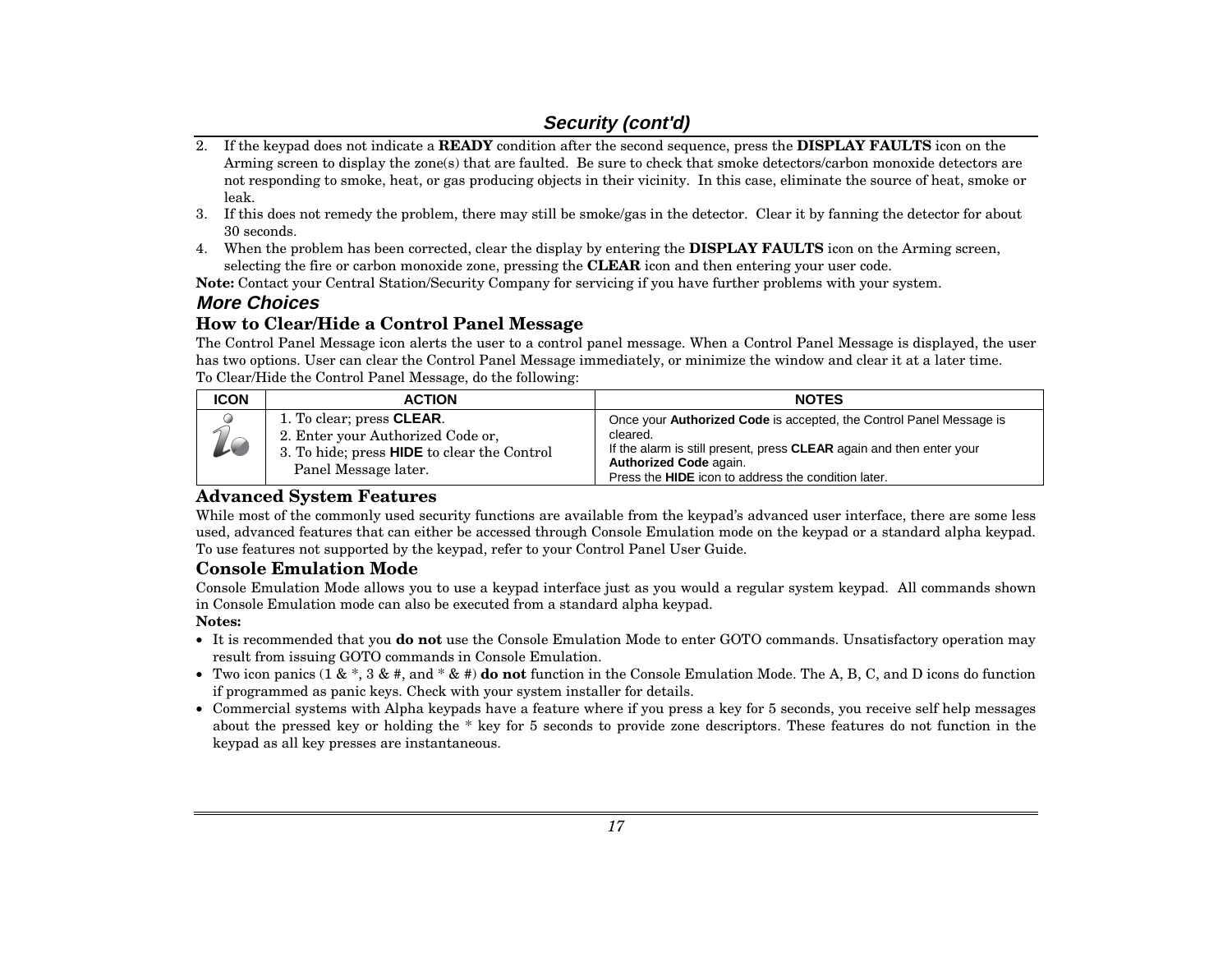## Security (cont'd)

2. If the keypad does not indicate a **READY** condition after the second sequence, press the **DISPLAY FAULTS** icon on the Arming screen to display the zone(s) that are faulted. Be sure to check that smoke detectors/carbon monoxide detectors are not responding to smoke, heat, or gas producing objects in their vicinity. In this case, eliminate the source of heat, smoke or leak.
3. If this does not remedy the problem, there may still be smoke/gas in the detector. Clear it by fanning the detector for about 30 seconds.
4. When the problem has been corrected, clear the display by entering the **DISPLAY FAULTS** icon on the Arming screen, selecting the fire or carbon monoxide zone, pressing the **CLEAR** icon and then entering your user code.

**Note:** Contact your Central Station/Security Company for servicing if you have further problems with your system.

### *More Choices*

### How to Clear/Hide a Control Panel Message

The Control Panel Message icon alerts the user to a control panel message. When a Control Panel Message is displayed, the user has two options. User can clear the Control Panel Message immediately, or minimize the window and clear it at a later time.
To Clear/Hide the Control Panel Message, do the following:

| ICON | ACTION | NOTES |
|---|---|---|
| | 1. To clear; press **CLEAR**.<br>2. Enter your Authorized Code or,<br>3. To hide; press **HIDE** to clear the Control Panel Message later. | Once your **Authorized Code** is accepted, the Control Panel Message is cleared.<br>If the alarm is still present, press **CLEAR** again and then enter your **Authorized Code** again.<br>Press the **HIDE** icon to address the condition later. |

### Advanced System Features

While most of the commonly used security functions are available from the keypad's advanced user interface, there are some less used, advanced features that can either be accessed through Console Emulation mode on the keypad or a standard alpha keypad. To use features not supported by the keypad, refer to your Control Panel User Guide.

### Console Emulation Mode

Console Emulation Mode allows you to use a keypad interface just as you would a regular system keypad. All commands shown in Console Emulation mode can also be executed from a standard alpha keypad.

**Notes:**

- It is recommended that you **do not** use the Console Emulation Mode to enter GOTO commands. Unsatisfactory operation may result from issuing GOTO commands in Console Emulation.
- Two icon panics (1 & *, 3 & #, and * & #) **do not** function in the Console Emulation Mode. The A, B, C, and D icons do function if programmed as panic keys. Check with your system installer for details.
- Commercial systems with Alpha keypads have a feature where if you press a key for 5 seconds, you receive self help messages about the pressed key or holding the * key for 5 seconds to provide zone descriptors. These features do not function in the keypad as all key presses are instantaneous.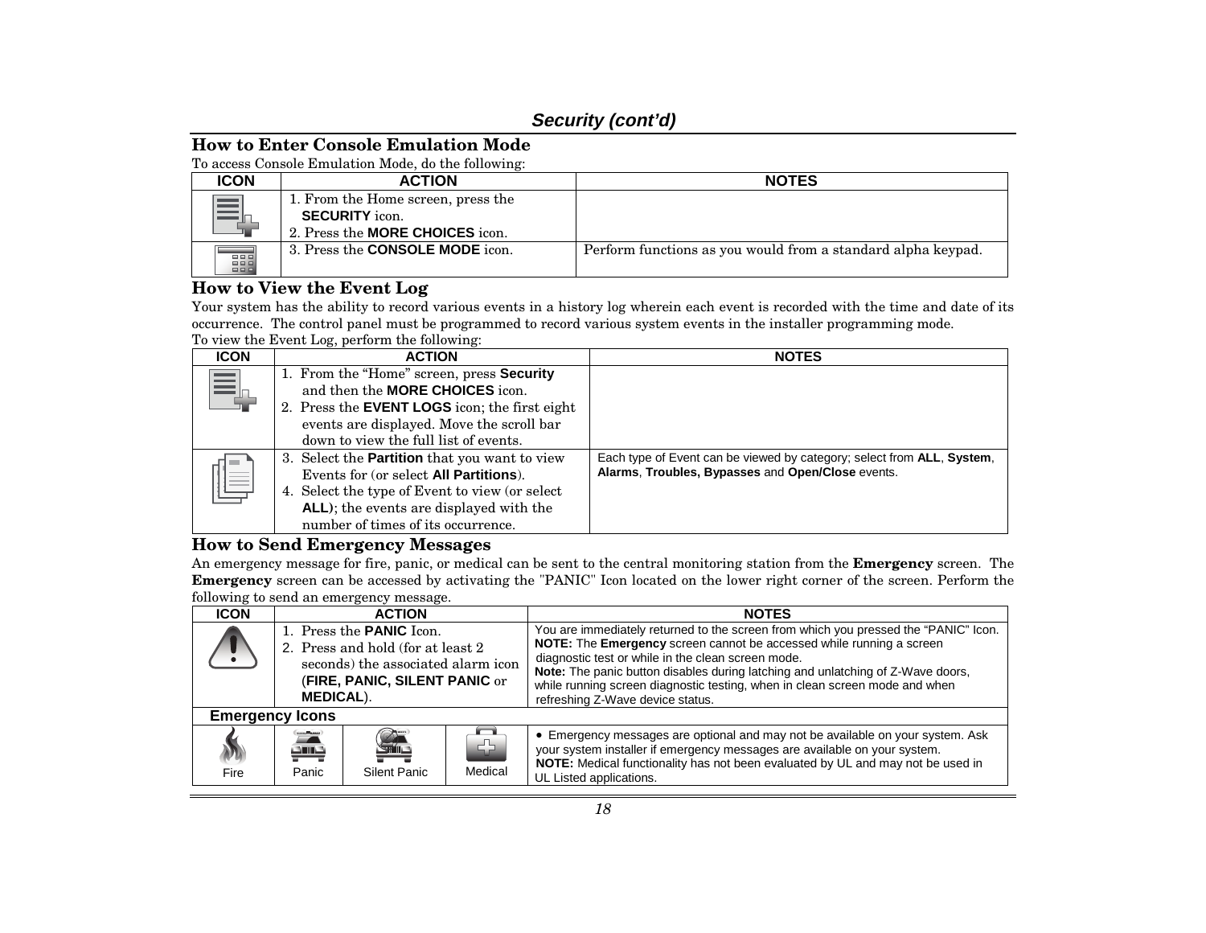## Security (cont'd)

### How to Enter Console Emulation Mode

To access Console Emulation Mode, do the following:

| ICON | ACTION | NOTES |
|---|---|---|
| | 1. From the Home screen, press the **SECURITY** icon.<br>2. Press the **MORE CHOICES** icon. | |
| | 3. Press the **CONSOLE MODE** icon. | Perform functions as you would from a standard alpha keypad. |

### How to View the Event Log

Your system has the ability to record various events in a history log wherein each event is recorded with the time and date of its occurrence. The control panel must be programmed to record various system events in the installer programming mode.

To view the Event Log, perform the following:

| ICON | ACTION | NOTES |
|---|---|---|
| | 1. From the "Home" screen, press **Security** and then the **MORE CHOICES** icon.<br>2. Press the **EVENT LOGS** icon; the first eight events are displayed. Move the scroll bar down to view the full list of events. | |
| | 3. Select the **Partition** that you want to view Events for (or select **All Partitions**).<br>4. Select the type of Event to view (or select **ALL**); the events are displayed with the number of times of its occurrence. | Each type of Event can be viewed by category; select from **ALL**, **System**, **Alarms**, **Troubles, Bypasses** and **Open/Close** events. |

### How to Send Emergency Messages

An emergency message for fire, panic, or medical can be sent to the central monitoring station from the **Emergency** screen. The **Emergency** screen can be accessed by activating the "PANIC" Icon located on the lower right corner of the screen. Perform the following to send an emergency message.

| ICON | ACTION | NOTES |
|---|---|---|
| | 1. Press the **PANIC** Icon.<br>2. Press and hold (for at least 2 seconds) the associated alarm icon (**FIRE, PANIC, SILENT PANIC** or **MEDICAL**). | You are immediately returned to the screen from which you pressed the "PANIC" Icon.<br>**NOTE:** The **Emergency** screen cannot be accessed while running a screen diagnostic test or while in the clean screen mode.<br>**Note:** The panic button disables during latching and unlatching of Z-Wave doors, while running screen diagnostic testing, when in clean screen mode and when refreshing Z-Wave device status. |

**Emergency Icons**

| Fire | Panic | Silent Panic | Medical | NOTES |
|---|---|---|---|---|
| | | | | • Emergency messages are optional and may not be available on your system. Ask your system installer if emergency messages are available on your system.<br>**NOTE:** Medical functionality has not been evaluated by UL and may not be used in UL Listed applications. |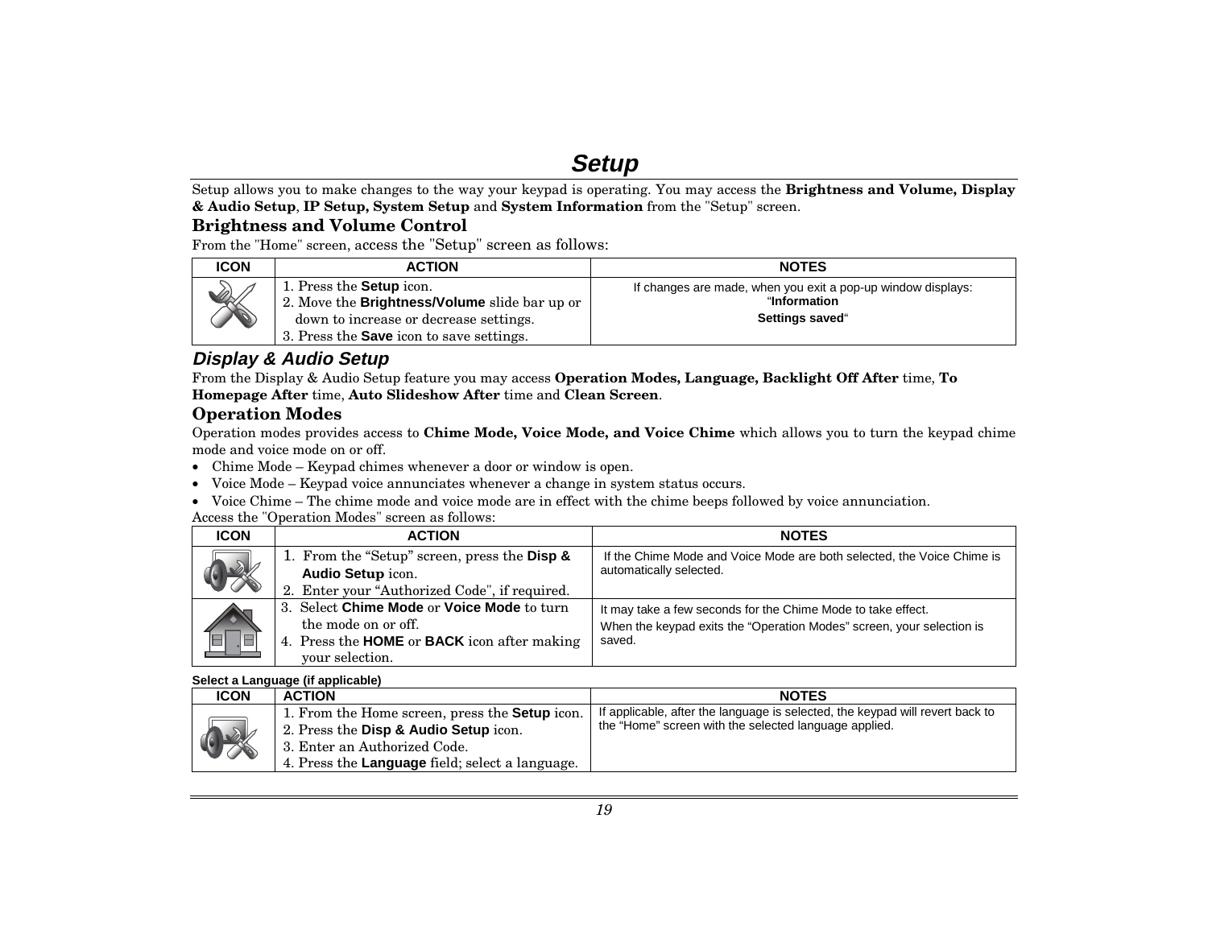# Setup

Setup allows you to make changes to the way your keypad is operating. You may access the **Brightness and Volume, Display & Audio Setup**, **IP Setup, System Setup** and **System Information** from the "Setup" screen.

## Brightness and Volume Control

From the "Home" screen, access the "Setup" screen as follows:

| ICON | ACTION | NOTES |
|---|---|---|
| | 1. Press the **Setup** icon.<br>2. Move the **Brightness/Volume** slide bar up or down to increase or decrease settings.<br>3. Press the **Save** icon to save settings. | If changes are made, when you exit a pop-up window displays: "**Information Settings saved**" |

## *Display & Audio Setup*

From the Display & Audio Setup feature you may access **Operation Modes, Language, Backlight Off After** time, **To Homepage After** time, **Auto Slideshow After** time and **Clean Screen**.

## Operation Modes

Operation modes provides access to **Chime Mode, Voice Mode, and Voice Chime** which allows you to turn the keypad chime mode and voice mode on or off.

- Chime Mode – Keypad chimes whenever a door or window is open.
- Voice Mode – Keypad voice annunciates whenever a change in system status occurs.
- Voice Chime – The chime mode and voice mode are in effect with the chime beeps followed by voice annunciation.

Access the "Operation Modes" screen as follows:

| ICON | ACTION | NOTES |
|---|---|---|
| | 1. From the "Setup" screen, press the **Disp & Audio Setup** icon.<br>2. Enter your "Authorized Code", if required. | If the Chime Mode and Voice Mode are both selected, the Voice Chime is automatically selected. |
| | 3. Select **Chime Mode** or **Voice Mode** to turn the mode on or off.<br>4. Press the **HOME** or **BACK** icon after making your selection. | It may take a few seconds for the Chime Mode to take effect.<br>When the keypad exits the "Operation Modes" screen, your selection is saved. |

**Select a Language (if applicable)**

| ICON | ACTION | NOTES |
|---|---|---|
| | 1. From the Home screen, press the **Setup** icon.<br>2. Press the **Disp & Audio Setup** icon.<br>3. Enter an Authorized Code.<br>4. Press the **Language** field; select a language. | If applicable, after the language is selected, the keypad will revert back to the "Home" screen with the selected language applied. |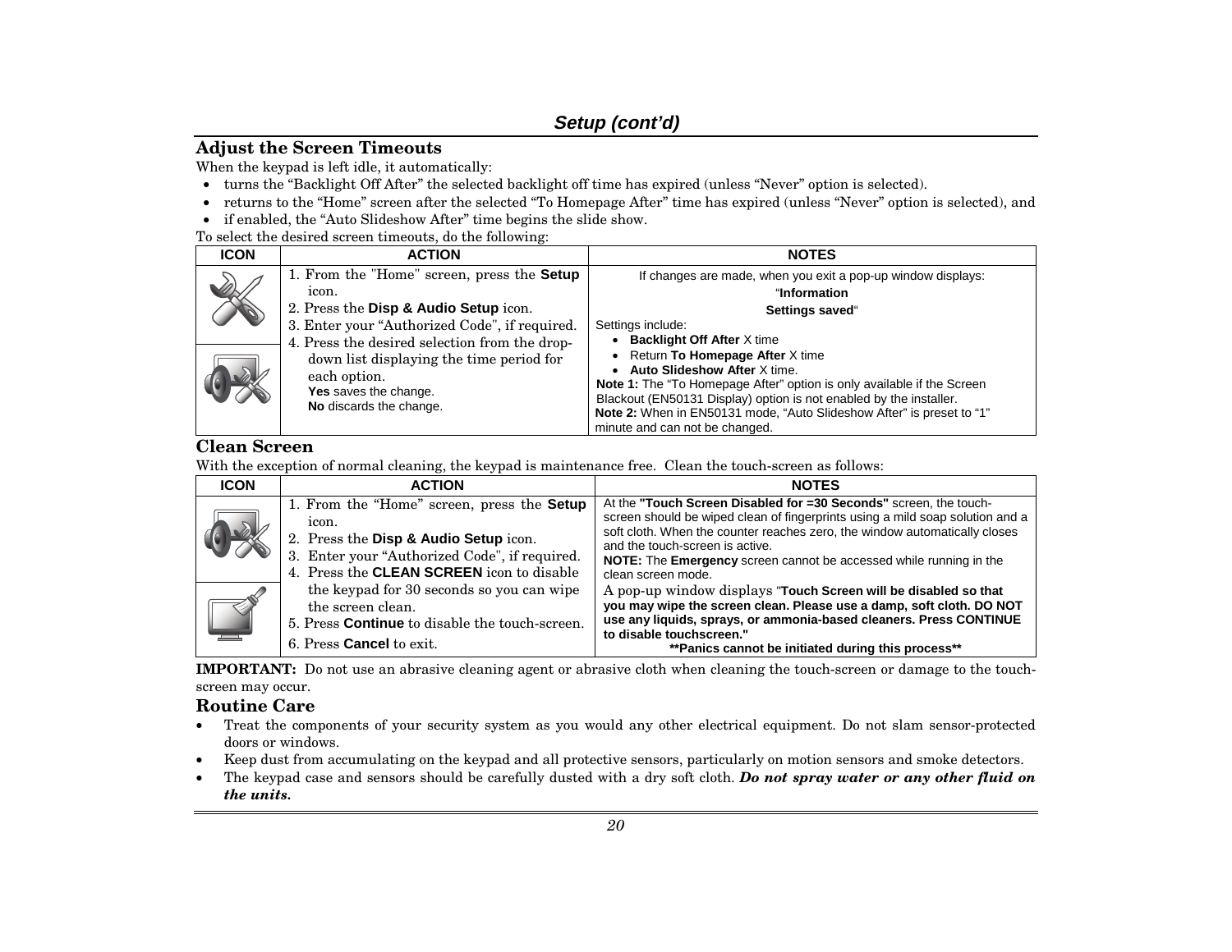## Setup (cont'd)

### Adjust the Screen Timeouts

When the keypad is left idle, it automatically:

- turns the "Backlight Off After" the selected backlight off time has expired (unless "Never" option is selected).
- returns to the "Home" screen after the selected "To Homepage After" time has expired (unless "Never" option is selected), and
- if enabled, the "Auto Slideshow After" time begins the slide show.

To select the desired screen timeouts, do the following:

| ICON | ACTION | NOTES |
|---|---|---|
| | 1. From the "Home" screen, press the **Setup** icon.<br>2. Press the **Disp & Audio Setup** icon.<br>3. Enter your "Authorized Code", if required.<br>4. Press the desired selection from the drop-down list displaying the time period for each option.<br>**Yes** saves the change.<br>**No** discards the change. | If changes are made, when you exit a pop-up window displays:<br>"**Information**<br>**Settings saved**"<br>Settings include:<br>• **Backlight Off After** X time<br>• Return **To Homepage After** X time<br>• **Auto Slideshow After** X time.<br>**Note 1:** The "To Homepage After" option is only available if the Screen Blackout (EN50131 Display) option is not enabled by the installer.<br>**Note 2:** When in EN50131 mode, "Auto Slideshow After" is preset to "1" minute and can not be changed. |

### Clean Screen

With the exception of normal cleaning, the keypad is maintenance free. Clean the touch-screen as follows:

| ICON | ACTION | NOTES |
|---|---|---|
| | 1. From the "Home" screen, press the **Setup** icon.<br>2. Press the **Disp & Audio Setup** icon.<br>3. Enter your "Authorized Code", if required.<br>4. Press the **CLEAN SCREEN** icon to disable the keypad for 30 seconds so you can wipe the screen clean.<br>5. Press **Continue** to disable the touch-screen.<br>6. Press **Cancel** to exit. | At the **"Touch Screen Disabled for =30 Seconds"** screen, the touch-screen should be wiped clean of fingerprints using a mild soap solution and a soft cloth. When the counter reaches zero, the window automatically closes and the touch-screen is active.<br>**NOTE:** The **Emergency** screen cannot be accessed while running in the clean screen mode.<br>A pop-up window displays "**Touch Screen will be disabled so that you may wipe the screen clean. Please use a damp, soft cloth. DO NOT use any liquids, sprays, or ammonia-based cleaners. Press CONTINUE to disable touchscreen."**<br>**\*\*Panics cannot be initiated during this process\*\*** |

**IMPORTANT:** Do not use an abrasive cleaning agent or abrasive cloth when cleaning the touch-screen or damage to the touch-screen may occur.

### Routine Care

- Treat the components of your security system as you would any other electrical equipment. Do not slam sensor-protected doors or windows.
- Keep dust from accumulating on the keypad and all protective sensors, particularly on motion sensors and smoke detectors.
- The keypad case and sensors should be carefully dusted with a dry soft cloth. ***Do not spray water or any other fluid on the units.***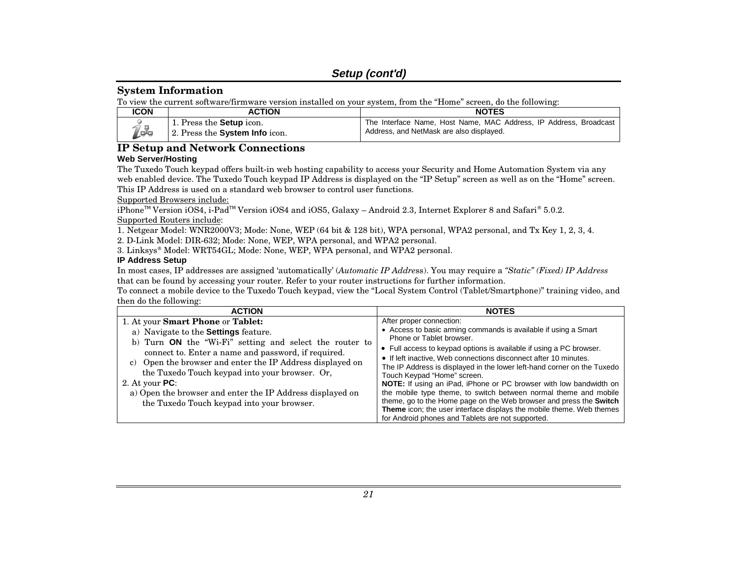## Setup (cont'd)

### System Information

To view the current software/firmware version installed on your system, from the "Home" screen, do the following:

| ICON | ACTION | NOTES |
| --- | --- | --- |
| | 1. Press the **Setup** icon.<br>2. Press the **System Info** icon. | The Interface Name, Host Name, MAC Address, IP Address, Broadcast Address, and NetMask are also displayed. |

### IP Setup and Network Connections

**Web Server/Hosting**

The Tuxedo Touch keypad offers built-in web hosting capability to access your Security and Home Automation System via any web enabled device. The Tuxedo Touch keypad IP Address is displayed on the "IP Setup" screen as well as on the "Home" screen. This IP Address is used on a standard web browser to control user functions.

Supported Browsers include:

iPhone™ Version iOS4, i-Pad™ Version iOS4 and iOS5, Galaxy – Android 2.3, Internet Explorer 8 and Safari® 5.0.2.

Supported Routers include:

1. Netgear Model: WNR2000V3; Mode: None, WEP (64 bit & 128 bit), WPA personal, WPA2 personal, and Tx Key 1, 2, 3, 4.
2. D-Link Model: DIR-632; Mode: None, WEP, WPA personal, and WPA2 personal.
3. Linksys® Model: WRT54GL; Mode: None, WEP, WPA personal, and WPA2 personal.

**IP Address Setup**

In most cases, IP addresses are assigned 'automatically' (*Automatic IP Address*). You may require a *"Static" (Fixed) IP Address* that can be found by accessing your router. Refer to your router instructions for further information.

To connect a mobile device to the Tuxedo Touch keypad, view the "Local System Control (Tablet/Smartphone)" training video, and then do the following:

| ACTION | NOTES |
| --- | --- |
| 1. At your **Smart Phone** or **Tablet:**<br>a) Navigate to the **Settings** feature.<br>b) Turn **ON** the "Wi-Fi" setting and select the router to connect to. Enter a name and password, if required.<br>c) Open the browser and enter the IP Address displayed on the Tuxedo Touch keypad into your browser. Or,<br>2. At your **PC**:<br>a) Open the browser and enter the IP Address displayed on the Tuxedo Touch keypad into your browser. | After proper connection:<br>• Access to basic arming commands is available if using a Smart Phone or Tablet browser.<br>• Full access to keypad options is available if using a PC browser.<br>• If left inactive, Web connections disconnect after 10 minutes.<br>The IP Address is displayed in the lower left-hand corner on the Tuxedo Touch Keypad "Home" screen.<br>**NOTE:** If using an iPad, iPhone or PC browser with low bandwidth on the mobile type theme, to switch between normal theme and mobile theme, go to the Home page on the Web browser and press the **Switch Theme** icon; the user interface displays the mobile theme. Web themes for Android phones and Tablets are not supported. |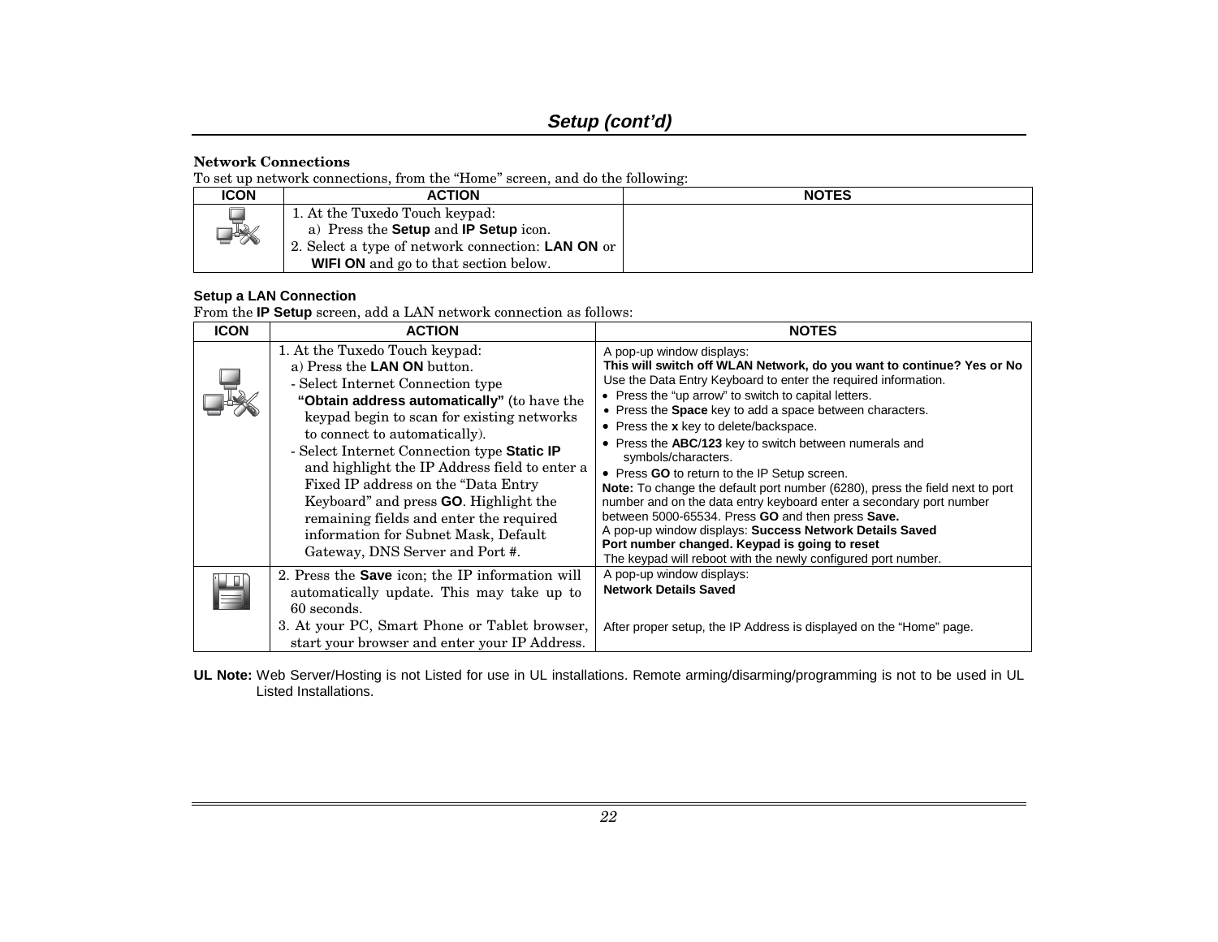## Setup (cont'd)

**Network Connections**

To set up network connections, from the "Home" screen, and do the following:

| ICON | ACTION | NOTES |
|---|---|---|
| | 1. At the Tuxedo Touch keypad:<br>a) Press the **Setup** and **IP Setup** icon.<br>2. Select a type of network connection: **LAN ON** or **WIFI ON** and go to that section below. | |

**Setup a LAN Connection**

From the **IP Setup** screen, add a LAN network connection as follows:

| ICON | ACTION | NOTES |
|---|---|---|
| | 1. At the Tuxedo Touch keypad:<br>a) Press the **LAN ON** button.<br>- Select Internet Connection type **"Obtain address automatically"** (to have the keypad begin to scan for existing networks to connect to automatically).<br>- Select Internet Connection type **Static IP** and highlight the IP Address field to enter a Fixed IP address on the "Data Entry Keyboard" and press **GO**. Highlight the remaining fields and enter the required information for Subnet Mask, Default Gateway, DNS Server and Port #. | A pop-up window displays:<br>**This will switch off WLAN Network, do you want to continue? Yes or No**<br>Use the Data Entry Keyboard to enter the required information.<br>• Press the "up arrow" to switch to capital letters.<br>• Press the **Space** key to add a space between characters.<br>• Press the **x** key to delete/backspace.<br>• Press the **ABC/123** key to switch between numerals and symbols/characters.<br>• Press **GO** to return to the IP Setup screen.<br>**Note:** To change the default port number (6280), press the field next to port number and on the data entry keyboard enter a secondary port number between 5000-65534. Press **GO** and then press **Save.**<br>A pop-up window displays: **Success Network Details Saved Port number changed. Keypad is going to reset**<br>The keypad will reboot with the newly configured port number. |
| | 2. Press the **Save** icon; the IP information will automatically update. This may take up to 60 seconds.<br>3. At your PC, Smart Phone or Tablet browser, start your browser and enter your IP Address. | A pop-up window displays:<br>**Network Details Saved**<br><br>After proper setup, the IP Address is displayed on the "Home" page. |

**UL Note:** Web Server/Hosting is not Listed for use in UL installations. Remote arming/disarming/programming is not to be used in UL Listed Installations.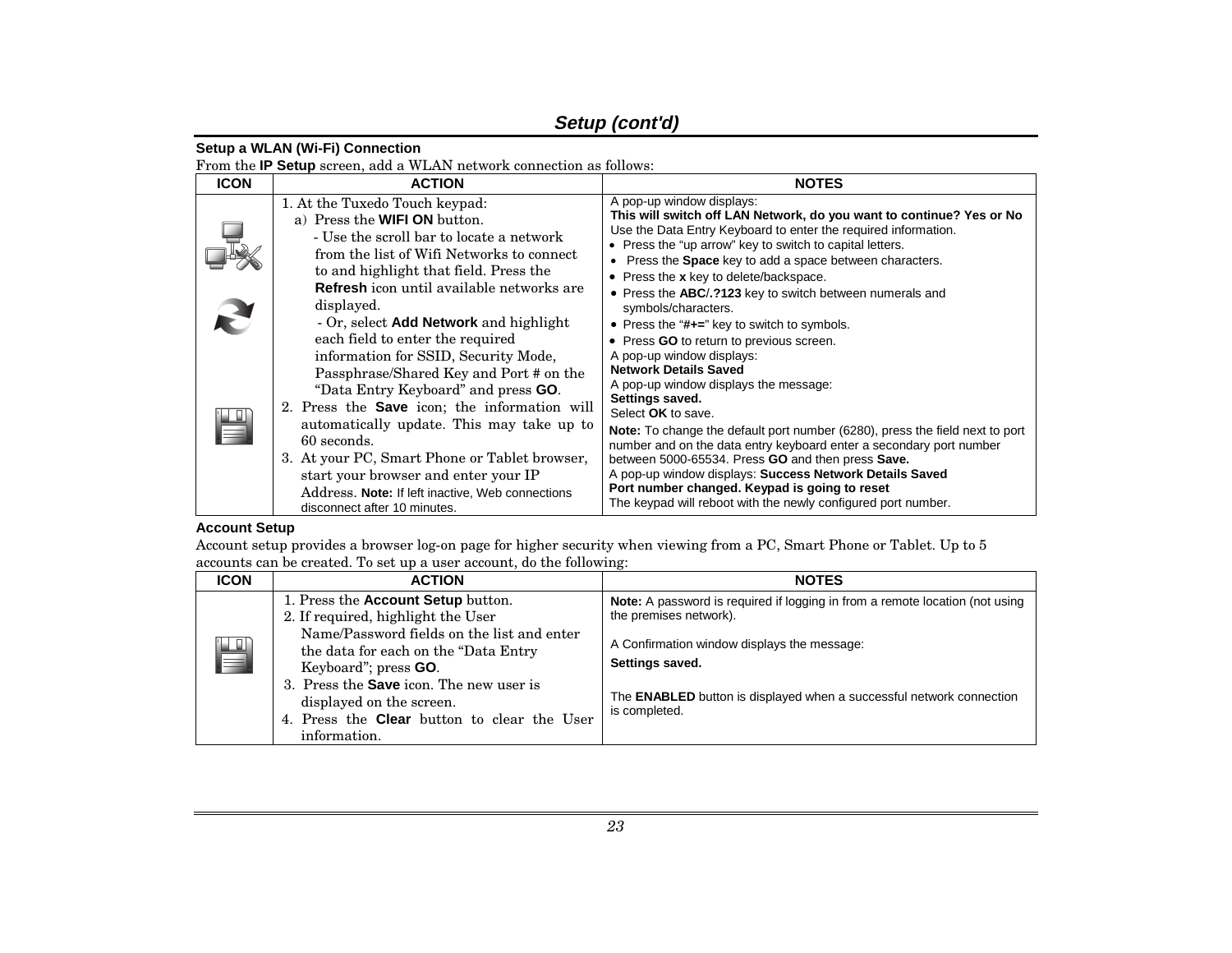## Setup (cont'd)

### Setup a WLAN (Wi-Fi) Connection

From the **IP Setup** screen, add a WLAN network connection as follows:

| ICON | ACTION | NOTES |
|---|---|---|
| | 1. At the Tuxedo Touch keypad:<br>a) Press the **WIFI ON** button.<br>- Use the scroll bar to locate a network from the list of Wifi Networks to connect to and highlight that field. Press the **Refresh** icon until available networks are displayed.<br>- Or, select **Add Network** and highlight each field to enter the required information for SSID, Security Mode, Passphrase/Shared Key and Port # on the "Data Entry Keyboard" and press **GO**. | A pop-up window displays:<br>**This will switch off LAN Network, do you want to continue? Yes or No**<br>Use the Data Entry Keyboard to enter the required information.<br>• Press the "up arrow" key to switch to capital letters.<br>• Press the **Space** key to add a space between characters.<br>• Press the **x** key to delete/backspace.<br>• Press the **ABC/.?123** key to switch between numerals and symbols/characters.<br>• Press the "**#+=**" key to switch to symbols.<br>• Press **GO** to return to previous screen.<br>A pop-up window displays:<br>**Network Details Saved** |
| | 2. Press the **Save** icon; the information will automatically update. This may take up to 60 seconds.<br>3. At your PC, Smart Phone or Tablet browser, start your browser and enter your IP Address. **Note:** If left inactive, Web connections disconnect after 10 minutes. | A pop-up window displays the message:<br>**Settings saved.**<br>Select **OK** to save.<br>**Note:** To change the default port number (6280), press the field next to port number and on the data entry keyboard enter a secondary port number between 5000-65534. Press **GO** and then press **Save.**<br>A pop-up window displays: **Success Network Details Saved**<br>**Port number changed. Keypad is going to reset**<br>The keypad will reboot with the newly configured port number. |

### Account Setup

Account setup provides a browser log-on page for higher security when viewing from a PC, Smart Phone or Tablet. Up to 5 accounts can be created. To set up a user account, do the following:

| ICON | ACTION | NOTES |
|---|---|---|
| | 1. Press the **Account Setup** button.<br>2. If required, highlight the User Name/Password fields on the list and enter the data for each on the "Data Entry Keyboard"; press **GO**.<br>3. Press the **Save** icon. The new user is displayed on the screen.<br>4. Press the **Clear** button to clear the User information. | **Note:** A password is required if logging in from a remote location (not using the premises network).<br><br>A Confirmation window displays the message:<br>**Settings saved.**<br><br>The **ENABLED** button is displayed when a successful network connection is completed. |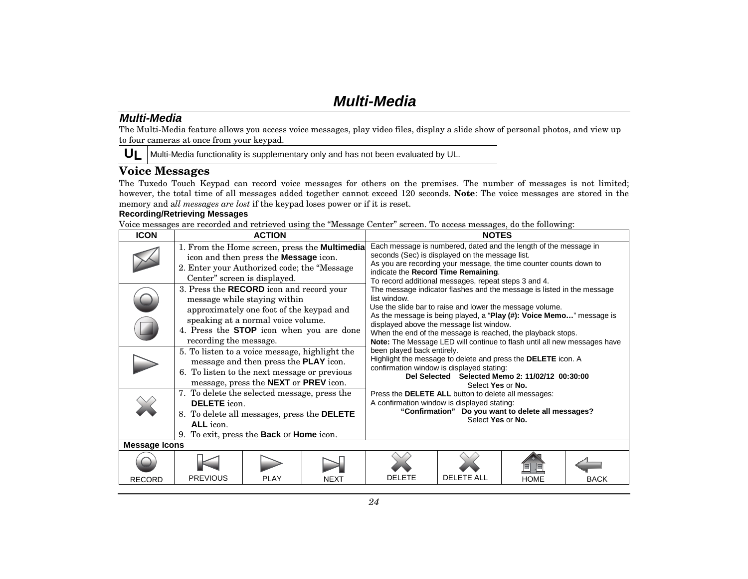# Multi-Media

## Multi-Media

The Multi-Media feature allows you access voice messages, play video files, display a slide show of personal photos, and view up to four cameras at once from your keypad.

| UL | Multi-Media functionality is supplementary only and has not been evaluated by UL. |
|---|---|

## Voice Messages

The Tuxedo Touch Keypad can record voice messages for others on the premises. The number of messages is not limited; however, the total time of all messages added together cannot exceed 120 seconds. **Note**: The voice messages are stored in the memory and *all messages are lost* if the keypad loses power or if it is reset.

**Recording/Retrieving Messages**

Voice messages are recorded and retrieved using the "Message Center" screen. To access messages, do the following:

| ICON | ACTION | NOTES |
|---|---|---|
| | 1. From the Home screen, press the **Multimedia** icon and then press the **Message** icon.<br>2. Enter your Authorized code; the "Message Center" screen is displayed. | Each message is numbered, dated and the length of the message in seconds (Sec) is displayed on the message list. |
| | 3. Press the **RECORD** icon and record your message while staying within approximately one foot of the keypad and speaking at a normal voice volume.<br>4. Press the **STOP** icon when you are done recording the message. | As you are recording your message, the time counter counts down to indicate the **Record Time Remaining**.<br>To record additional messages, repeat steps 3 and 4.<br>The message indicator flashes and the message is listed in the message list window. |
| | 5. To listen to a voice message, highlight the message and then press the **PLAY** icon.<br>6. To listen to the next message or previous message, press the **NEXT** or **PREV** icon. | Use the slide bar to raise and lower the message volume.<br>As the message is being played, a "**Play (#): Voice Memo…**" message is displayed above the message list window.<br>When the end of the message is reached, the playback stops.<br>**Note:** The Message LED will continue to flash until all new messages have been played back entirely. |
| | 7. To delete the selected message, press the **DELETE** icon.<br>8. To delete all messages, press the **DELETE ALL** icon.<br>9. To exit, press the **Back** or **Home** icon. | Highlight the message to delete and press the **DELETE** icon. A confirmation window is displayed stating:<br>**Del Selected Selected Memo 2: 11/02/12 00:30:00**<br>Select **Yes** or **No.**<br>Press the **DELETE ALL** button to delete all messages:<br>A confirmation window is displayed stating:<br>**"Confirmation" Do you want to delete all messages?**<br>Select **Yes** or **No.** |

**Message Icons**

| RECORD | PREVIOUS | PLAY | NEXT | DELETE | DELETE ALL | HOME | BACK |
|---|---|---|---|---|---|---|---|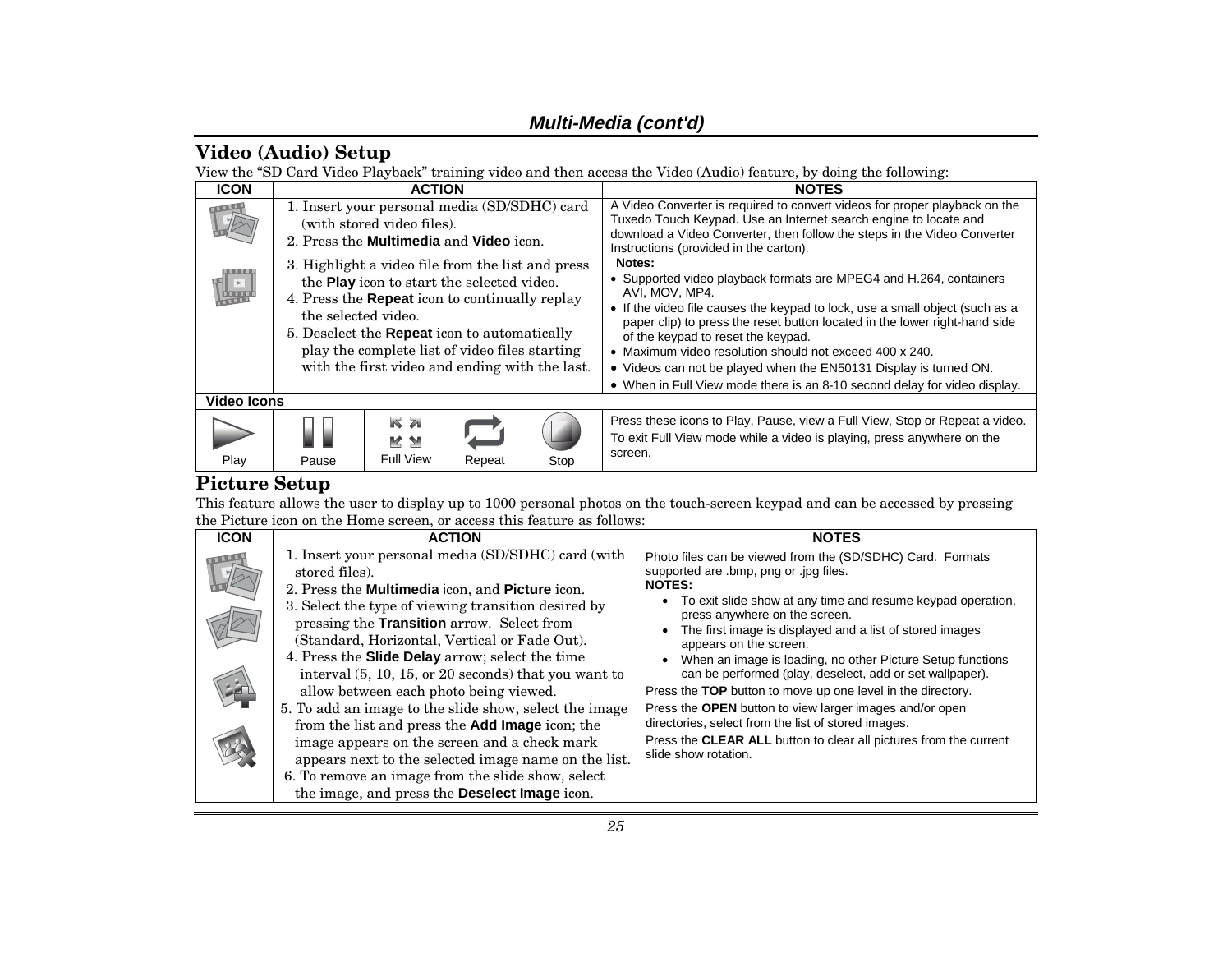## Multi-Media (cont'd)

## Video (Audio) Setup

View the "SD Card Video Playback" training video and then access the Video (Audio) feature, by doing the following:

| ICON | ACTION | NOTES |
|---|---|---|
| | 1. Insert your personal media (SD/SDHC) card (with stored video files).<br>2. Press the **Multimedia** and **Video** icon. | A Video Converter is required to convert videos for proper playback on the Tuxedo Touch Keypad. Use an Internet search engine to locate and download a Video Converter, then follow the steps in the Video Converter Instructions (provided in the carton). |
| | 3. Highlight a video file from the list and press the **Play** icon to start the selected video.<br>4. Press the **Repeat** icon to continually replay the selected video.<br>5. Deselect the **Repeat** icon to automatically play the complete list of video files starting with the first video and ending with the last. | **Notes:**<br>• Supported video playback formats are MPEG4 and H.264, containers AVI, MOV, MP4.<br>• If the video file causes the keypad to lock, use a small object (such as a paper clip) to press the reset button located in the lower right-hand side of the keypad to reset the keypad.<br>• Maximum video resolution should not exceed 400 x 240.<br>• Videos can not be played when the EN50131 Display is turned ON.<br>• When in Full View mode there is an 8-10 second delay for video display. |

**Video Icons**

| Play | Pause | Full View | Repeat | Stop | Notes |
|---|---|---|---|---|---|
| | | | | | Press these icons to Play, Pause, view a Full View, Stop or Repeat a video.<br>To exit Full View mode while a video is playing, press anywhere on the screen. |

## Picture Setup

This feature allows the user to display up to 1000 personal photos on the touch-screen keypad and can be accessed by pressing the Picture icon on the Home screen, or access this feature as follows:

| ICON | ACTION | NOTES |
|---|---|---|
| | 1. Insert your personal media (SD/SDHC) card (with stored files).<br>2. Press the **Multimedia** icon, and **Picture** icon.<br>3. Select the type of viewing transition desired by pressing the **Transition** arrow. Select from (Standard, Horizontal, Vertical or Fade Out).<br>4. Press the **Slide Delay** arrow; select the time interval (5, 10, 15, or 20 seconds) that you want to allow between each photo being viewed.<br>5. To add an image to the slide show, select the image from the list and press the **Add Image** icon; the image appears on the screen and a check mark appears next to the selected image name on the list.<br>6. To remove an image from the slide show, select the image, and press the **Deselect Image** icon. | Photo files can be viewed from the (SD/SDHC) Card. Formats supported are .bmp, png or .jpg files.<br>**NOTES:**<br>• To exit slide show at any time and resume keypad operation, press anywhere on the screen.<br>• The first image is displayed and a list of stored images appears on the screen.<br>• When an image is loading, no other Picture Setup functions can be performed (play, deselect, add or set wallpaper).<br>Press the **TOP** button to move up one level in the directory.<br>Press the **OPEN** button to view larger images and/or open directories, select from the list of stored images.<br>Press the **CLEAR ALL** button to clear all pictures from the current slide show rotation. |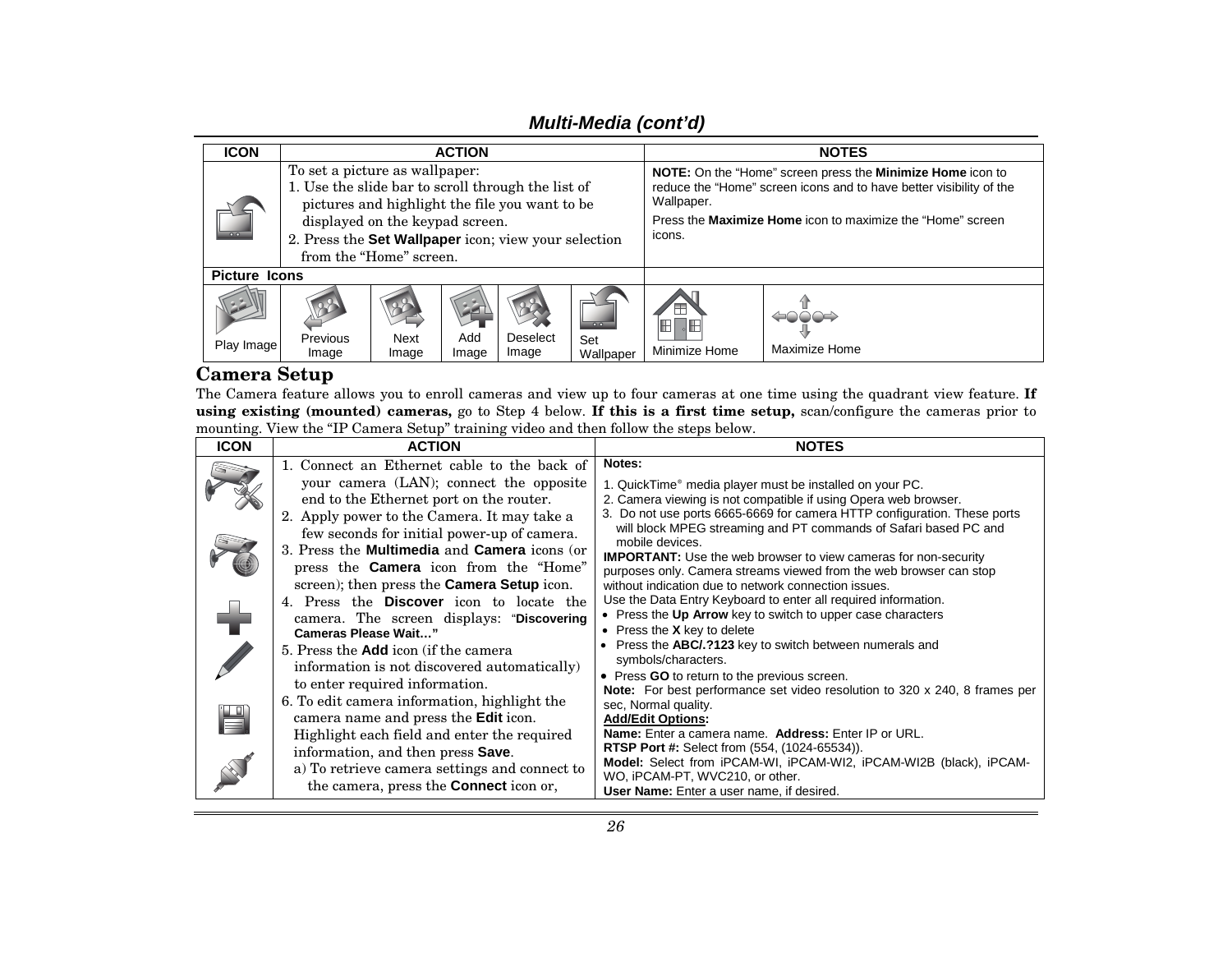## Multi-Media (cont'd)

| ICON | ACTION | NOTES |
|---|---|---|
| | To set a picture as wallpaper:<br>1. Use the slide bar to scroll through the list of pictures and highlight the file you want to be displayed on the keypad screen.<br>2. Press the **Set Wallpaper** icon; view your selection from the "Home" screen. | **NOTE:** On the "Home" screen press the **Minimize Home** icon to reduce the "Home" screen icons and to have better visibility of the Wallpaper.<br>Press the **Maximize Home** icon to maximize the "Home" screen icons. |

**Picture Icons**

| Play Image | Previous Image | Next Image | Add Image | Deselect Image | Set Wallpaper | Minimize Home | Maximize Home |
|---|---|---|---|---|---|---|---|

## Camera Setup

The Camera feature allows you to enroll cameras and view up to four cameras at one time using the quadrant view feature. **If using existing (mounted) cameras,** go to Step 4 below. **If this is a first time setup,** scan/configure the cameras prior to mounting. View the "IP Camera Setup" training video and then follow the steps below.

| ICON | ACTION | NOTES |
|---|---|---|
| | 1. Connect an Ethernet cable to the back of your camera (LAN); connect the opposite end to the Ethernet port on the router.<br>2. Apply power to the Camera. It may take a few seconds for initial power-up of camera.<br>3. Press the **Multimedia** and **Camera** icons (or press the **Camera** icon from the "Home" screen); then press the **Camera Setup** icon.<br>4. Press the **Discover** icon to locate the camera. The screen displays: "**Discovering Cameras Please Wait…**"<br>5. Press the **Add** icon (if the camera information is not discovered automatically) to enter required information.<br>6. To edit camera information, highlight the camera name and press the **Edit** icon. Highlight each field and enter the required information, and then press **Save**.<br>a) To retrieve camera settings and connect to the camera, press the **Connect** icon or, | **Notes:**<br>1. QuickTime® media player must be installed on your PC.<br>2. Camera viewing is not compatible if using Opera web browser.<br>3. Do not use ports 6665-6669 for camera HTTP configuration. These ports will block MPEG streaming and PT commands of Safari based PC and mobile devices.<br>**IMPORTANT:** Use the web browser to view cameras for non-security purposes only. Camera streams viewed from the web browser can stop without indication due to network connection issues.<br>Use the Data Entry Keyboard to enter all required information.<br>• Press the **Up Arrow** key to switch to upper case characters<br>• Press the **X** key to delete<br>• Press the **ABC/.?123** key to switch between numerals and symbols/characters.<br>• Press **GO** to return to the previous screen.<br>**Note:** For best performance set video resolution to 320 x 240, 8 frames per sec, Normal quality.<br>**Add/Edit Options:**<br>**Name:** Enter a camera name. **Address:** Enter IP or URL.<br>**RTSP Port #:** Select from (554, (1024-65534)).<br>**Model:** Select from iPCAM-WI, iPCAM-WI2, iPCAM-WI2B (black), iPCAM-WO, iPCAM-PT, WVC210, or other.<br>**User Name:** Enter a user name, if desired. |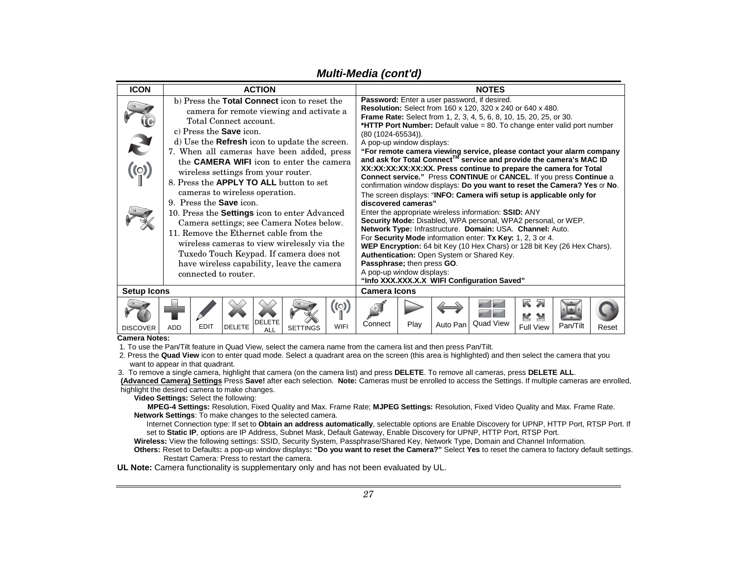## Multi-Media (cont'd)

| ICON | ACTION | NOTES |
|---|---|---|
| | b) Press the **Total Connect** icon to reset the camera for remote viewing and activate a Total Connect account.<br>c) Press the **Save** icon.<br>d) Use the **Refresh** icon to update the screen.<br>7. When all cameras have been added, press the **CAMERA WIFI** icon to enter the camera wireless settings from your router.<br>8. Press the **APPLY TO ALL** button to set cameras to wireless operation.<br>9. Press the **Save** icon.<br>10. Press the **Settings** icon to enter Advanced Camera settings; see Camera Notes below.<br>11. Remove the Ethernet cable from the wireless cameras to view wirelessly via the Tuxedo Touch Keypad. If camera does not have wireless capability, leave the camera connected to router. | **Password:** Enter a user password, if desired.<br>**Resolution:** Select from 160 x 120, 320 x 240 or 640 x 480.<br>**Frame Rate:** Select from 1, 2, 3, 4, 5, 6, 8, 10, 15, 20, 25, or 30.<br>***HTTP Port Number:** Default value = 80. To change enter valid port number (80 (1024-65534)).<br>A pop-up window displays:<br>**"For remote camera viewing service, please contact your alarm company and ask for Total Connect™ service and provide the camera's MAC ID XX:XX:XX:XX:XX:XX. Press continue to prepare the camera for Total Connect service."** Press **CONTINUE** or **CANCEL**. If you press **Continue** a confirmation window displays: **Do you want to reset the Camera? Yes** or **No**.<br>The screen displays: "**INFO: Camera wifi setup is applicable only for discovered cameras"**<br>Enter the appropriate wireless information: **SSID:** ANY<br>**Security Mode:** Disabled, WPA personal, WPA2 personal, or WEP.<br>**Network Type:** Infrastructure. **Domain:** USA. **Channel:** Auto.<br>For **Security Mode** information enter: **Tx Key:** 1, 2, 3 or 4.<br>**WEP Encryption:** 64 bit Key (10 Hex Chars) or 128 bit Key (26 Hex Chars).<br>**Authentication:** Open System or Shared Key.<br>**Passphrase;** then press **GO**.<br>A pop-up window displays:<br>**"Info XXX.XXX.X.X WIFI Configuration Saved"** |

| Setup Icons | | | | | | | Camera Icons | | | | | | |
|---|---|---|---|---|---|---|---|---|---|---|---|---|---|
| DISCOVER | ADD | EDIT | DELETE | DELETE ALL | SETTINGS | WIFI | Connect | Play | Auto Pan | Quad View | Full View | Pan/Tilt | Reset |

**Camera Notes:**

1. To use the Pan/Tilt feature in Quad View, select the camera name from the camera list and then press Pan/Tilt.
2. Press the **Quad View** icon to enter quad mode. Select a quadrant area on the screen (this area is highlighted) and then select the camera that you want to appear in that quadrant.
3. To remove a single camera, highlight that camera (on the camera list) and press **DELETE**. To remove all cameras, press **DELETE ALL**.

**(Advanced Camera) Settings** Press **Save!** after each selection. **Note:** Cameras must be enrolled to access the Settings. If multiple cameras are enrolled, highlight the desired camera to make changes.

**Video Settings:** Select the following:

**MPEG-4 Settings:** Resolution, Fixed Quality and Max. Frame Rate; **MJPEG Settings:** Resolution, Fixed Video Quality and Max. Frame Rate.

**Network Settings**: To make changes to the selected camera.

Internet Connection type: If set to **Obtain an address automatically**, selectable options are Enable Discovery for UPNP, HTTP Port, RTSP Port. If set to **Static IP**, options are IP Address, Subnet Mask, Default Gateway, Enable Discovery for UPNP, HTTP Port, RTSP Port.

**Wireless:** View the following settings: SSID, Security System, Passphrase/Shared Key, Network Type, Domain and Channel Information.

**Others:** Reset to Defaults**:** a pop-up window displays**: "Do you want to reset the Camera?"** Select **Yes** to reset the camera to factory default settings. Restart Camera: Press to restart the camera.

**UL Note:** Camera functionality is supplementary only and has not been evaluated by UL.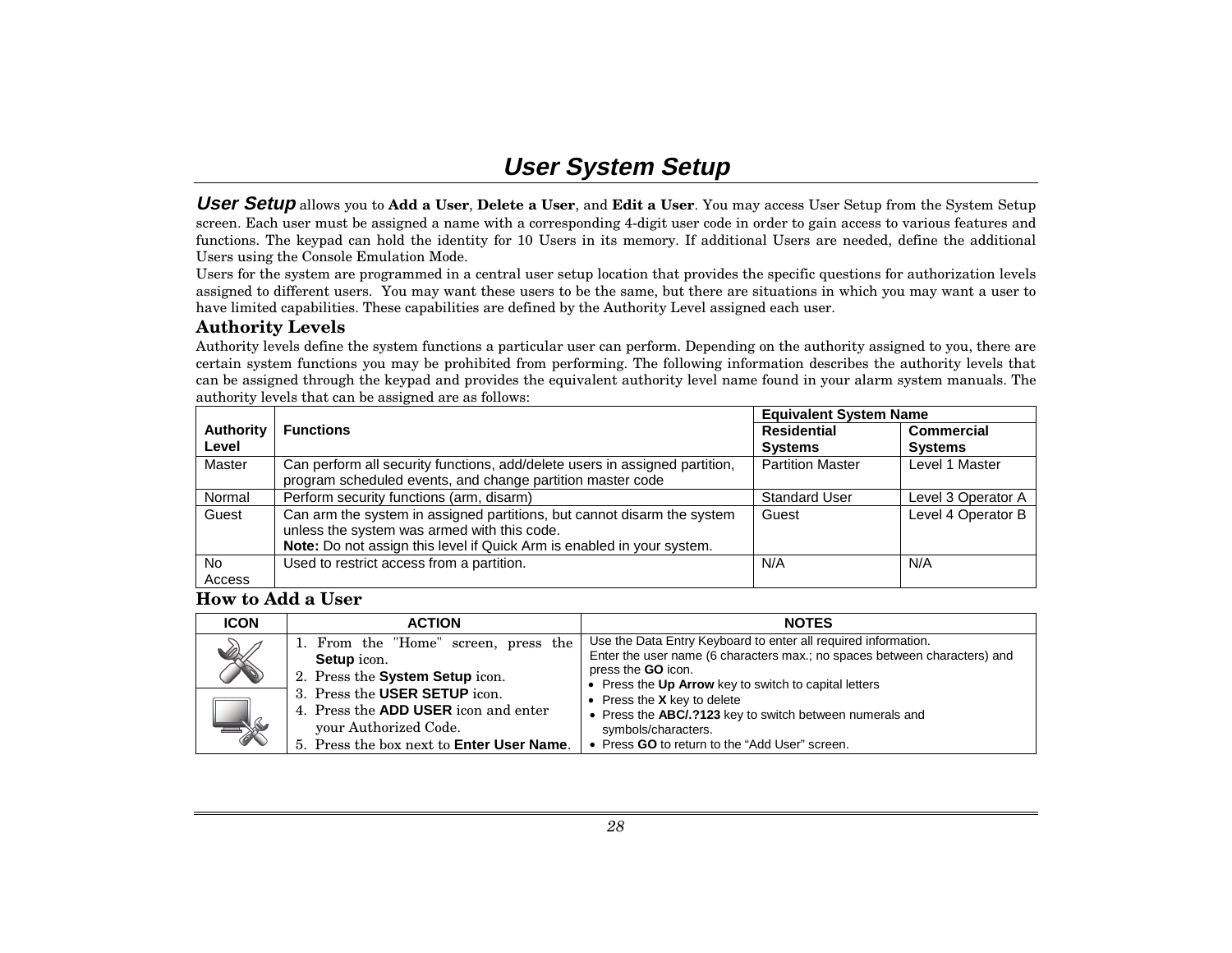# User System Setup

***User Setup*** allows you to **Add a User**, **Delete a User**, and **Edit a User**. You may access User Setup from the System Setup screen. Each user must be assigned a name with a corresponding 4-digit user code in order to gain access to various features and functions. The keypad can hold the identity for 10 Users in its memory. If additional Users are needed, define the additional Users using the Console Emulation Mode.

Users for the system are programmed in a central user setup location that provides the specific questions for authorization levels assigned to different users. You may want these users to be the same, but there are situations in which you may want a user to have limited capabilities. These capabilities are defined by the Authority Level assigned each user.

## Authority Levels

Authority levels define the system functions a particular user can perform. Depending on the authority assigned to you, there are certain system functions you may be prohibited from performing. The following information describes the authority levels that can be assigned through the keypad and provides the equivalent authority level name found in your alarm system manuals. The authority levels that can be assigned are as follows:

| Authority Level | Functions | Equivalent System Name | |
|---|---|---|---|
| | | **Residential Systems** | **Commercial Systems** |
| Master | Can perform all security functions, add/delete users in assigned partition, program scheduled events, and change partition master code | Partition Master | Level 1 Master |
| Normal | Perform security functions (arm, disarm) | Standard User | Level 3 Operator A |
| Guest | Can arm the system in assigned partitions, but cannot disarm the system unless the system was armed with this code.<br>**Note:** Do not assign this level if Quick Arm is enabled in your system. | Guest | Level 4 Operator B |
| No Access | Used to restrict access from a partition. | N/A | N/A |

## How to Add a User

| ICON | ACTION | NOTES |
|---|---|---|
| | 1. From the "Home" screen, press the **Setup** icon.<br>2. Press the **System Setup** icon.<br>3. Press the **USER SETUP** icon.<br>4. Press the **ADD USER** icon and enter your Authorized Code.<br>5. Press the box next to **Enter User Name**. | Use the Data Entry Keyboard to enter all required information.<br>Enter the user name (6 characters max.; no spaces between characters) and press the **GO** icon.<br>• Press the **Up Arrow** key to switch to capital letters<br>• Press the **X** key to delete<br>• Press the **ABC/.?123** key to switch between numerals and symbols/characters.<br>• Press **GO** to return to the "Add User" screen. |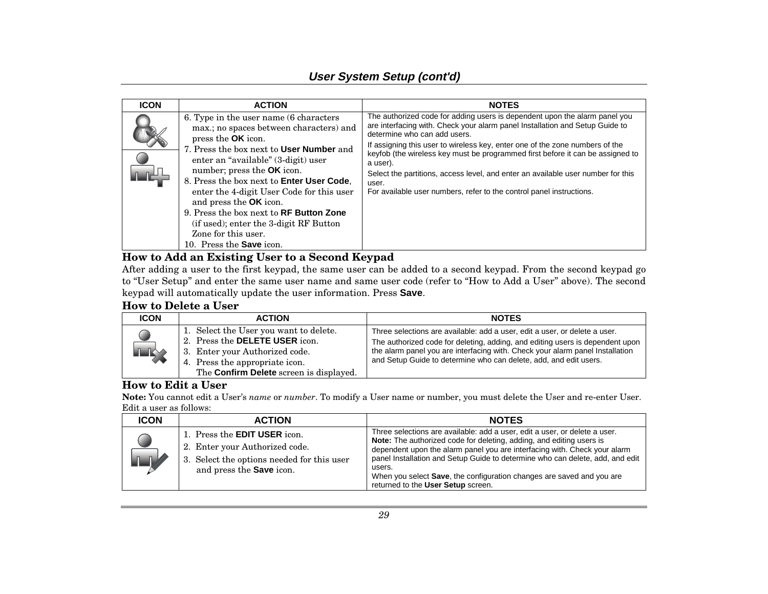## User System Setup (cont'd)

| ICON | ACTION | NOTES |
|---|---|---|
| | 6. Type in the user name (6 characters max.; no spaces between characters) and press the **OK** icon.<br>7. Press the box next to **User Number** and enter an "available" (3-digit) user number; press the **OK** icon.<br>8. Press the box next to **Enter User Code**, enter the 4-digit User Code for this user and press the **OK** icon.<br>9. Press the box next to **RF Button Zone** (if used); enter the 3-digit RF Button Zone for this user.<br>10. Press the **Save** icon. | The authorized code for adding users is dependent upon the alarm panel you are interfacing with. Check your alarm panel Installation and Setup Guide to determine who can add users.<br>If assigning this user to wireless key, enter one of the zone numbers of the keyfob (the wireless key must be programmed first before it can be assigned to a user).<br>Select the partitions, access level, and enter an available user number for this user.<br>For available user numbers, refer to the control panel instructions. |

### How to Add an Existing User to a Second Keypad

After adding a user to the first keypad, the same user can be added to a second keypad. From the second keypad go to "User Setup" and enter the same user name and same user code (refer to "How to Add a User" above). The second keypad will automatically update the user information. Press **Save**.

### How to Delete a User

| ICON | ACTION | NOTES |
|---|---|---|
| | 1. Select the User you want to delete.<br>2. Press the **DELETE USER** icon.<br>3. Enter your Authorized code.<br>4. Press the appropriate icon.<br>The **Confirm Delete** screen is displayed. | Three selections are available: add a user, edit a user, or delete a user.<br>The authorized code for deleting, adding, and editing users is dependent upon the alarm panel you are interfacing with. Check your alarm panel Installation and Setup Guide to determine who can delete, add, and edit users. |

### How to Edit a User

**Note:** You cannot edit a User's *name* or *number*. To modify a User name or number, you must delete the User and re-enter User.

Edit a user as follows:

| ICON | ACTION | NOTES |
|---|---|---|
| | 1. Press the **EDIT USER** icon.<br>2. Enter your Authorized code.<br>3. Select the options needed for this user and press the **Save** icon. | Three selections are available: add a user, edit a user, or delete a user.<br>**Note:** The authorized code for deleting, adding, and editing users is dependent upon the alarm panel you are interfacing with. Check your alarm panel Installation and Setup Guide to determine who can delete, add, and edit users.<br>When you select **Save**, the configuration changes are saved and you are returned to the **User Setup** screen. |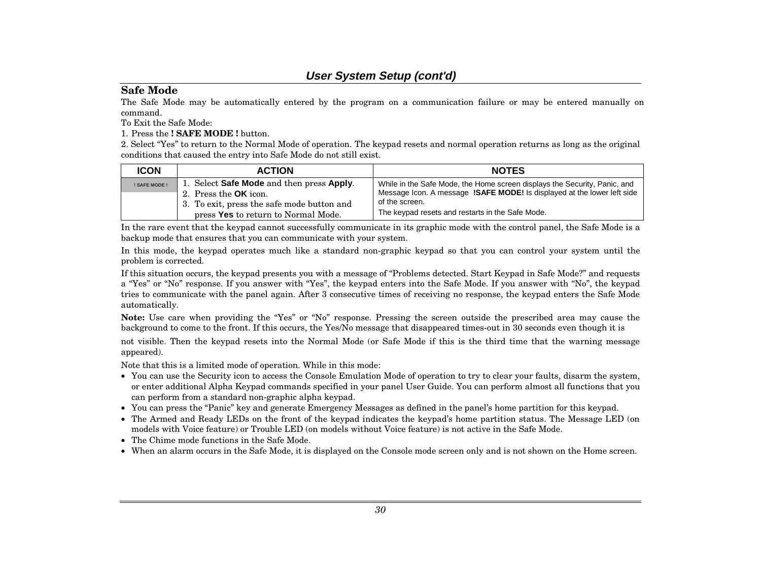## User System Setup (cont'd)

### Safe Mode

The Safe Mode may be automatically entered by the program on a communication failure or may be entered manually on command.

To Exit the Safe Mode:

1. Press the **! SAFE MODE !** button.
2. Select "Yes" to return to the Normal Mode of operation. The keypad resets and normal operation returns as long as the original conditions that caused the entry into Safe Mode do not still exist.

| ICON | ACTION | NOTES |
|---|---|---|
| ! SAFE MODE ! | 1. Select **Safe Mode** and then press **Apply**.<br>2. Press the **OK** icon.<br>3. To exit, press the safe mode button and press **Yes** to return to Normal Mode. | While in the Safe Mode, the Home screen displays the Security, Panic, and Message Icon. A message **!SAFE MODE!** Is displayed at the lower left side of the screen.<br>The keypad resets and restarts in the Safe Mode. |

In the rare event that the keypad cannot successfully communicate in its graphic mode with the control panel, the Safe Mode is a backup mode that ensures that you can communicate with your system.

In this mode, the keypad operates much like a standard non-graphic keypad so that you can control your system until the problem is corrected.

If this situation occurs, the keypad presents you with a message of "Problems detected. Start Keypad in Safe Mode?" and requests a "Yes" or "No" response. If you answer with "Yes", the keypad enters into the Safe Mode. If you answer with "No", the keypad tries to communicate with the panel again. After 3 consecutive times of receiving no response, the keypad enters the Safe Mode automatically.

**Note:** Use care when providing the "Yes" or "No" response. Pressing the screen outside the prescribed area may cause the background to come to the front. If this occurs, the Yes/No message that disappeared times-out in 30 seconds even though it is not visible. Then the keypad resets into the Normal Mode (or Safe Mode if this is the third time that the warning message appeared).

Note that this is a limited mode of operation. While in this mode:

- You can use the Security icon to access the Console Emulation Mode of operation to try to clear your faults, disarm the system, or enter additional Alpha Keypad commands specified in your panel User Guide. You can perform almost all functions that you can perform from a standard non-graphic alpha keypad.
- You can press the "Panic" key and generate Emergency Messages as defined in the panel's home partition for this keypad.
- The Armed and Ready LEDs on the front of the keypad indicates the keypad's home partition status. The Message LED (on models with Voice feature) or Trouble LED (on models without Voice feature) is not active in the Safe Mode.
- The Chime mode functions in the Safe Mode.
- When an alarm occurs in the Safe Mode, it is displayed on the Console mode screen only and is not shown on the Home screen.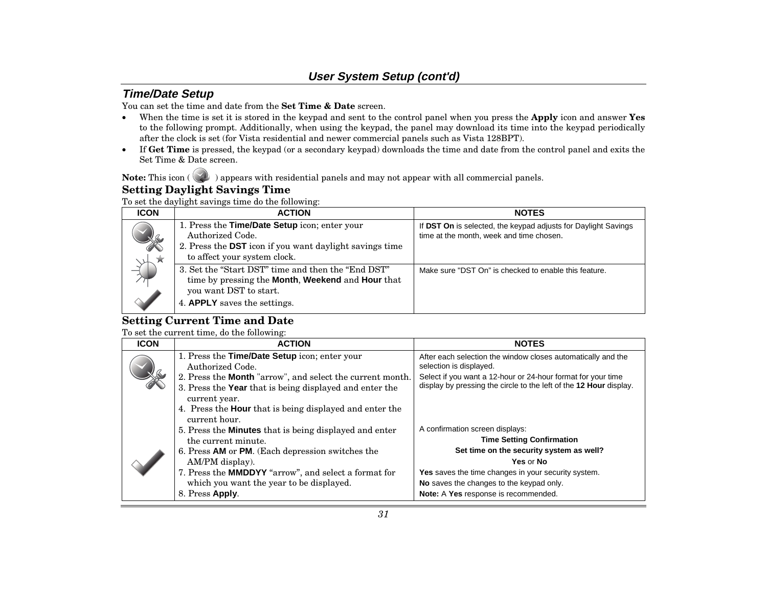## User System Setup (cont'd)

### *Time/Date Setup*

You can set the time and date from the **Set Time & Date** screen.

- When the time is set it is stored in the keypad and sent to the control panel when you press the **Apply** icon and answer **Yes** to the following prompt. Additionally, when using the keypad, the panel may download its time into the keypad periodically after the clock is set (for Vista residential and newer commercial panels such as Vista 128BPT).
- If **Get Time** is pressed, the keypad (or a secondary keypad) downloads the time and date from the control panel and exits the Set Time & Date screen.

**Note:** This icon ( ) appears with residential panels and may not appear with all commercial panels.

### Setting Daylight Savings Time

To set the daylight savings time do the following:

| ICON | ACTION | NOTES |
|---|---|---|
| | 1. Press the **Time/Date Setup** icon; enter your Authorized Code.<br>2. Press the **DST** icon if you want daylight savings time to affect your system clock. | If **DST On** is selected, the keypad adjusts for Daylight Savings time at the month, week and time chosen. |
| | 3. Set the "Start DST" time and then the "End DST" time by pressing the **Month**, **Weekend** and **Hour** that you want DST to start.<br>4. **APPLY** saves the settings. | Make sure "DST On" is checked to enable this feature. |

### Setting Current Time and Date

To set the current time, do the following:

| ICON | ACTION | NOTES |
|---|---|---|
| | 1. Press the **Time/Date Setup** icon; enter your Authorized Code.<br>2. Press the **Month** "arrow", and select the current month.<br>3. Press the **Year** that is being displayed and enter the current year.<br>4. Press the **Hour** that is being displayed and enter the current hour. | After each selection the window closes automatically and the selection is displayed.<br>Select if you want a 12-hour or 24-hour format for your time display by pressing the circle to the left of the **12 Hour** display. |
| | 5. Press the **Minutes** that is being displayed and enter the current minute.<br>6. Press **AM** or **PM**. (Each depression switches the AM/PM display).<br>7. Press the **MMDDYY** "arrow", and select a format for which you want the year to be displayed.<br>8. Press **Apply**. | A confirmation screen displays:<br>**Time Setting Confirmation**<br>**Set time on the security system as well?**<br>**Yes** or **No**<br>**Yes** saves the time changes in your security system.<br>**No** saves the changes to the keypad only.<br>**Note:** A **Yes** response is recommended. |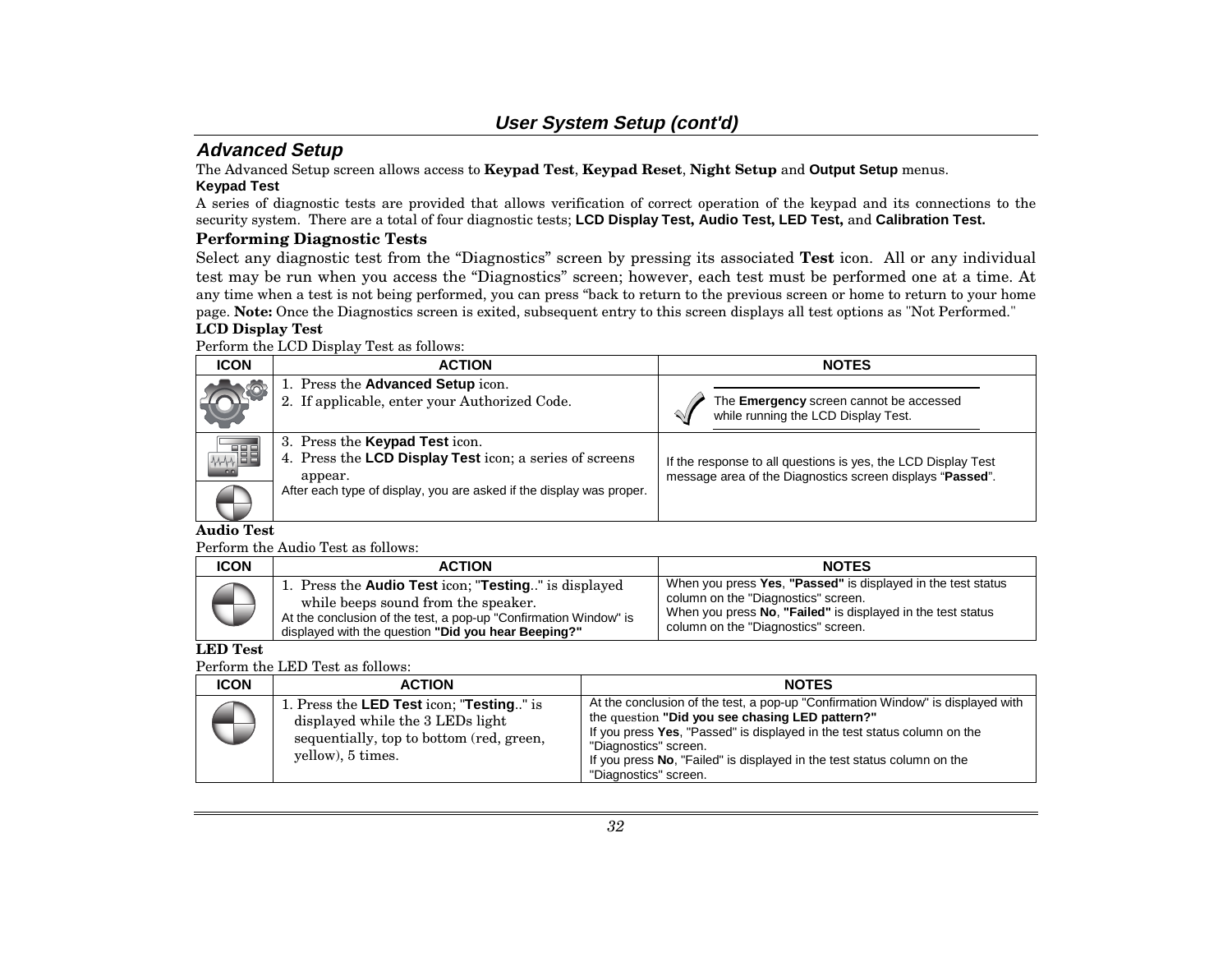## User System Setup (cont'd)

### Advanced Setup

The Advanced Setup screen allows access to **Keypad Test**, **Keypad Reset**, **Night Setup** and **Output Setup** menus.

**Keypad Test**

A series of diagnostic tests are provided that allows verification of correct operation of the keypad and its connections to the security system. There are a total of four diagnostic tests; **LCD Display Test, Audio Test, LED Test,** and **Calibration Test.**

**Performing Diagnostic Tests**

Select any diagnostic test from the "Diagnostics" screen by pressing its associated **Test** icon. All or any individual test may be run when you access the "Diagnostics" screen; however, each test must be performed one at a time. At any time when a test is not being performed, you can press "back to return to the previous screen or home to return to your home page. **Note:** Once the Diagnostics screen is exited, subsequent entry to this screen displays all test options as "Not Performed."

**LCD Display Test**

Perform the LCD Display Test as follows:

| ICON | ACTION | NOTES |
|---|---|---|
| | 1. Press the **Advanced Setup** icon.<br>2. If applicable, enter your Authorized Code. | The **Emergency** screen cannot be accessed while running the LCD Display Test. |
| | 3. Press the **Keypad Test** icon.<br>4. Press the **LCD Display Test** icon; a series of screens appear.<br>After each type of display, you are asked if the display was proper. | If the response to all questions is yes, the LCD Display Test message area of the Diagnostics screen displays "**Passed**". |

**Audio Test**

Perform the Audio Test as follows:

| ICON | ACTION | NOTES |
|---|---|---|
| | 1. Press the **Audio Test** icon; "**Testing**.." is displayed while beeps sound from the speaker.<br>At the conclusion of the test, a pop-up "Confirmation Window" is displayed with the question **"Did you hear Beeping?"** | When you press **Yes**, **"Passed"** is displayed in the test status column on the "Diagnostics" screen.<br>When you press **No**, **"Failed"** is displayed in the test status column on the "Diagnostics" screen. |

**LED Test**

Perform the LED Test as follows:

| ICON | ACTION | NOTES |
|---|---|---|
| | 1. Press the **LED Test** icon; "**Testing**.." is displayed while the 3 LEDs light sequentially, top to bottom (red, green, yellow), 5 times. | At the conclusion of the test, a pop-up "Confirmation Window" is displayed with the question **"Did you see chasing LED pattern?"**<br>If you press **Yes**, "Passed" is displayed in the test status column on the "Diagnostics" screen.<br>If you press **No**, "Failed" is displayed in the test status column on the "Diagnostics" screen. |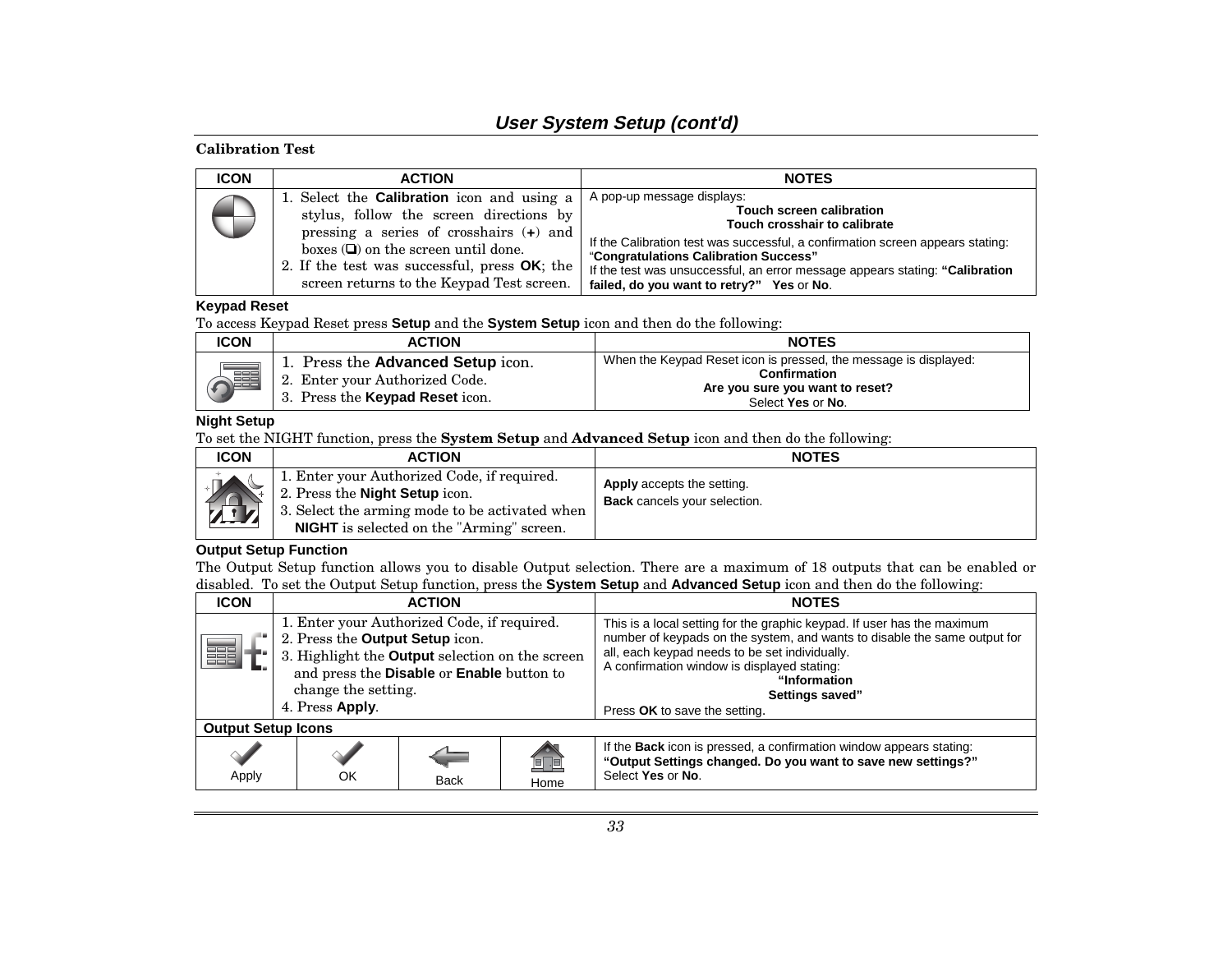## User System Setup (cont'd)

### Calibration Test

| ICON | ACTION | NOTES |
|---|---|---|
| | 1. Select the **Calibration** icon and using a stylus, follow the screen directions by pressing a series of crosshairs (**+**) and boxes (❑) on the screen until done.<br>2. If the test was successful, press **OK**; the screen returns to the Keypad Test screen. | A pop-up message displays:<br>**Touch screen calibration**<br>**Touch crosshair to calibrate**<br>If the Calibration test was successful, a confirmation screen appears stating: "**Congratulations Calibration Success"**<br>If the test was unsuccessful, an error message appears stating: **"Calibration failed, do you want to retry?" Yes** or **No**. |

### Keypad Reset

To access Keypad Reset press **Setup** and the **System Setup** icon and then do the following:

| ICON | ACTION | NOTES |
|---|---|---|
| | 1. Press the **Advanced Setup** icon.<br>2. Enter your Authorized Code.<br>3. Press the **Keypad Reset** icon. | When the Keypad Reset icon is pressed, the message is displayed:<br>**Confirmation**<br>**Are you sure you want to reset?**<br>Select **Yes** or **No**. |

### Night Setup

To set the NIGHT function, press the **System Setup** and **Advanced Setup** icon and then do the following:

| ICON | ACTION | NOTES |
|---|---|---|
| | 1. Enter your Authorized Code, if required.<br>2. Press the **Night Setup** icon.<br>3. Select the arming mode to be activated when **NIGHT** is selected on the "Arming" screen. | **Apply** accepts the setting.<br>**Back** cancels your selection. |

### Output Setup Function

The Output Setup function allows you to disable Output selection. There are a maximum of 18 outputs that can be enabled or disabled. To set the Output Setup function, press the **System Setup** and **Advanced Setup** icon and then do the following:

| ICON | ACTION | NOTES |
|---|---|---|
| | 1. Enter your Authorized Code, if required.<br>2. Press the **Output Setup** icon.<br>3. Highlight the **Output** selection on the screen and press the **Disable** or **Enable** button to change the setting.<br>4. Press **Apply**. | This is a local setting for the graphic keypad. If user has the maximum number of keypads on the system, and wants to disable the same output for all, each keypad needs to be set individually.<br>A confirmation window is displayed stating:<br>**"Information**<br>**Settings saved"**<br>Press **OK** to save the setting. |

**Output Setup Icons**

| Apply | OK | Back | Home | NOTES |
|---|---|---|---|---|
| | | | | If the **Back** icon is pressed, a confirmation window appears stating:<br>**"Output Settings changed. Do you want to save new settings?"**<br>Select **Yes** or **No**. |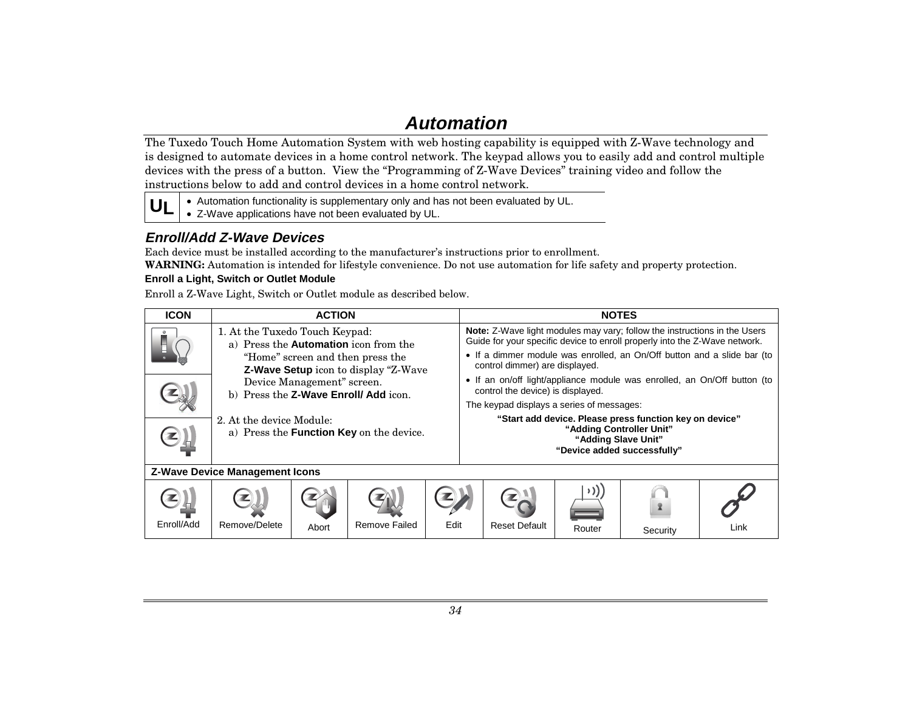# Automation

The Tuxedo Touch Home Automation System with web hosting capability is equipped with Z-Wave technology and is designed to automate devices in a home control network. The keypad allows you to easily add and control multiple devices with the press of a button. View the "Programming of Z-Wave Devices" training video and follow the instructions below to add and control devices in a home control network.

| UL | |
|---|---|
| | • Automation functionality is supplementary only and has not been evaluated by UL.<br>• Z-Wave applications have not been evaluated by UL. |

## Enroll/Add Z-Wave Devices

Each device must be installed according to the manufacturer's instructions prior to enrollment.

**WARNING:** Automation is intended for lifestyle convenience. Do not use automation for life safety and property protection.

**Enroll a Light, Switch or Outlet Module**

Enroll a Z-Wave Light, Switch or Outlet module as described below.

| ICON | ACTION | NOTES |
|---|---|---|
| | 1. At the Tuxedo Touch Keypad:<br>a) Press the **Automation** icon from the "Home" screen and then press the **Z-Wave Setup** icon to display "Z-Wave Device Management" screen.<br>b) Press the **Z-Wave Enroll/ Add** icon.<br><br>2. At the device Module:<br>a) Press the **Function Key** on the device. | **Note:** Z-Wave light modules may vary; follow the instructions in the Users Guide for your specific device to enroll properly into the Z-Wave network.<br>• If a dimmer module was enrolled, an On/Off button and a slide bar (to control dimmer) are displayed.<br>• If an on/off light/appliance module was enrolled, an On/Off button (to control the device) is displayed.<br>The keypad displays a series of messages:<br>**"Start add device. Please press function key on device"**<br>**"Adding Controller Unit"**<br>**"Adding Slave Unit"**<br>**"Device added successfully"** |

**Z-Wave Device Management Icons**

| Enroll/Add | Remove/Delete | Abort | Remove Failed | Edit | Reset Default | Router | Security | Link |
|---|---|---|---|---|---|---|---|---|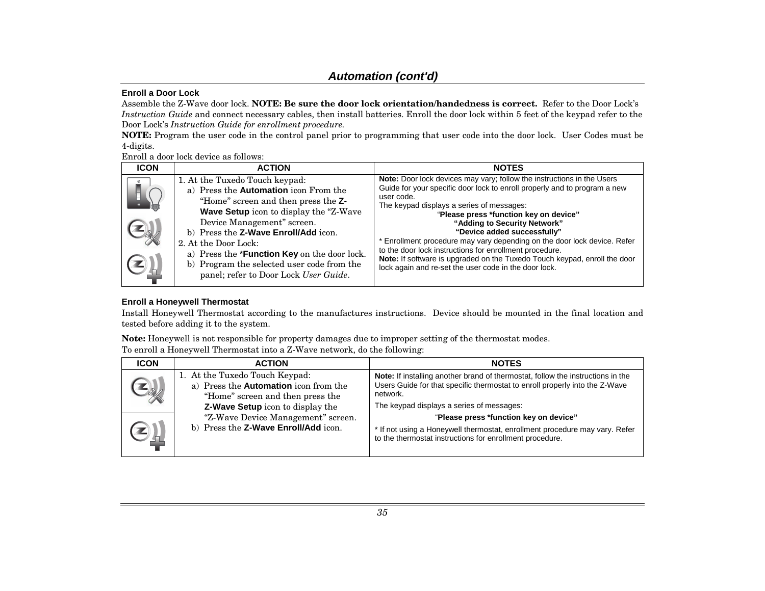## Automation (cont'd)

### Enroll a Door Lock

Assemble the Z-Wave door lock. **NOTE: Be sure the door lock orientation/handedness is correct.** Refer to the Door Lock's *Instruction Guide* and connect necessary cables, then install batteries. Enroll the door lock within 5 feet of the keypad refer to the Door Lock's *Instruction Guide for enrollment procedure.*

**NOTE:** Program the user code in the control panel prior to programming that user code into the door lock. User Codes must be 4-digits.

Enroll a door lock device as follows:

| ICON | ACTION | NOTES |
|---|---|---|
| | 1. At the Tuxedo Touch keypad:<br>a) Press the **Automation** icon From the "Home" screen and then press the **Z-Wave Setup** icon to display the "Z-Wave Device Management" screen.<br>b) Press the **Z-Wave Enroll/Add** icon.<br>2. At the Door Lock:<br>a) Press the ***Function Key** on the door lock.<br>b) Program the selected user code from the panel; refer to Door Lock *User Guide*. | **Note:** Door lock devices may vary; follow the instructions in the Users Guide for your specific door lock to enroll properly and to program a new user code.<br>The keypad displays a series of messages:<br>"**Please press *function key on device"**<br>**"Adding to Security Network"**<br>**"Device added successfully"**<br>* Enrollment procedure may vary depending on the door lock device. Refer to the door lock instructions for enrollment procedure.<br>**Note:** If software is upgraded on the Tuxedo Touch keypad, enroll the door lock again and re-set the user code in the door lock. |

### Enroll a Honeywell Thermostat

Install Honeywell Thermostat according to the manufactures instructions. Device should be mounted in the final location and tested before adding it to the system.

**Note:** Honeywell is not responsible for property damages due to improper setting of the thermostat modes.

To enroll a Honeywell Thermostat into a Z-Wave network, do the following:

| ICON | ACTION | NOTES |
|---|---|---|
| | 1. At the Tuxedo Touch Keypad:<br>a) Press the **Automation** icon from the "Home" screen and then press the **Z-Wave Setup** icon to display the "Z-Wave Device Management" screen.<br>b) Press the **Z-Wave Enroll/Add** icon. | **Note:** If installing another brand of thermostat, follow the instructions in the Users Guide for that specific thermostat to enroll properly into the Z-Wave network.<br>The keypad displays a series of messages:<br>"**Please press *function key on device"**<br>* If not using a Honeywell thermostat, enrollment procedure may vary. Refer to the thermostat instructions for enrollment procedure. |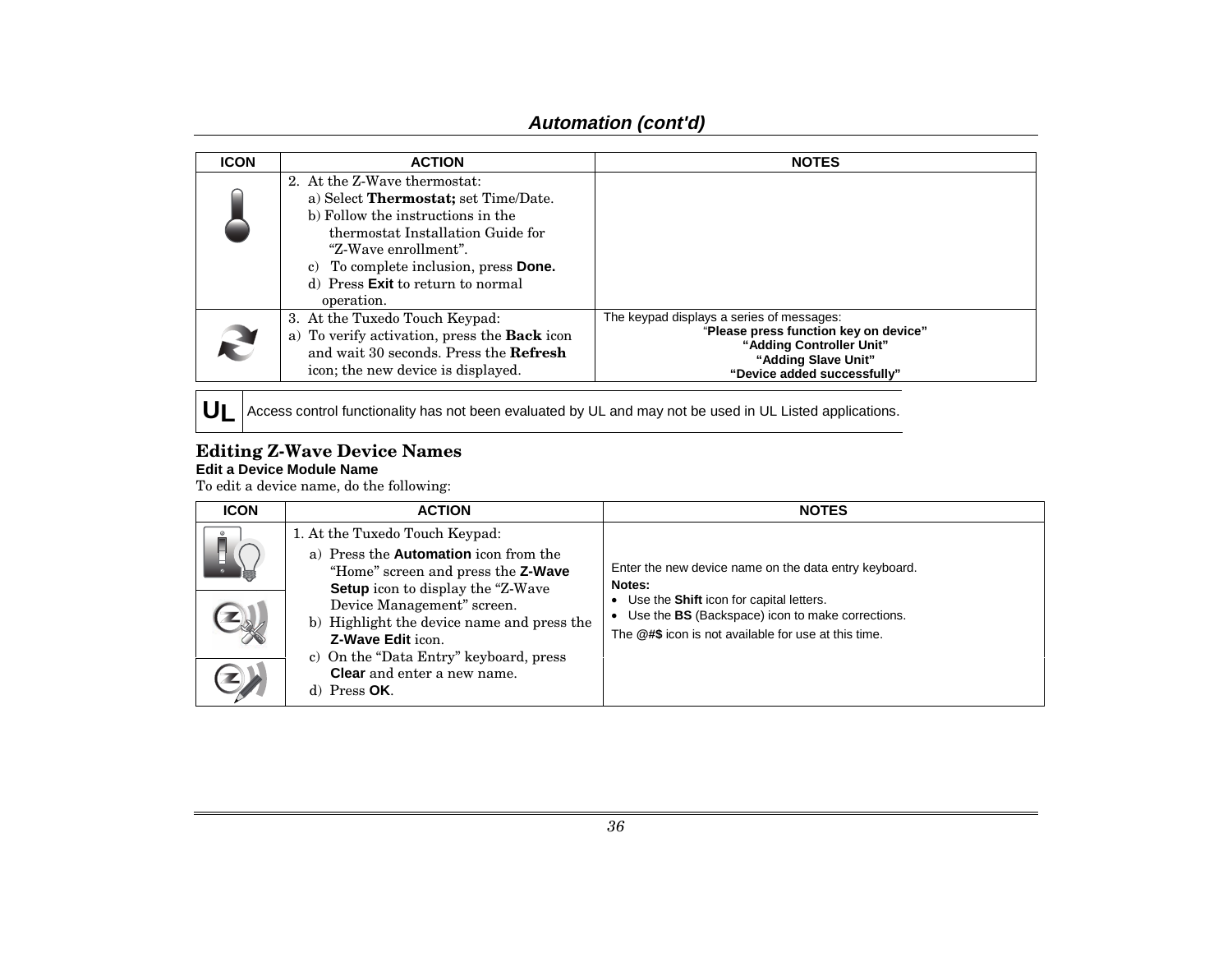## Automation (cont'd)

| ICON | ACTION | NOTES |
|---|---|---|
| | 2. At the Z-Wave thermostat:<br>a) Select **Thermostat;** set Time/Date.<br>b) Follow the instructions in the thermostat Installation Guide for "Z-Wave enrollment".<br>c) To complete inclusion, press **Done.**<br>d) Press **Exit** to return to normal operation. | |
| | 3. At the Tuxedo Touch Keypad:<br>a) To verify activation, press the **Back** icon and wait 30 seconds. Press the **Refresh** icon; the new device is displayed. | The keypad displays a series of messages:<br>**"Please press function key on device"**<br>**"Adding Controller Unit"**<br>**"Adding Slave Unit"**<br>**"Device added successfully"** |

| UL | Access control functionality has not been evaluated by UL and may not be used in UL Listed applications. |
|---|---|

## Editing Z-Wave Device Names

**Edit a Device Module Name**

To edit a device name, do the following:

| ICON | ACTION | NOTES |
|---|---|---|
| | 1. At the Tuxedo Touch Keypad:<br>a) Press the **Automation** icon from the "Home" screen and press the **Z-Wave Setup** icon to display the "Z-Wave Device Management" screen.<br>b) Highlight the device name and press the **Z-Wave Edit** icon.<br>c) On the "Data Entry" keyboard, press **Clear** and enter a new name.<br>d) Press **OK**. | Enter the new device name on the data entry keyboard.<br>**Notes:**<br>• Use the **Shift** icon for capital letters.<br>• Use the **BS** (Backspace) icon to make corrections.<br>The **@#$** icon is not available for use at this time. |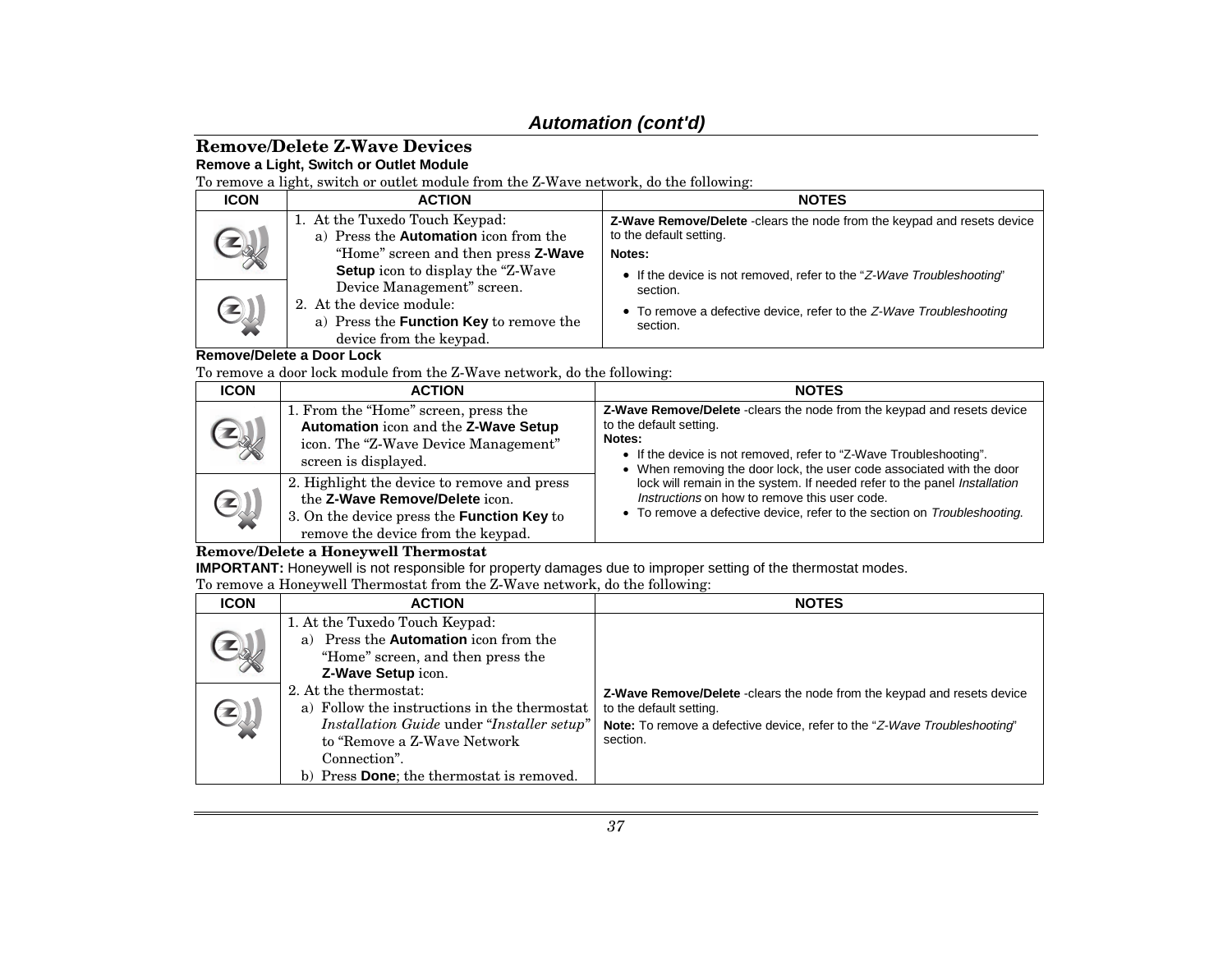## Automation (cont'd)

### Remove/Delete Z-Wave Devices

**Remove a Light, Switch or Outlet Module**

To remove a light, switch or outlet module from the Z-Wave network, do the following:

| ICON | ACTION | NOTES |
|---|---|---|
| | 1. At the Tuxedo Touch Keypad: a) Press the **Automation** icon from the "Home" screen and then press **Z-Wave Setup** icon to display the "Z-Wave Device Management" screen. | **Z-Wave Remove/Delete** -clears the node from the keypad and resets device to the default setting. **Notes:** • If the device is not removed, refer to the "*Z-Wave Troubleshooting*" section. • To remove a defective device, refer to the *Z-Wave Troubleshooting* section. |
| | 2. At the device module: a) Press the **Function Key** to remove the device from the keypad. | |

**Remove/Delete a Door Lock**

To remove a door lock module from the Z-Wave network, do the following:

| ICON | ACTION | NOTES |
|---|---|---|
| | 1. From the "Home" screen, press the **Automation** icon and the **Z-Wave Setup** icon. The "Z-Wave Device Management" screen is displayed. | **Z-Wave Remove/Delete** -clears the node from the keypad and resets device to the default setting. **Notes:** • If the device is not removed, refer to "Z-Wave Troubleshooting". • When removing the door lock, the user code associated with the door lock will remain in the system. If needed refer to the panel *Installation Instructions* on how to remove this user code. • To remove a defective device, refer to the section on *Troubleshooting*. |
| | 2. Highlight the device to remove and press the **Z-Wave Remove/Delete** icon. 3. On the device press the **Function Key** to remove the device from the keypad. | |

**Remove/Delete a Honeywell Thermostat**

**IMPORTANT:** Honeywell is not responsible for property damages due to improper setting of the thermostat modes.

To remove a Honeywell Thermostat from the Z-Wave network, do the following:

| ICON | ACTION | NOTES |
|---|---|---|
| | 1. At the Tuxedo Touch Keypad: a) Press the **Automation** icon from the "Home" screen, and then press the **Z-Wave Setup** icon. | **Z-Wave Remove/Delete** -clears the node from the keypad and resets device to the default setting. **Note:** To remove a defective device, refer to the "*Z-Wave Troubleshooting*" section. |
| | 2. At the thermostat: a) Follow the instructions in the thermostat *Installation Guide* under "*Installer setup*" to "Remove a Z-Wave Network Connection". b) Press **Done**; the thermostat is removed. | |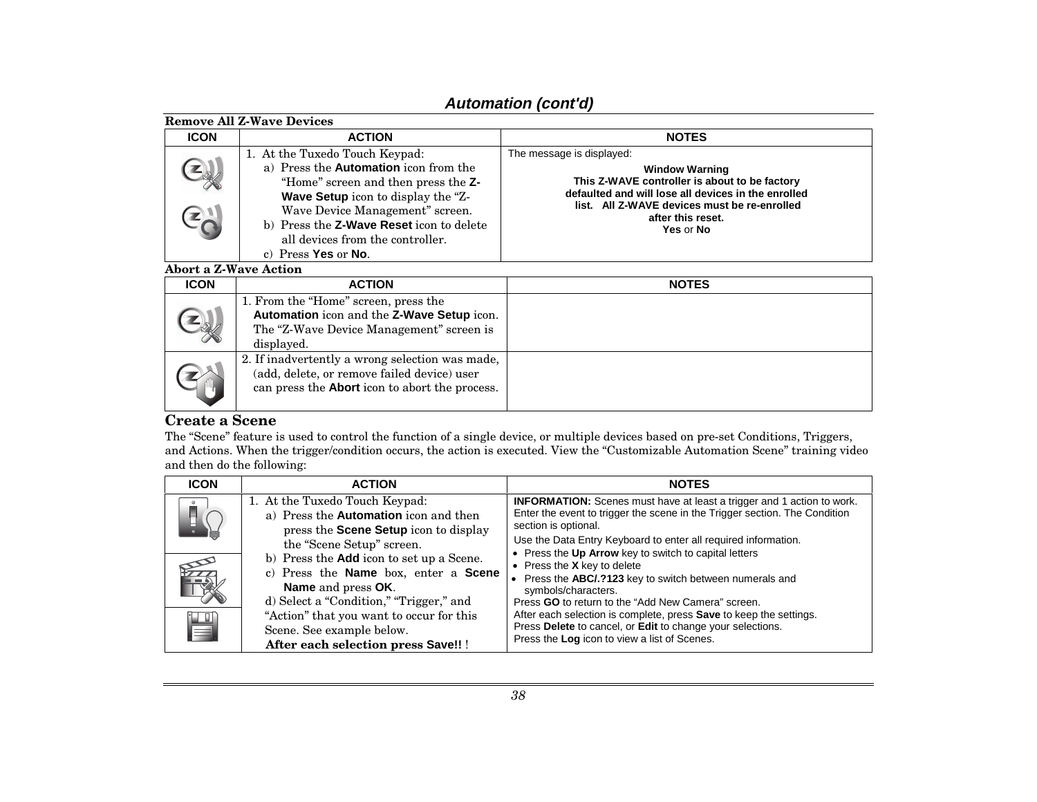## Automation (cont'd)

**Remove All Z-Wave Devices**

| ICON | ACTION | NOTES |
|---|---|---|
| | 1. At the Tuxedo Touch Keypad:<br>a) Press the **Automation** icon from the "Home" screen and then press the **Z-Wave Setup** icon to display the "Z-Wave Device Management" screen.<br>b) Press the **Z-Wave Reset** icon to delete all devices from the controller.<br>c) Press **Yes** or **No**. | The message is displayed:<br>**Window Warning**<br>**This Z-WAVE controller is about to be factory defaulted and will lose all devices in the enrolled list. All Z-WAVE devices must be re-enrolled after this reset.**<br>**Yes** or **No** |

**Abort a Z-Wave Action**

| ICON | ACTION | NOTES |
|---|---|---|
| | 1. From the "Home" screen, press the **Automation** icon and the **Z-Wave Setup** icon. The "Z-Wave Device Management" screen is displayed. | |
| | 2. If inadvertently a wrong selection was made, (add, delete, or remove failed device) user can press the **Abort** icon to abort the process. | |

### Create a Scene

The "Scene" feature is used to control the function of a single device, or multiple devices based on pre-set Conditions, Triggers, and Actions. When the trigger/condition occurs, the action is executed. View the "Customizable Automation Scene" training video and then do the following:

| ICON | ACTION | NOTES |
|---|---|---|
| | 1. At the Tuxedo Touch Keypad:<br>a) Press the **Automation** icon and then press the **Scene Setup** icon to display the "Scene Setup" screen.<br>b) Press the **Add** icon to set up a Scene.<br>c) Press the **Name** box, enter a **Scene Name** and press **OK**.<br>d) Select a "Condition," "Trigger," and "Action" that you want to occur for this Scene. See example below.<br>**After each selection press Save!!** ! | **INFORMATION:** Scenes must have at least a trigger and 1 action to work. Enter the event to trigger the scene in the Trigger section. The Condition section is optional.<br>Use the Data Entry Keyboard to enter all required information.<br>• Press the **Up Arrow** key to switch to capital letters<br>• Press the **X** key to delete<br>• Press the **ABC/.?123** key to switch between numerals and symbols/characters.<br>Press **GO** to return to the "Add New Camera" screen.<br>After each selection is complete, press **Save** to keep the settings.<br>Press **Delete** to cancel, or **Edit** to change your selections.<br>Press the **Log** icon to view a list of Scenes. |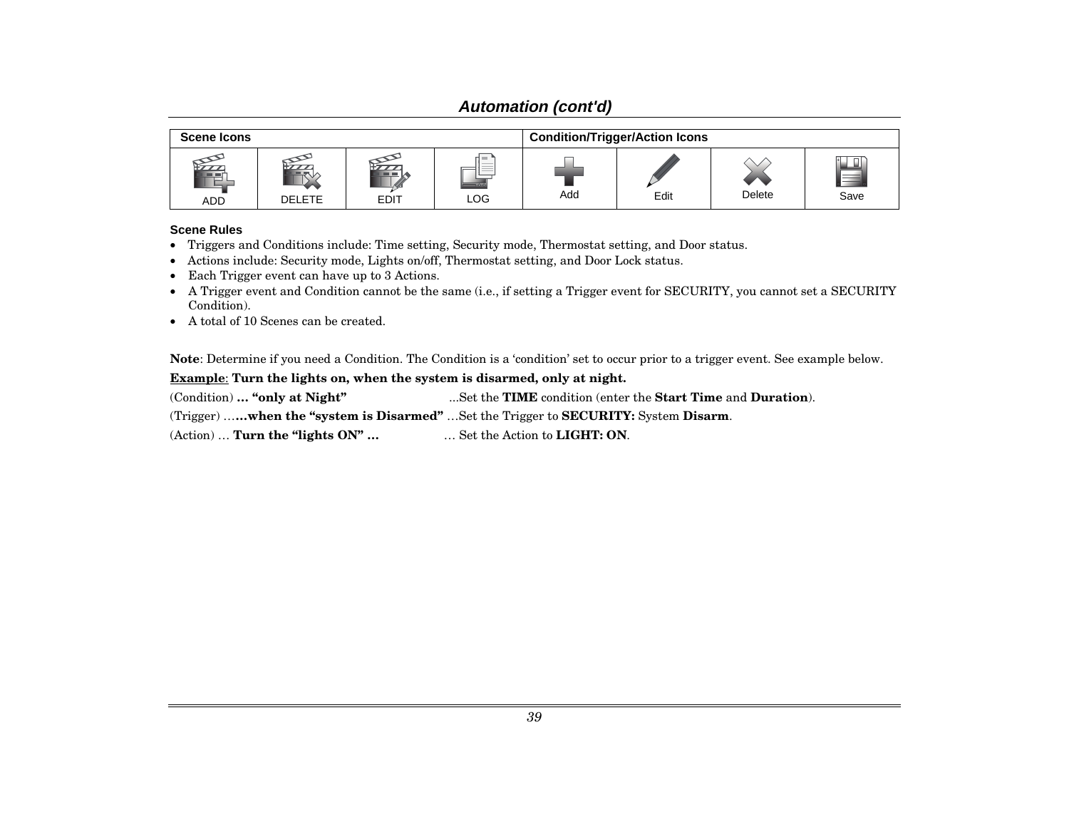## Automation (cont'd)

| Scene Icons | | | | Condition/Trigger/Action Icons | | | |
|---|---|---|---|---|---|---|---|
| ADD | DELETE | EDIT | LOG | Add | Edit | Delete | Save |

**Scene Rules**

- Triggers and Conditions include: Time setting, Security mode, Thermostat setting, and Door status.
- Actions include: Security mode, Lights on/off, Thermostat setting, and Door Lock status.
- Each Trigger event can have up to 3 Actions.
- A Trigger event and Condition cannot be the same (i.e., if setting a Trigger event for SECURITY, you cannot set a SECURITY Condition).
- A total of 10 Scenes can be created.

**Note**: Determine if you need a Condition. The Condition is a 'condition' set to occur prior to a trigger event. See example below.

**Example**: **Turn the lights on, when the system is disarmed, only at night.**

(Condition) **… "only at Night"** ...Set the **TIME** condition (enter the **Start Time** and **Duration**).

(Trigger) ……**when the "system is Disarmed"** …Set the Trigger to **SECURITY:** System **Disarm**.

(Action) … **Turn the "lights ON" …** … Set the Action to **LIGHT: ON**.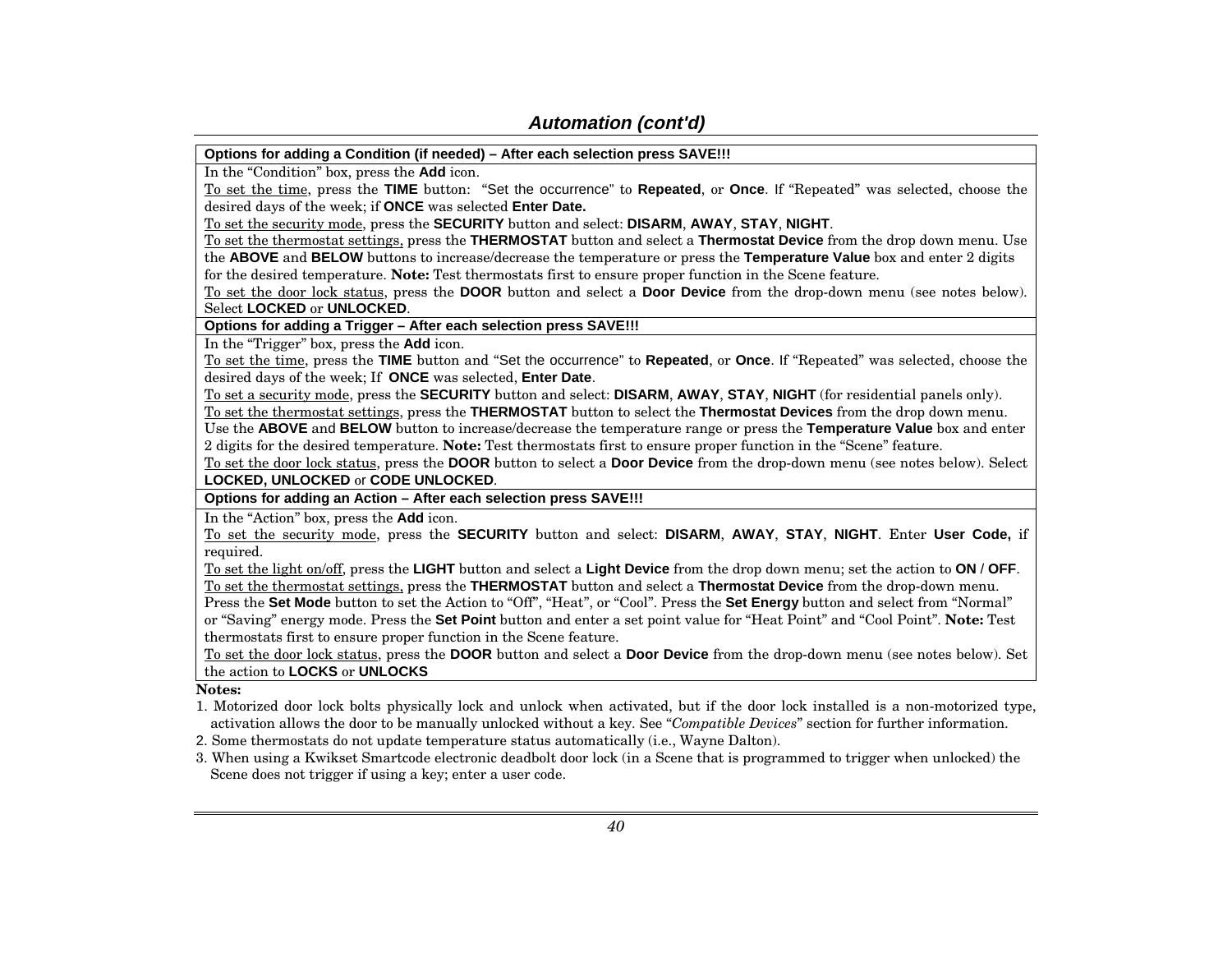## *Automation (cont'd)*

**Options for adding a Condition (if needed) – After each selection press SAVE!!!**

In the "Condition" box, press the **Add** icon.

To set the time, press the **TIME** button: "Set the occurrence" to **Repeated**, or **Once**. If "Repeated" was selected, choose the desired days of the week; if **ONCE** was selected **Enter Date.**

To set the security mode, press the **SECURITY** button and select: **DISARM**, **AWAY**, **STAY**, **NIGHT**.

To set the thermostat settings, press the **THERMOSTAT** button and select a **Thermostat Device** from the drop down menu. Use the **ABOVE** and **BELOW** buttons to increase/decrease the temperature or press the **Temperature Value** box and enter 2 digits for the desired temperature. **Note:** Test thermostats first to ensure proper function in the Scene feature.

To set the door lock status, press the **DOOR** button and select a **Door Device** from the drop-down menu (see notes below). Select **LOCKED** or **UNLOCKED**.

**Options for adding a Trigger – After each selection press SAVE!!!**

In the "Trigger" box, press the **Add** icon.

To set the time, press the **TIME** button and "Set the occurrence" to **Repeated**, or **Once**. If "Repeated" was selected, choose the desired days of the week; If **ONCE** was selected, **Enter Date**.

To set a security mode, press the **SECURITY** button and select: **DISARM**, **AWAY**, **STAY**, **NIGHT** (for residential panels only).

To set the thermostat settings, press the **THERMOSTAT** button to select the **Thermostat Devices** from the drop down menu. Use the **ABOVE** and **BELOW** button to increase/decrease the temperature range or press the **Temperature Value** box and enter 2 digits for the desired temperature. **Note:** Test thermostats first to ensure proper function in the "Scene" feature.

To set the door lock status, press the **DOOR** button to select a **Door Device** from the drop-down menu (see notes below). Select **LOCKED, UNLOCKED** or **CODE UNLOCKED**.

**Options for adding an Action – After each selection press SAVE!!!**

In the "Action" box, press the **Add** icon.

To set the security mode, press the **SECURITY** button and select: **DISARM**, **AWAY**, **STAY**, **NIGHT**. Enter **User Code,** if required.

To set the light on/off, press the **LIGHT** button and select a **Light Device** from the drop down menu; set the action to **ON / OFF**.

To set the thermostat settings, press the **THERMOSTAT** button and select a **Thermostat Device** from the drop-down menu. Press the **Set Mode** button to set the Action to "Off", "Heat", or "Cool". Press the **Set Energy** button and select from "Normal" or "Saving" energy mode. Press the **Set Point** button and enter a set point value for "Heat Point" and "Cool Point". **Note:** Test thermostats first to ensure proper function in the Scene feature.

To set the door lock status, press the **DOOR** button and select a **Door Device** from the drop-down menu (see notes below). Set the action to **LOCKS** or **UNLOCKS**

**Notes:**

1. Motorized door lock bolts physically lock and unlock when activated, but if the door lock installed is a non-motorized type, activation allows the door to be manually unlocked without a key. See "*Compatible Devices*" section for further information.
2. Some thermostats do not update temperature status automatically (i.e., Wayne Dalton).
3. When using a Kwikset Smartcode electronic deadbolt door lock (in a Scene that is programmed to trigger when unlocked) the Scene does not trigger if using a key; enter a user code.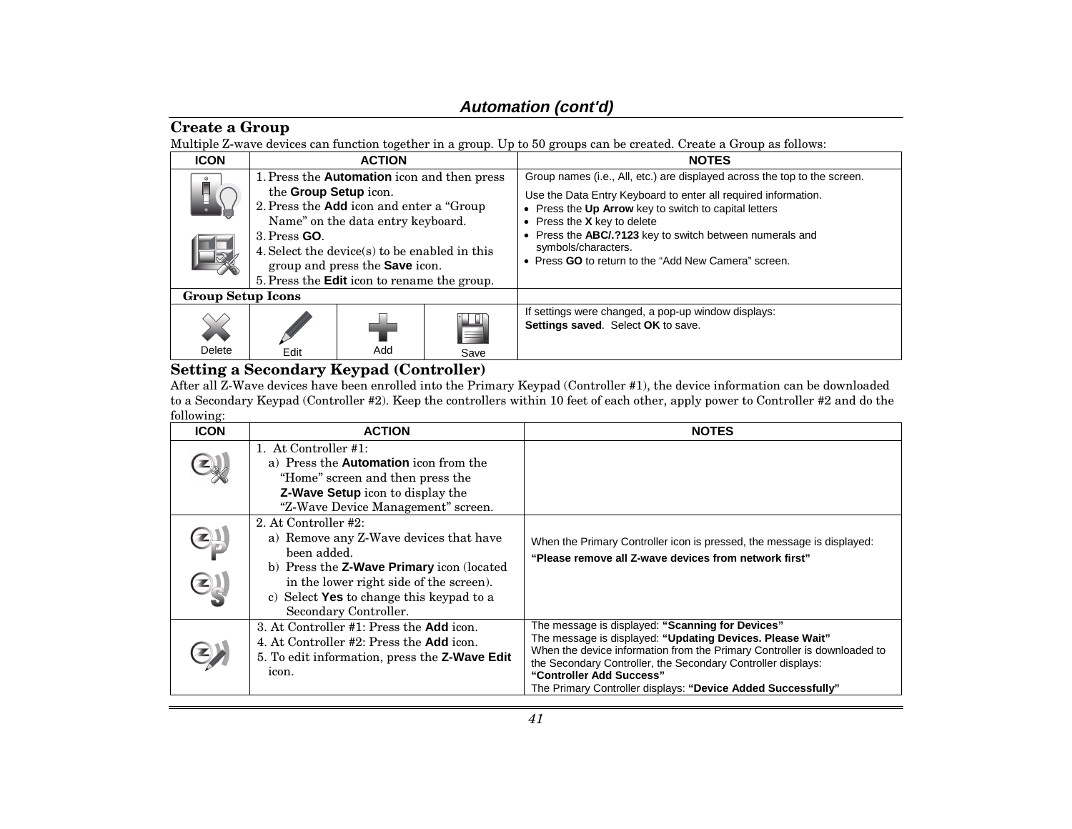## Automation (cont'd)

### Create a Group

Multiple Z-wave devices can function together in a group. Up to 50 groups can be created. Create a Group as follows:

| ICON | ACTION | NOTES |
|---|---|---|
| | 1. Press the **Automation** icon and then press the **Group Setup** icon.<br>2. Press the **Add** icon and enter a "Group Name" on the data entry keyboard.<br>3. Press **GO**.<br>4. Select the device(s) to be enabled in this group and press the **Save** icon.<br>5. Press the **Edit** icon to rename the group. | Group names (i.e., All, etc.) are displayed across the top to the screen.<br>Use the Data Entry Keyboard to enter all required information.<br>• Press the **Up Arrow** key to switch to capital letters<br>• Press the **X** key to delete<br>• Press the **ABC/.?123** key to switch between numerals and symbols/characters.<br>• Press **GO** to return to the "Add New Camera" screen. |
| **Group Setup Icons** | | |
| Delete / Edit / Add / Save | | If settings were changed, a pop-up window displays: **Settings saved**. Select **OK** to save. |

### Setting a Secondary Keypad (Controller)

After all Z-Wave devices have been enrolled into the Primary Keypad (Controller #1), the device information can be downloaded to a Secondary Keypad (Controller #2). Keep the controllers within 10 feet of each other, apply power to Controller #2 and do the following:

| ICON | ACTION | NOTES |
|---|---|---|
| | 1. At Controller #1:<br>a) Press the **Automation** icon from the "Home" screen and then press the **Z-Wave Setup** icon to display the "Z-Wave Device Management" screen. | |
| | 2. At Controller #2:<br>a) Remove any Z-Wave devices that have been added.<br>b) Press the **Z-Wave Primary** icon (located in the lower right side of the screen).<br>c) Select **Yes** to change this keypad to a Secondary Controller. | When the Primary Controller icon is pressed, the message is displayed:<br>**"Please remove all Z-wave devices from network first"** |
| | 3. At Controller #1: Press the **Add** icon.<br>4. At Controller #2: Press the **Add** icon.<br>5. To edit information, press the **Z-Wave Edit** icon. | The message is displayed: **"Scanning for Devices"**<br>The message is displayed: **"Updating Devices. Please Wait"**<br>When the device information from the Primary Controller is downloaded to the Secondary Controller, the Secondary Controller displays: **"Controller Add Success"**<br>The Primary Controller displays: **"Device Added Successfully"** |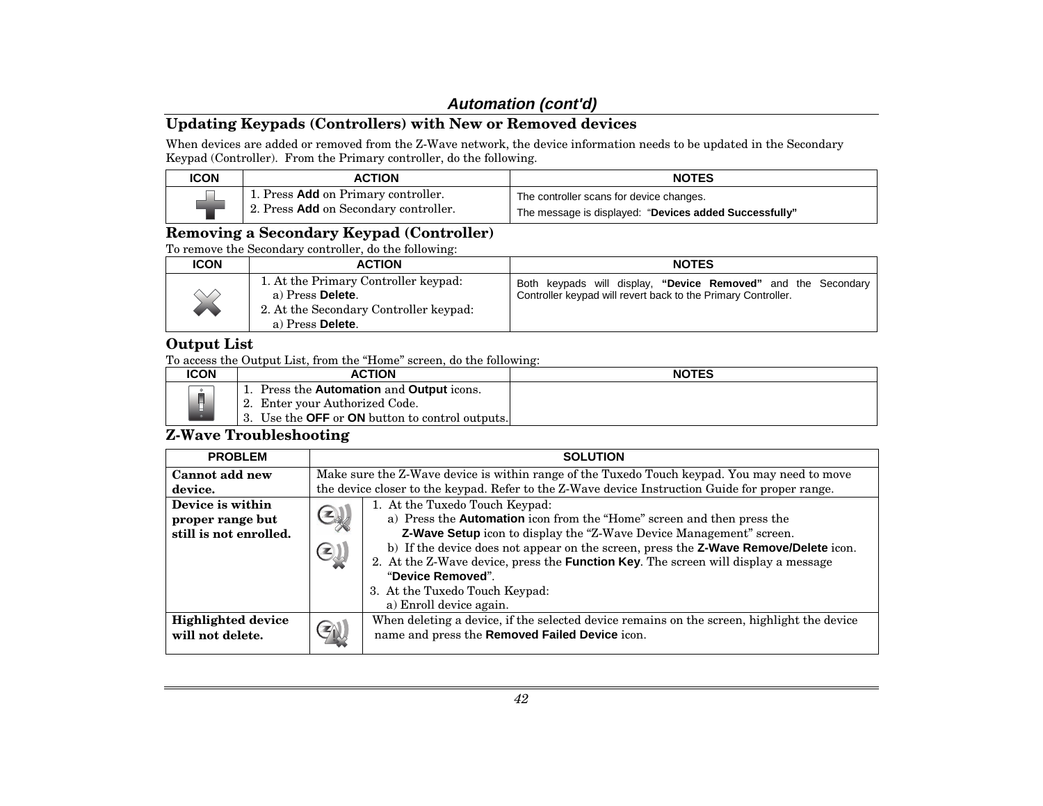## Automation (cont'd)

### Updating Keypads (Controllers) with New or Removed devices

When devices are added or removed from the Z-Wave network, the device information needs to be updated in the Secondary Keypad (Controller). From the Primary controller, do the following.

| ICON | ACTION | NOTES |
|---|---|---|
| | 1. Press **Add** on Primary controller.<br>2. Press **Add** on Secondary controller. | The controller scans for device changes.<br>The message is displayed: "**Devices added Successfully"** |

### Removing a Secondary Keypad (Controller)

To remove the Secondary controller, do the following:

| ICON | ACTION | NOTES |
|---|---|---|
| | 1. At the Primary Controller keypad:<br>a) Press **Delete**.<br>2. At the Secondary Controller keypad:<br>a) Press **Delete**. | Both keypads will display, **"Device Removed"** and the Secondary Controller keypad will revert back to the Primary Controller. |

### Output List

To access the Output List, from the "Home" screen, do the following:

| ICON | ACTION | NOTES |
|---|---|---|
| | 1. Press the **Automation** and **Output** icons.<br>2. Enter your Authorized Code.<br>3. Use the **OFF** or **ON** button to control outputs. | |

### Z-Wave Troubleshooting

| PROBLEM | | SOLUTION |
|---|---|---|
| **Cannot add new device.** | | Make sure the Z-Wave device is within range of the Tuxedo Touch keypad. You may need to move the device closer to the keypad. Refer to the Z-Wave device Instruction Guide for proper range. |
| **Device is within proper range but still is not enrolled.** | | 1. At the Tuxedo Touch Keypad:<br>a) Press the **Automation** icon from the "Home" screen and then press the **Z-Wave Setup** icon to display the "Z-Wave Device Management" screen.<br>b) If the device does not appear on the screen, press the **Z-Wave Remove/Delete** icon.<br>2. At the Z-Wave device, press the **Function Key**. The screen will display a message "**Device Removed**".<br>3. At the Tuxedo Touch Keypad:<br>a) Enroll device again. |
| **Highlighted device will not delete.** | | When deleting a device, if the selected device remains on the screen, highlight the device name and press the **Removed Failed Device** icon. |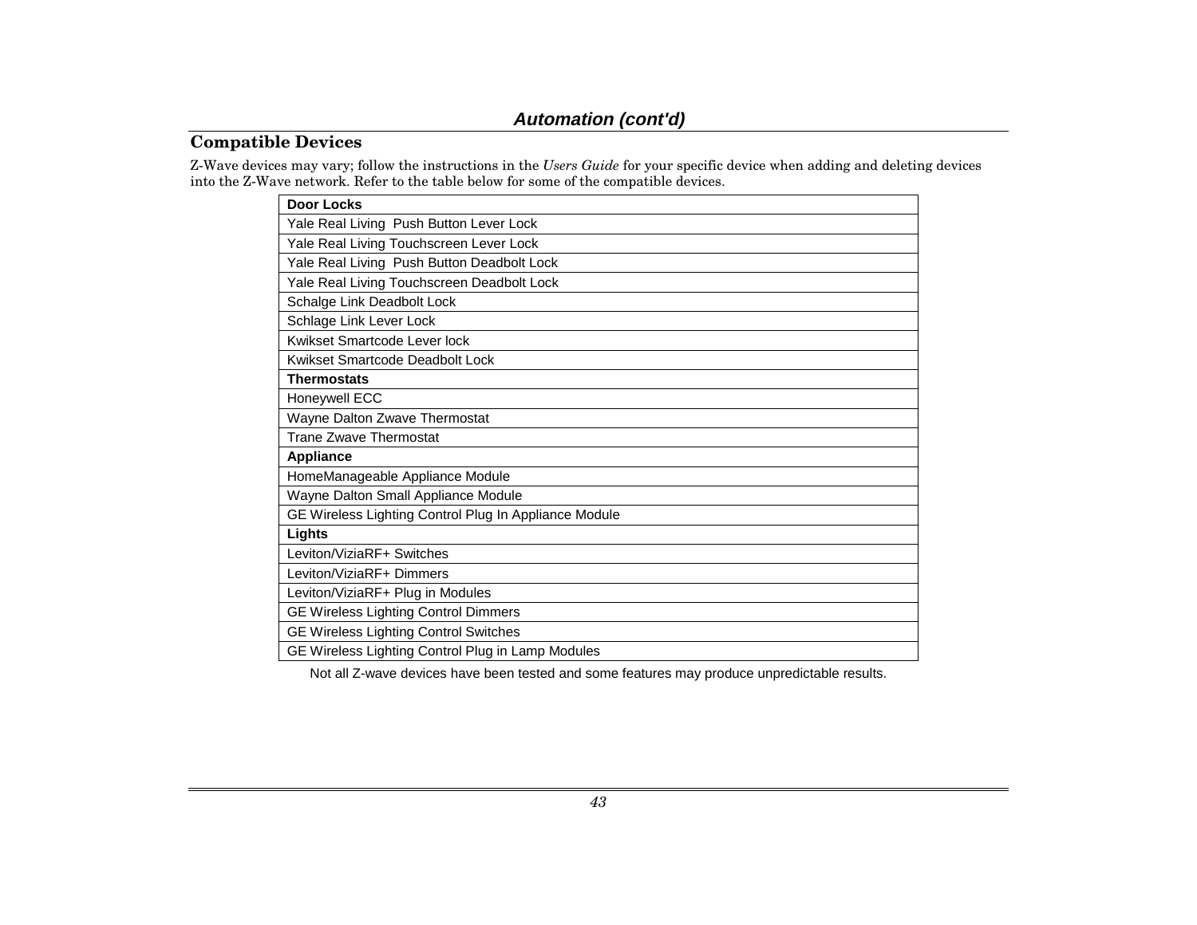# Automation (cont'd)

## Compatible Devices

Z-Wave devices may vary; follow the instructions in the *Users Guide* for your specific device when adding and deleting devices into the Z-Wave network. Refer to the table below for some of the compatible devices.

| **Door Locks** |
|---|
| Yale Real Living Push Button Lever Lock |
| Yale Real Living Touchscreen Lever Lock |
| Yale Real Living Push Button Deadbolt Lock |
| Yale Real Living Touchscreen Deadbolt Lock |
| Schalge Link Deadbolt Lock |
| Schlage Link Lever Lock |
| Kwikset Smartcode Lever lock |
| Kwikset Smartcode Deadbolt Lock |
| **Thermostats** |
| Honeywell ECC |
| Wayne Dalton Zwave Thermostat |
| Trane Zwave Thermostat |
| **Appliance** |
| HomeManageable Appliance Module |
| Wayne Dalton Small Appliance Module |
| GE Wireless Lighting Control Plug In Appliance Module |
| **Lights** |
| Leviton/ViziaRF+ Switches |
| Leviton/ViziaRF+ Dimmers |
| Leviton/ViziaRF+ Plug in Modules |
| GE Wireless Lighting Control Dimmers |
| GE Wireless Lighting Control Switches |
| GE Wireless Lighting Control Plug in Lamp Modules |

Not all Z-wave devices have been tested and some features may produce unpredictable results.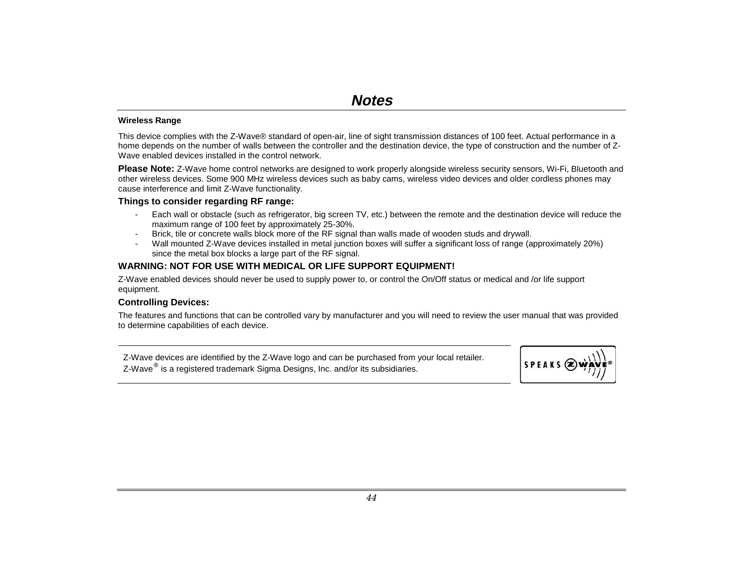# *Notes*

**Wireless Range**

This device complies with the Z-Wave® standard of open-air, line of sight transmission distances of 100 feet. Actual performance in a home depends on the number of walls between the controller and the destination device, the type of construction and the number of Z-Wave enabled devices installed in the control network.

**Please Note:** Z-Wave home control networks are designed to work properly alongside wireless security sensors, Wi-Fi, Bluetooth and other wireless devices. Some 900 MHz wireless devices such as baby cams, wireless video devices and older cordless phones may cause interference and limit Z-Wave functionality.

### Things to consider regarding RF range:

- Each wall or obstacle (such as refrigerator, big screen TV, etc.) between the remote and the destination device will reduce the maximum range of 100 feet by approximately 25-30%.
- Brick, tile or concrete walls block more of the RF signal than walls made of wooden studs and drywall.
- Wall mounted Z-Wave devices installed in metal junction boxes will suffer a significant loss of range (approximately 20%) since the metal box blocks a large part of the RF signal.

### WARNING: NOT FOR USE WITH MEDICAL OR LIFE SUPPORT EQUIPMENT!

Z-Wave enabled devices should never be used to supply power to, or control the On/Off status or medical and /or life support equipment.

### Controlling Devices:

The features and functions that can be controlled vary by manufacturer and you will need to review the user manual that was provided to determine capabilities of each device.

---

Z-Wave devices are identified by the Z-Wave logo and can be purchased from your local retailer.
Z-Wave® is a registered trademark Sigma Designs, Inc. and/or its subsidiaries.

SPEAKS Z-WAVE®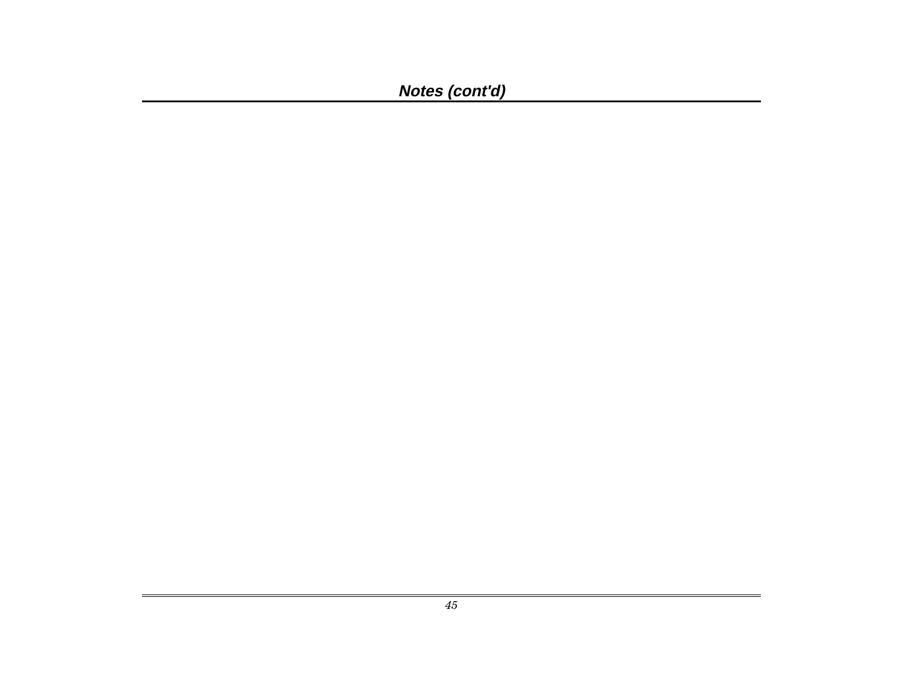## *Notes (cont'd)*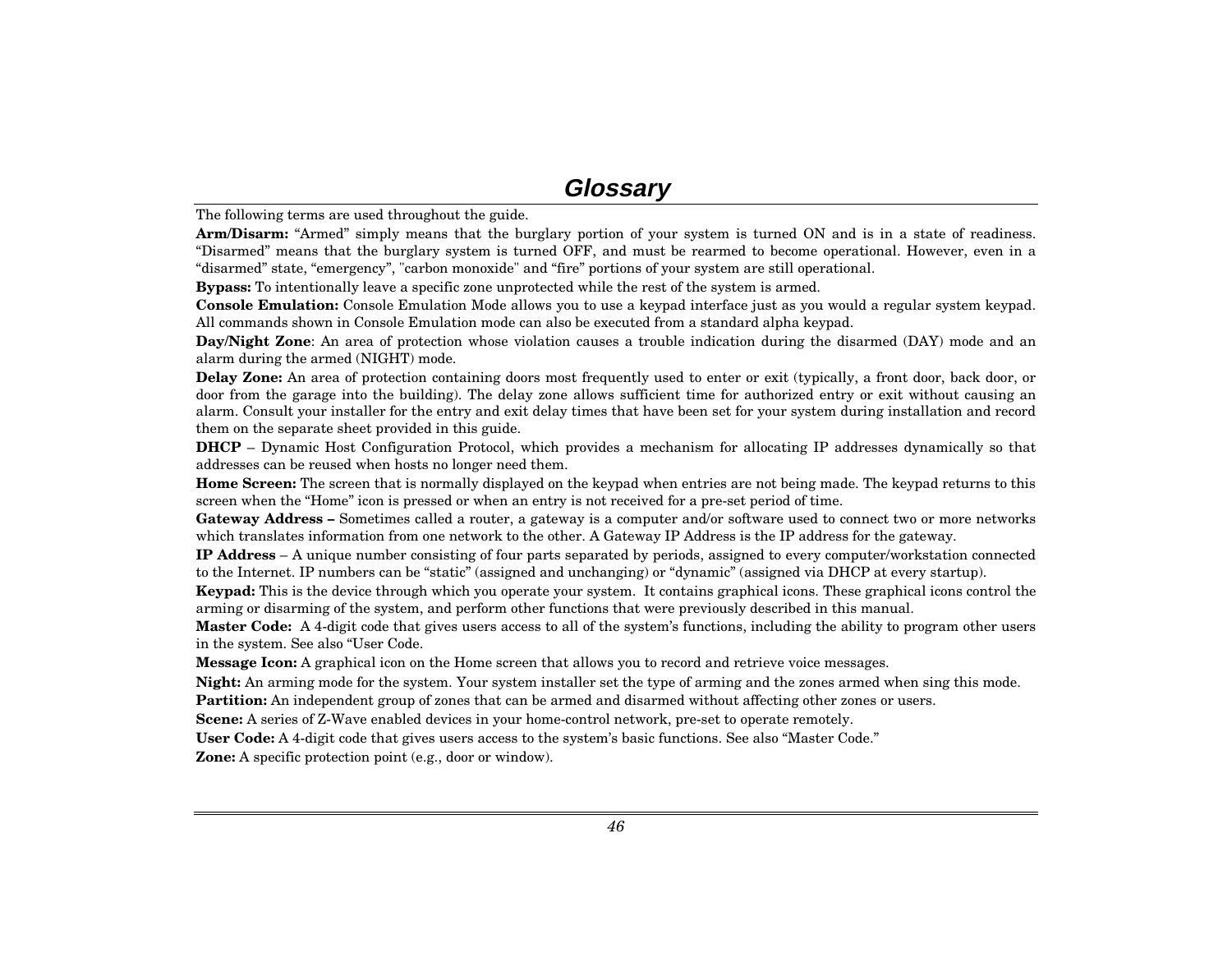# Glossary

The following terms are used throughout the guide.

**Arm/Disarm:** "Armed" simply means that the burglary portion of your system is turned ON and is in a state of readiness. "Disarmed" means that the burglary system is turned OFF, and must be rearmed to become operational. However, even in a "disarmed" state, "emergency", "carbon monoxide" and "fire" portions of your system are still operational.

**Bypass:** To intentionally leave a specific zone unprotected while the rest of the system is armed.

**Console Emulation:** Console Emulation Mode allows you to use a keypad interface just as you would a regular system keypad. All commands shown in Console Emulation mode can also be executed from a standard alpha keypad.

**Day/Night Zone**: An area of protection whose violation causes a trouble indication during the disarmed (DAY) mode and an alarm during the armed (NIGHT) mode.

**Delay Zone:** An area of protection containing doors most frequently used to enter or exit (typically, a front door, back door, or door from the garage into the building). The delay zone allows sufficient time for authorized entry or exit without causing an alarm. Consult your installer for the entry and exit delay times that have been set for your system during installation and record them on the separate sheet provided in this guide.

**DHCP** – Dynamic Host Configuration Protocol, which provides a mechanism for allocating IP addresses dynamically so that addresses can be reused when hosts no longer need them.

**Home Screen:** The screen that is normally displayed on the keypad when entries are not being made. The keypad returns to this screen when the "Home" icon is pressed or when an entry is not received for a pre-set period of time.

**Gateway Address –** Sometimes called a router, a gateway is a computer and/or software used to connect two or more networks which translates information from one network to the other. A Gateway IP Address is the IP address for the gateway.

**IP Address** – A unique number consisting of four parts separated by periods, assigned to every computer/workstation connected to the Internet. IP numbers can be "static" (assigned and unchanging) or "dynamic" (assigned via DHCP at every startup).

**Keypad:** This is the device through which you operate your system. It contains graphical icons. These graphical icons control the arming or disarming of the system, and perform other functions that were previously described in this manual.

**Master Code:** A 4-digit code that gives users access to all of the system's functions, including the ability to program other users in the system. See also "User Code.

**Message Icon:** A graphical icon on the Home screen that allows you to record and retrieve voice messages.

**Night:** An arming mode for the system. Your system installer set the type of arming and the zones armed when sing this mode.

**Partition:** An independent group of zones that can be armed and disarmed without affecting other zones or users.

**Scene:** A series of Z-Wave enabled devices in your home-control network, pre-set to operate remotely.

**User Code:** A 4-digit code that gives users access to the system's basic functions. See also "Master Code."

**Zone:** A specific protection point (e.g., door or window).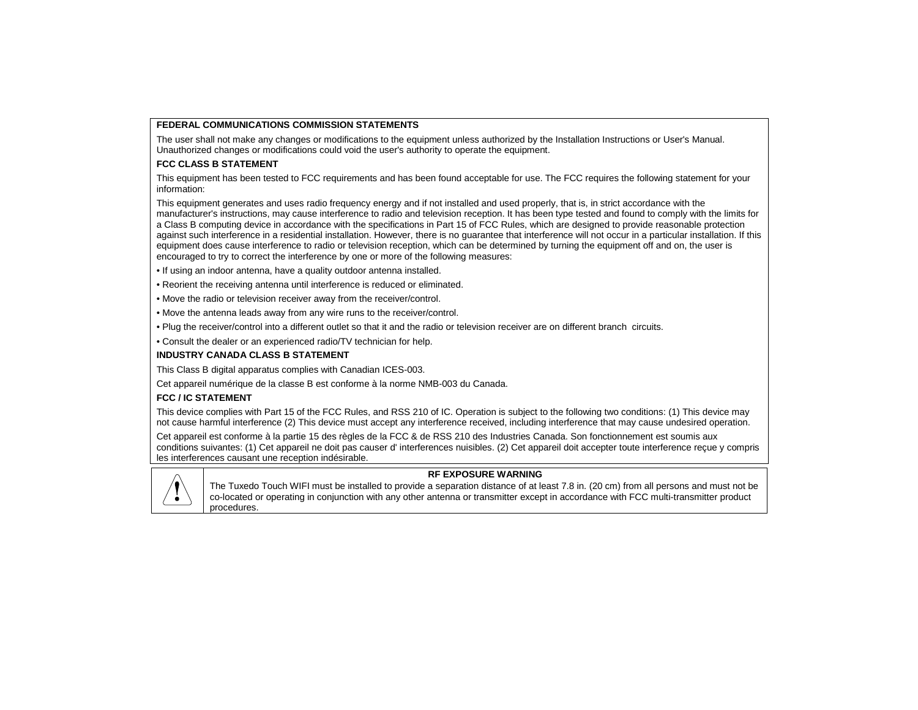**FEDERAL COMMUNICATIONS COMMISSION STATEMENTS**

The user shall not make any changes or modifications to the equipment unless authorized by the Installation Instructions or User's Manual. Unauthorized changes or modifications could void the user's authority to operate the equipment.

**FCC CLASS B STATEMENT**

This equipment has been tested to FCC requirements and has been found acceptable for use. The FCC requires the following statement for your information:

This equipment generates and uses radio frequency energy and if not installed and used properly, that is, in strict accordance with the manufacturer's instructions, may cause interference to radio and television reception. It has been type tested and found to comply with the limits for a Class B computing device in accordance with the specifications in Part 15 of FCC Rules, which are designed to provide reasonable protection against such interference in a residential installation. However, there is no guarantee that interference will not occur in a particular installation. If this equipment does cause interference to radio or television reception, which can be determined by turning the equipment off and on, the user is encouraged to try to correct the interference by one or more of the following measures:

- If using an indoor antenna, have a quality outdoor antenna installed.
- Reorient the receiving antenna until interference is reduced or eliminated.
- Move the radio or television receiver away from the receiver/control.
- Move the antenna leads away from any wire runs to the receiver/control.
- Plug the receiver/control into a different outlet so that it and the radio or television receiver are on different branch circuits.
- Consult the dealer or an experienced radio/TV technician for help.

**INDUSTRY CANADA CLASS B STATEMENT**

This Class B digital apparatus complies with Canadian ICES-003.

Cet appareil numérique de la classe B est conforme à la norme NMB-003 du Canada.

**FCC / IC STATEMENT**

This device complies with Part 15 of the FCC Rules, and RSS 210 of IC. Operation is subject to the following two conditions: (1) This device may not cause harmful interference (2) This device must accept any interference received, including interference that may cause undesired operation.

Cet appareil est conforme à la partie 15 des règles de la FCC & de RSS 210 des Industries Canada. Son fonctionnement est soumis aux conditions suivantes: (1) Cet appareil ne doit pas causer d' interferences nuisibles. (2) Cet appareil doit accepter toute interference reçue y compris les interferences causant une reception indésirable.

**RF EXPOSURE WARNING**

The Tuxedo Touch WIFI must be installed to provide a separation distance of at least 7.8 in. (20 cm) from all persons and must not be co-located or operating in conjunction with any other antenna or transmitter except in accordance with FCC multi-transmitter product procedures.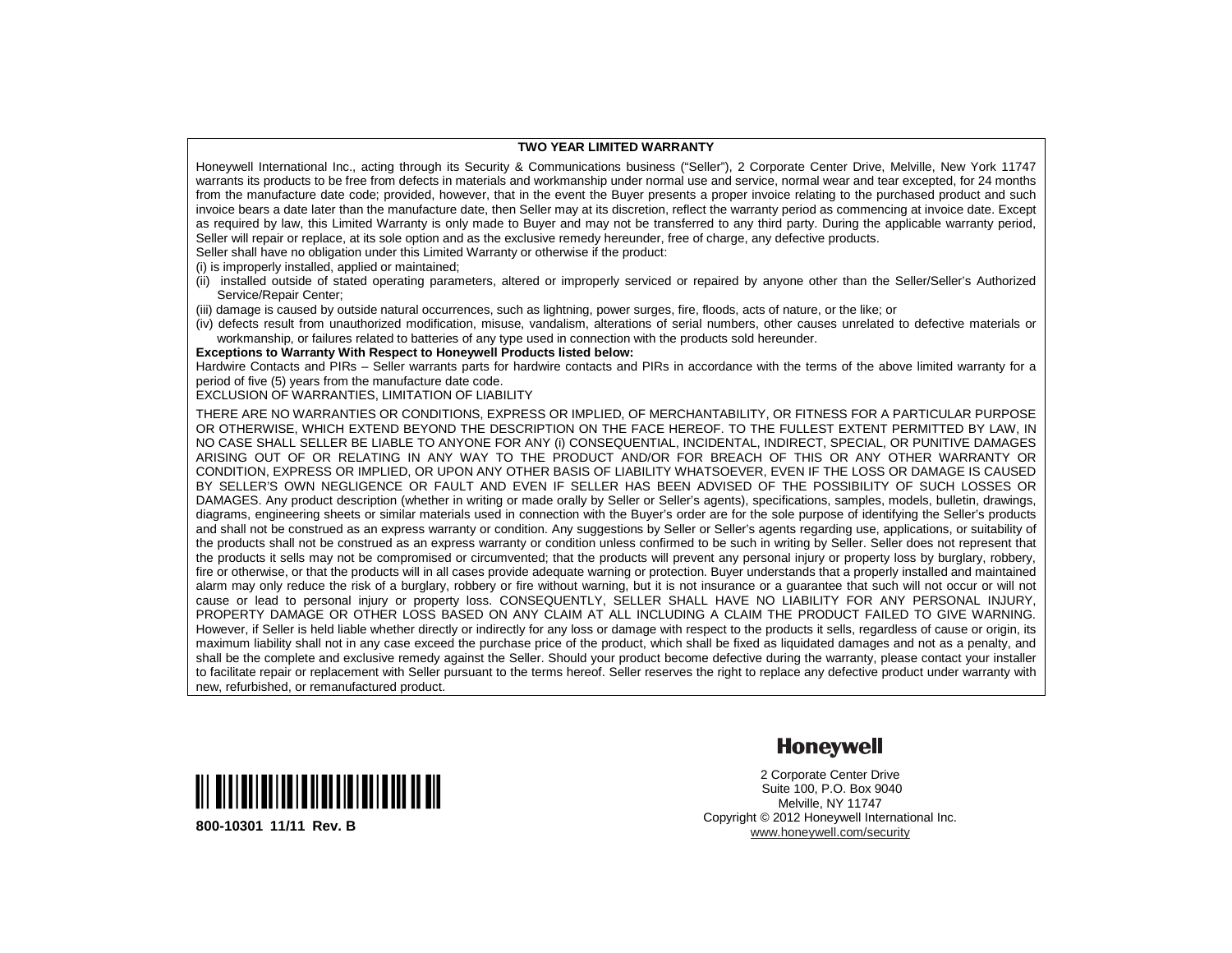## TWO YEAR LIMITED WARRANTY

Honeywell International Inc., acting through its Security & Communications business ("Seller"), 2 Corporate Center Drive, Melville, New York 11747 warrants its products to be free from defects in materials and workmanship under normal use and service, normal wear and tear excepted, for 24 months from the manufacture date code; provided, however, that in the event the Buyer presents a proper invoice relating to the purchased product and such invoice bears a date later than the manufacture date, then Seller may at its discretion, reflect the warranty period as commencing at invoice date. Except as required by law, this Limited Warranty is only made to Buyer and may not be transferred to any third party. During the applicable warranty period, Seller will repair or replace, at its sole option and as the exclusive remedy hereunder, free of charge, any defective products.

Seller shall have no obligation under this Limited Warranty or otherwise if the product:

(i) is improperly installed, applied or maintained;

(ii) installed outside of stated operating parameters, altered or improperly serviced or repaired by anyone other than the Seller/Seller's Authorized Service/Repair Center;

(iii) damage is caused by outside natural occurrences, such as lightning, power surges, fire, floods, acts of nature, or the like; or

(iv) defects result from unauthorized modification, misuse, vandalism, alterations of serial numbers, other causes unrelated to defective materials or workmanship, or failures related to batteries of any type used in connection with the products sold hereunder.

**Exceptions to Warranty With Respect to Honeywell Products listed below:**

Hardwire Contacts and PIRs – Seller warrants parts for hardwire contacts and PIRs in accordance with the terms of the above limited warranty for a period of five (5) years from the manufacture date code.

EXCLUSION OF WARRANTIES, LIMITATION OF LIABILITY

THERE ARE NO WARRANTIES OR CONDITIONS, EXPRESS OR IMPLIED, OF MERCHANTABILITY, OR FITNESS FOR A PARTICULAR PURPOSE OR OTHERWISE, WHICH EXTEND BEYOND THE DESCRIPTION ON THE FACE HEREOF. TO THE FULLEST EXTENT PERMITTED BY LAW, IN NO CASE SHALL SELLER BE LIABLE TO ANYONE FOR ANY (i) CONSEQUENTIAL, INCIDENTAL, INDIRECT, SPECIAL, OR PUNITIVE DAMAGES ARISING OUT OF OR RELATING IN ANY WAY TO THE PRODUCT AND/OR FOR BREACH OF THIS OR ANY OTHER WARRANTY OR CONDITION, EXPRESS OR IMPLIED, OR UPON ANY OTHER BASIS OF LIABILITY WHATSOEVER, EVEN IF THE LOSS OR DAMAGE IS CAUSED BY SELLER'S OWN NEGLIGENCE OR FAULT AND EVEN IF SELLER HAS BEEN ADVISED OF THE POSSIBILITY OF SUCH LOSSES OR DAMAGES. Any product description (whether in writing or made orally by Seller or Seller's agents), specifications, samples, models, bulletin, drawings, diagrams, engineering sheets or similar materials used in connection with the Buyer's order are for the sole purpose of identifying the Seller's products and shall not be construed as an express warranty or condition. Any suggestions by Seller or Seller's agents regarding use, applications, or suitability of the products shall not be construed as an express warranty or condition unless confirmed to be such in writing by Seller. Seller does not represent that the products it sells may not be compromised or circumvented; that the products will prevent any personal injury or property loss by burglary, robbery, fire or otherwise, or that the products will in all cases provide adequate warning or protection. Buyer understands that a properly installed and maintained alarm may only reduce the risk of a burglary, robbery or fire without warning, but it is not insurance or a guarantee that such will not occur or will not cause or lead to personal injury or property loss. CONSEQUENTLY, SELLER SHALL HAVE NO LIABILITY FOR ANY PERSONAL INJURY, PROPERTY DAMAGE OR OTHER LOSS BASED ON ANY CLAIM AT ALL INCLUDING A CLAIM THE PRODUCT FAILED TO GIVE WARNING. However, if Seller is held liable whether directly or indirectly for any loss or damage with respect to the products it sells, regardless of cause or origin, its maximum liability shall not in any case exceed the purchase price of the product, which shall be fixed as liquidated damages and not as a penalty, and shall be the complete and exclusive remedy against the Seller. Should your product become defective during the warranty, please contact your installer to facilitate repair or replacement with Seller pursuant to the terms hereof. Seller reserves the right to replace any defective product under warranty with new, refurbished, or remanufactured product.

**Honeywell**

2 Corporate Center Drive
Suite 100, P.O. Box 9040
Melville, NY 11747
Copyright © 2012 Honeywell International Inc.
www.honeywell.com/security

**800-10301 11/11 Rev. B**